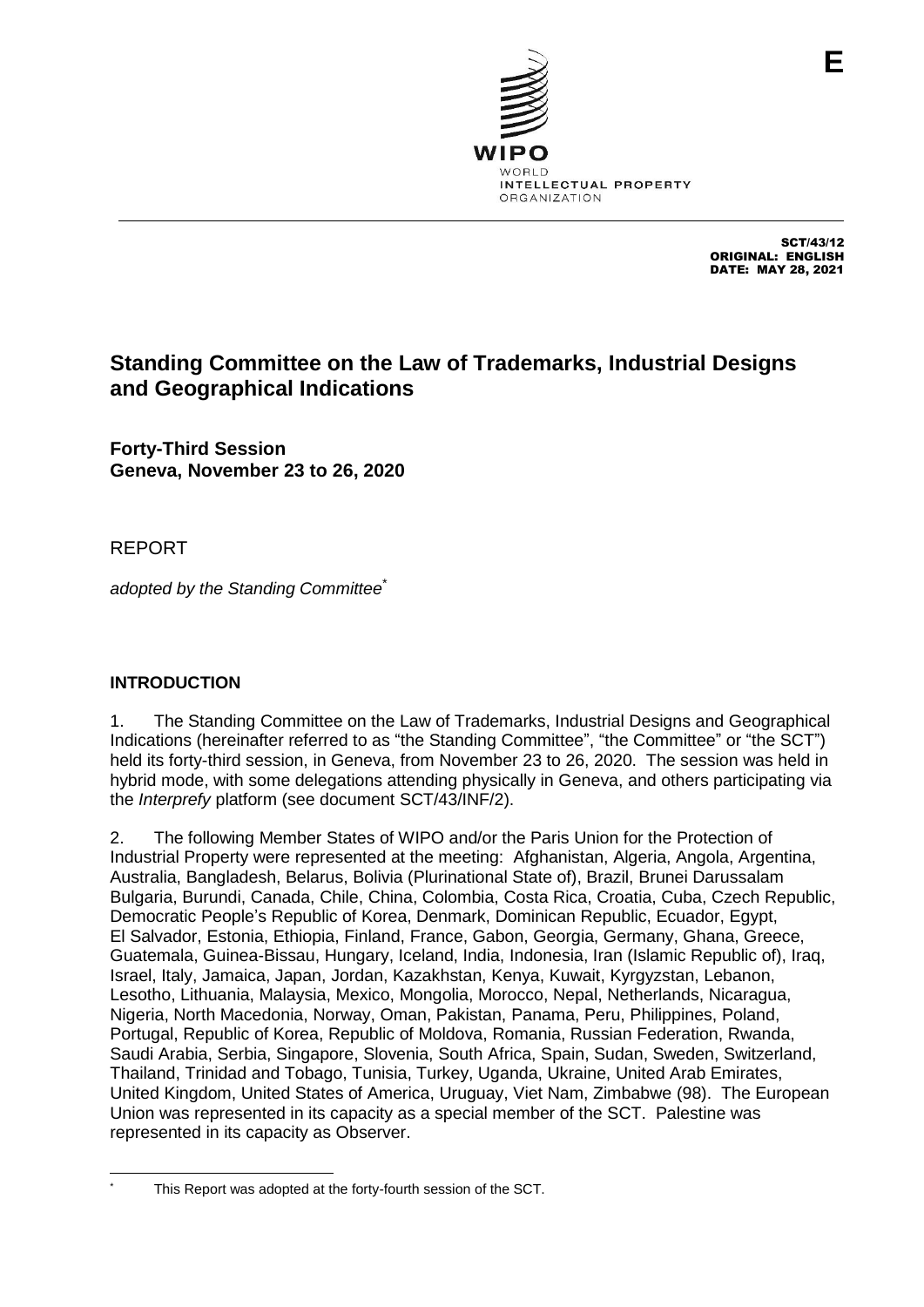E

WIPO
WORLD
INTELLECTUAL PROPERTY
ORGANIZATION

SCT/43/12
ORIGINAL: ENGLISH
DATE: MAY 28, 2021

# Standing Committee on the Law of Trademarks, Industrial Designs and Geographical Indications

**Forty-Third Session**
**Geneva, November 23 to 26, 2020**

REPORT

*adopted by the Standing Committee*[*]

## INTRODUCTION

1. The Standing Committee on the Law of Trademarks, Industrial Designs and Geographical Indications (hereinafter referred to as "the Standing Committee", "the Committee" or "the SCT") held its forty-third session, in Geneva, from November 23 to 26, 2020. The session was held in hybrid mode, with some delegations attending physically in Geneva, and others participating via the *Interprefy* platform (see document SCT/43/INF/2).

2. The following Member States of WIPO and/or the Paris Union for the Protection of Industrial Property were represented at the meeting: Afghanistan, Algeria, Angola, Argentina, Australia, Bangladesh, Belarus, Bolivia (Plurinational State of), Brazil, Brunei Darussalam Bulgaria, Burundi, Canada, Chile, China, Colombia, Costa Rica, Croatia, Cuba, Czech Republic, Democratic People's Republic of Korea, Denmark, Dominican Republic, Ecuador, Egypt, El Salvador, Estonia, Ethiopia, Finland, France, Gabon, Georgia, Germany, Ghana, Greece, Guatemala, Guinea-Bissau, Hungary, Iceland, India, Indonesia, Iran (Islamic Republic of), Iraq, Israel, Italy, Jamaica, Japan, Jordan, Kazakhstan, Kenya, Kuwait, Kyrgyzstan, Lebanon, Lesotho, Lithuania, Malaysia, Mexico, Mongolia, Morocco, Nepal, Netherlands, Nicaragua, Nigeria, North Macedonia, Norway, Oman, Pakistan, Panama, Peru, Philippines, Poland, Portugal, Republic of Korea, Republic of Moldova, Romania, Russian Federation, Rwanda, Saudi Arabia, Serbia, Singapore, Slovenia, South Africa, Spain, Sudan, Sweden, Switzerland, Thailand, Trinidad and Tobago, Tunisia, Turkey, Uganda, Ukraine, United Arab Emirates, United Kingdom, United States of America, Uruguay, Viet Nam, Zimbabwe (98). The European Union was represented in its capacity as a special member of the SCT. Palestine was represented in its capacity as Observer.

[*] This Report was adopted at the forty-fourth session of the SCT.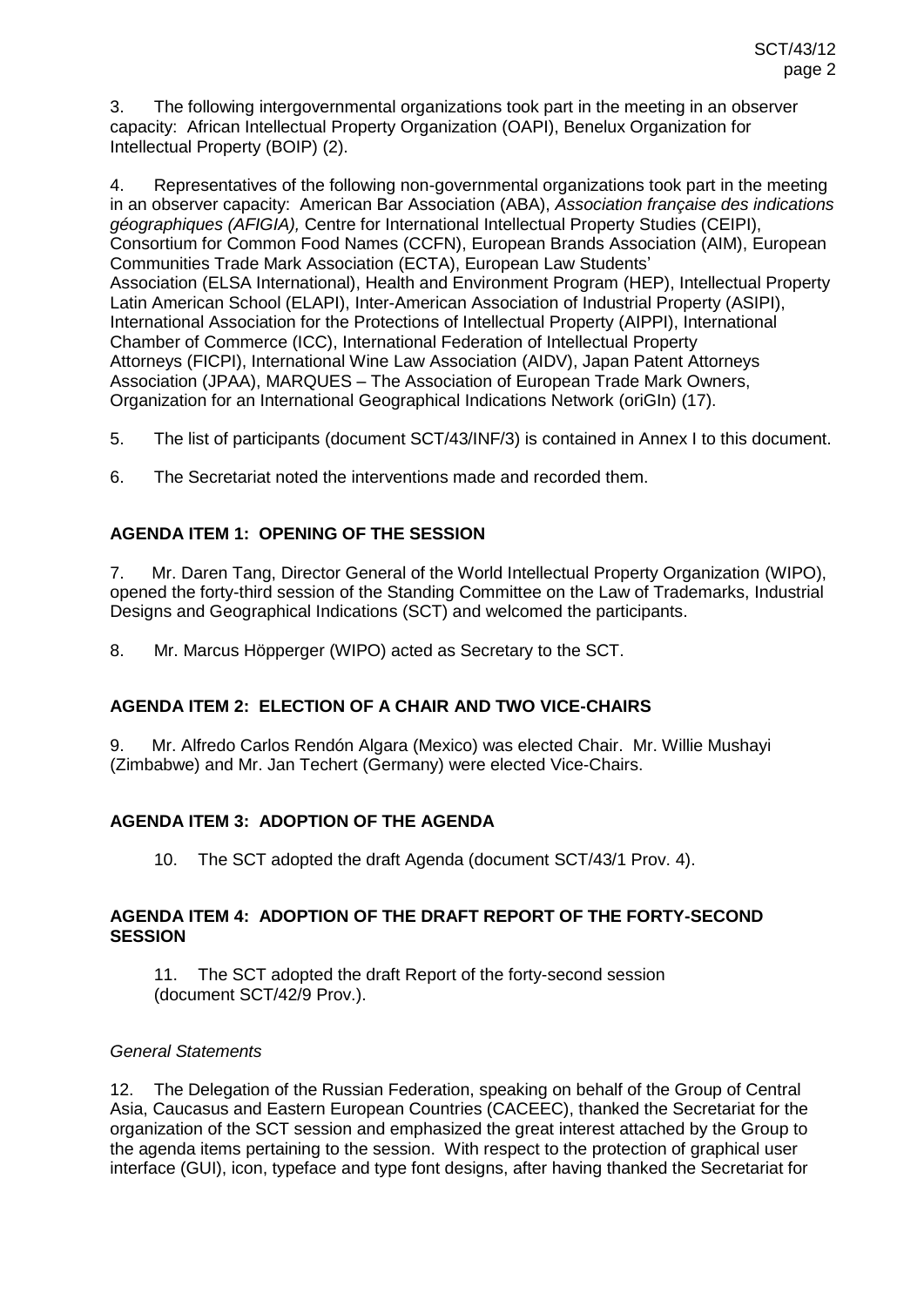3. The following intergovernmental organizations took part in the meeting in an observer capacity: African Intellectual Property Organization (OAPI), Benelux Organization for Intellectual Property (BOIP) (2).

4. Representatives of the following non-governmental organizations took part in the meeting in an observer capacity: American Bar Association (ABA), *Association française des indications géographiques (AFIGIA),* Centre for International Intellectual Property Studies (CEIPI), Consortium for Common Food Names (CCFN), European Brands Association (AIM), European Communities Trade Mark Association (ECTA), European Law Students' Association (ELSA International), Health and Environment Program (HEP), Intellectual Property Latin American School (ELAPI), Inter-American Association of Industrial Property (ASIPI), International Association for the Protections of Intellectual Property (AIPPI), International Chamber of Commerce (ICC), International Federation of Intellectual Property Attorneys (FICPI), International Wine Law Association (AIDV), Japan Patent Attorneys Association (JPAA), MARQUES – The Association of European Trade Mark Owners, Organization for an International Geographical Indications Network (oriGIn) (17).

5. The list of participants (document SCT/43/INF/3) is contained in Annex I to this document.

6. The Secretariat noted the interventions made and recorded them.

**AGENDA ITEM 1: OPENING OF THE SESSION**

7. Mr. Daren Tang, Director General of the World Intellectual Property Organization (WIPO), opened the forty-third session of the Standing Committee on the Law of Trademarks, Industrial Designs and Geographical Indications (SCT) and welcomed the participants.

8. Mr. Marcus Höpperger (WIPO) acted as Secretary to the SCT.

**AGENDA ITEM 2: ELECTION OF A CHAIR AND TWO VICE-CHAIRS**

9. Mr. Alfredo Carlos Rendón Algara (Mexico) was elected Chair. Mr. Willie Mushayi (Zimbabwe) and Mr. Jan Techert (Germany) were elected Vice-Chairs.

**AGENDA ITEM 3: ADOPTION OF THE AGENDA**

10. The SCT adopted the draft Agenda (document SCT/43/1 Prov. 4).

**AGENDA ITEM 4: ADOPTION OF THE DRAFT REPORT OF THE FORTY-SECOND SESSION**

11. The SCT adopted the draft Report of the forty-second session (document SCT/42/9 Prov.).

*General Statements*

12. The Delegation of the Russian Federation, speaking on behalf of the Group of Central Asia, Caucasus and Eastern European Countries (CACEEC), thanked the Secretariat for the organization of the SCT session and emphasized the great interest attached by the Group to the agenda items pertaining to the session. With respect to the protection of graphical user interface (GUI), icon, typeface and type font designs, after having thanked the Secretariat for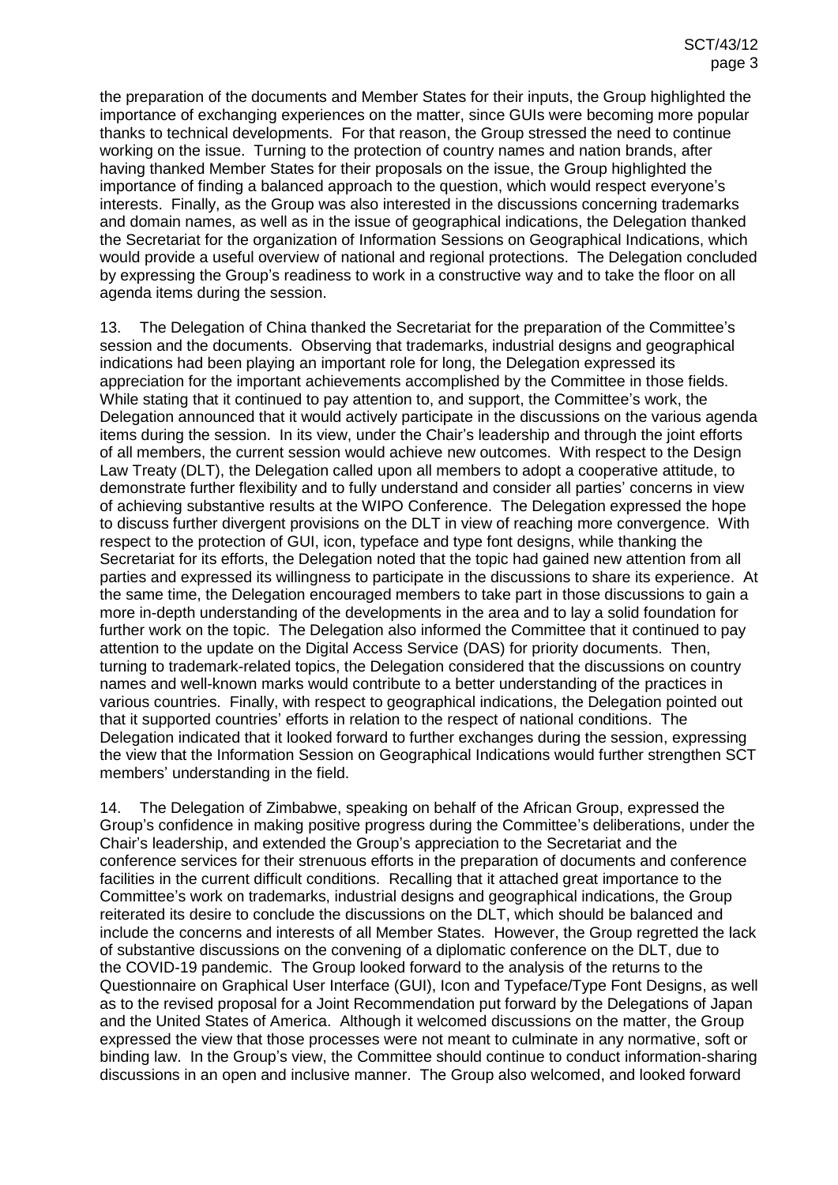the preparation of the documents and Member States for their inputs, the Group highlighted the importance of exchanging experiences on the matter, since GUIs were becoming more popular thanks to technical developments. For that reason, the Group stressed the need to continue working on the issue. Turning to the protection of country names and nation brands, after having thanked Member States for their proposals on the issue, the Group highlighted the importance of finding a balanced approach to the question, which would respect everyone's interests. Finally, as the Group was also interested in the discussions concerning trademarks and domain names, as well as in the issue of geographical indications, the Delegation thanked the Secretariat for the organization of Information Sessions on Geographical Indications, which would provide a useful overview of national and regional protections. The Delegation concluded by expressing the Group's readiness to work in a constructive way and to take the floor on all agenda items during the session.

13. The Delegation of China thanked the Secretariat for the preparation of the Committee's session and the documents. Observing that trademarks, industrial designs and geographical indications had been playing an important role for long, the Delegation expressed its appreciation for the important achievements accomplished by the Committee in those fields. While stating that it continued to pay attention to, and support, the Committee's work, the Delegation announced that it would actively participate in the discussions on the various agenda items during the session. In its view, under the Chair's leadership and through the joint efforts of all members, the current session would achieve new outcomes. With respect to the Design Law Treaty (DLT), the Delegation called upon all members to adopt a cooperative attitude, to demonstrate further flexibility and to fully understand and consider all parties' concerns in view of achieving substantive results at the WIPO Conference. The Delegation expressed the hope to discuss further divergent provisions on the DLT in view of reaching more convergence. With respect to the protection of GUI, icon, typeface and type font designs, while thanking the Secretariat for its efforts, the Delegation noted that the topic had gained new attention from all parties and expressed its willingness to participate in the discussions to share its experience. At the same time, the Delegation encouraged members to take part in those discussions to gain a more in-depth understanding of the developments in the area and to lay a solid foundation for further work on the topic. The Delegation also informed the Committee that it continued to pay attention to the update on the Digital Access Service (DAS) for priority documents. Then, turning to trademark-related topics, the Delegation considered that the discussions on country names and well-known marks would contribute to a better understanding of the practices in various countries. Finally, with respect to geographical indications, the Delegation pointed out that it supported countries' efforts in relation to the respect of national conditions. The Delegation indicated that it looked forward to further exchanges during the session, expressing the view that the Information Session on Geographical Indications would further strengthen SCT members' understanding in the field.

14. The Delegation of Zimbabwe, speaking on behalf of the African Group, expressed the Group's confidence in making positive progress during the Committee's deliberations, under the Chair's leadership, and extended the Group's appreciation to the Secretariat and the conference services for their strenuous efforts in the preparation of documents and conference facilities in the current difficult conditions. Recalling that it attached great importance to the Committee's work on trademarks, industrial designs and geographical indications, the Group reiterated its desire to conclude the discussions on the DLT, which should be balanced and include the concerns and interests of all Member States. However, the Group regretted the lack of substantive discussions on the convening of a diplomatic conference on the DLT, due to the COVID-19 pandemic. The Group looked forward to the analysis of the returns to the Questionnaire on Graphical User Interface (GUI), Icon and Typeface/Type Font Designs, as well as to the revised proposal for a Joint Recommendation put forward by the Delegations of Japan and the United States of America. Although it welcomed discussions on the matter, the Group expressed the view that those processes were not meant to culminate in any normative, soft or binding law. In the Group's view, the Committee should continue to conduct information-sharing discussions in an open and inclusive manner. The Group also welcomed, and looked forward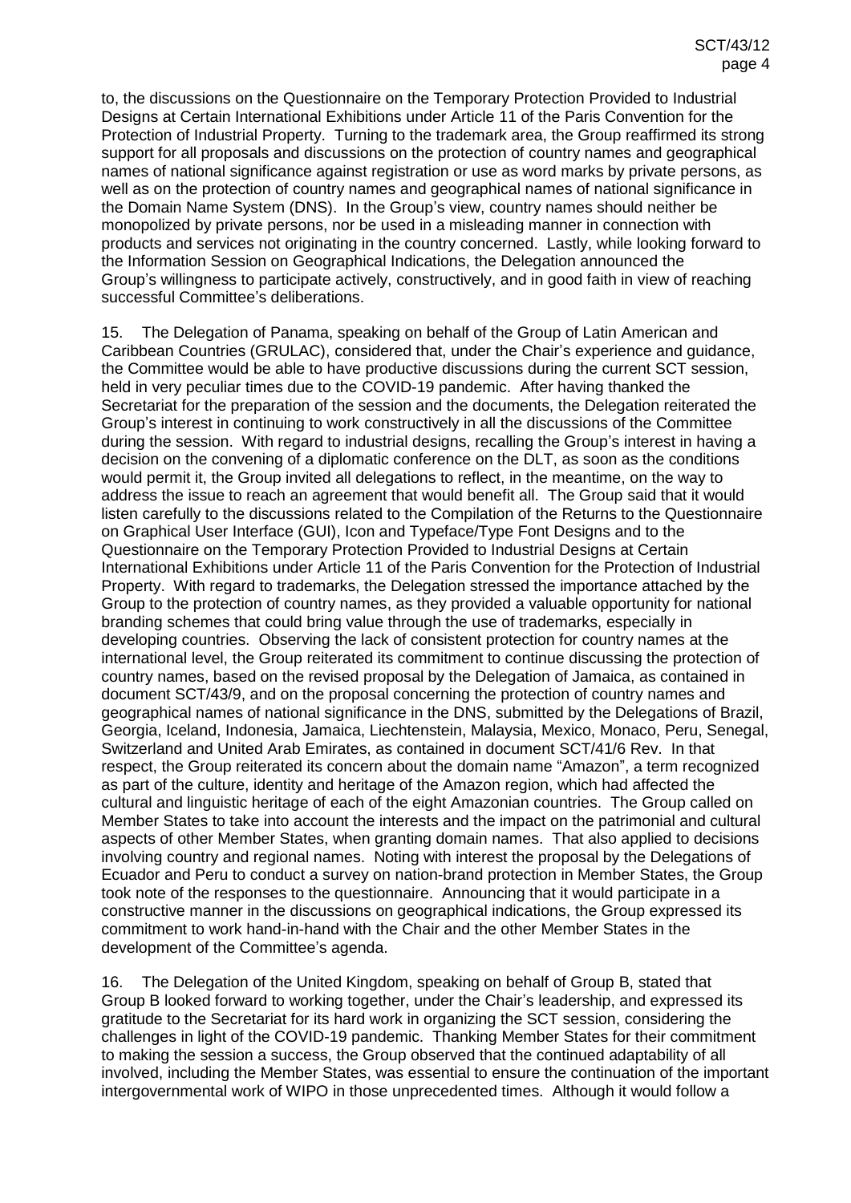to, the discussions on the Questionnaire on the Temporary Protection Provided to Industrial Designs at Certain International Exhibitions under Article 11 of the Paris Convention for the Protection of Industrial Property. Turning to the trademark area, the Group reaffirmed its strong support for all proposals and discussions on the protection of country names and geographical names of national significance against registration or use as word marks by private persons, as well as on the protection of country names and geographical names of national significance in the Domain Name System (DNS). In the Group's view, country names should neither be monopolized by private persons, nor be used in a misleading manner in connection with products and services not originating in the country concerned. Lastly, while looking forward to the Information Session on Geographical Indications, the Delegation announced the Group's willingness to participate actively, constructively, and in good faith in view of reaching successful Committee's deliberations.

15. The Delegation of Panama, speaking on behalf of the Group of Latin American and Caribbean Countries (GRULAC), considered that, under the Chair's experience and guidance, the Committee would be able to have productive discussions during the current SCT session, held in very peculiar times due to the COVID-19 pandemic. After having thanked the Secretariat for the preparation of the session and the documents, the Delegation reiterated the Group's interest in continuing to work constructively in all the discussions of the Committee during the session. With regard to industrial designs, recalling the Group's interest in having a decision on the convening of a diplomatic conference on the DLT, as soon as the conditions would permit it, the Group invited all delegations to reflect, in the meantime, on the way to address the issue to reach an agreement that would benefit all. The Group said that it would listen carefully to the discussions related to the Compilation of the Returns to the Questionnaire on Graphical User Interface (GUI), Icon and Typeface/Type Font Designs and to the Questionnaire on the Temporary Protection Provided to Industrial Designs at Certain International Exhibitions under Article 11 of the Paris Convention for the Protection of Industrial Property. With regard to trademarks, the Delegation stressed the importance attached by the Group to the protection of country names, as they provided a valuable opportunity for national branding schemes that could bring value through the use of trademarks, especially in developing countries. Observing the lack of consistent protection for country names at the international level, the Group reiterated its commitment to continue discussing the protection of country names, based on the revised proposal by the Delegation of Jamaica, as contained in document SCT/43/9, and on the proposal concerning the protection of country names and geographical names of national significance in the DNS, submitted by the Delegations of Brazil, Georgia, Iceland, Indonesia, Jamaica, Liechtenstein, Malaysia, Mexico, Monaco, Peru, Senegal, Switzerland and United Arab Emirates, as contained in document SCT/41/6 Rev. In that respect, the Group reiterated its concern about the domain name "Amazon", a term recognized as part of the culture, identity and heritage of the Amazon region, which had affected the cultural and linguistic heritage of each of the eight Amazonian countries. The Group called on Member States to take into account the interests and the impact on the patrimonial and cultural aspects of other Member States, when granting domain names. That also applied to decisions involving country and regional names. Noting with interest the proposal by the Delegations of Ecuador and Peru to conduct a survey on nation-brand protection in Member States, the Group took note of the responses to the questionnaire. Announcing that it would participate in a constructive manner in the discussions on geographical indications, the Group expressed its commitment to work hand-in-hand with the Chair and the other Member States in the development of the Committee's agenda.

16. The Delegation of the United Kingdom, speaking on behalf of Group B, stated that Group B looked forward to working together, under the Chair's leadership, and expressed its gratitude to the Secretariat for its hard work in organizing the SCT session, considering the challenges in light of the COVID-19 pandemic. Thanking Member States for their commitment to making the session a success, the Group observed that the continued adaptability of all involved, including the Member States, was essential to ensure the continuation of the important intergovernmental work of WIPO in those unprecedented times. Although it would follow a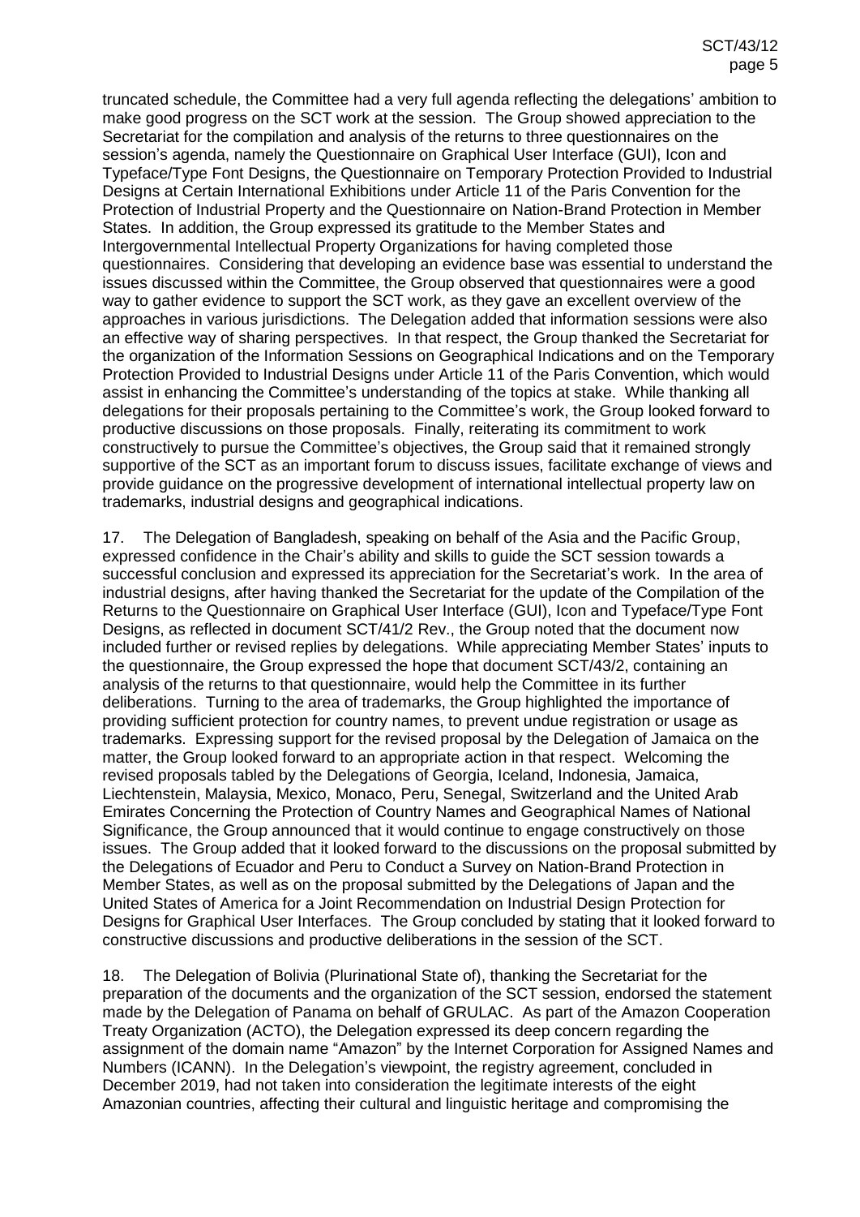truncated schedule, the Committee had a very full agenda reflecting the delegations' ambition to make good progress on the SCT work at the session. The Group showed appreciation to the Secretariat for the compilation and analysis of the returns to three questionnaires on the session's agenda, namely the Questionnaire on Graphical User Interface (GUI), Icon and Typeface/Type Font Designs, the Questionnaire on Temporary Protection Provided to Industrial Designs at Certain International Exhibitions under Article 11 of the Paris Convention for the Protection of Industrial Property and the Questionnaire on Nation-Brand Protection in Member States. In addition, the Group expressed its gratitude to the Member States and Intergovernmental Intellectual Property Organizations for having completed those questionnaires. Considering that developing an evidence base was essential to understand the issues discussed within the Committee, the Group observed that questionnaires were a good way to gather evidence to support the SCT work, as they gave an excellent overview of the approaches in various jurisdictions. The Delegation added that information sessions were also an effective way of sharing perspectives. In that respect, the Group thanked the Secretariat for the organization of the Information Sessions on Geographical Indications and on the Temporary Protection Provided to Industrial Designs under Article 11 of the Paris Convention, which would assist in enhancing the Committee's understanding of the topics at stake. While thanking all delegations for their proposals pertaining to the Committee's work, the Group looked forward to productive discussions on those proposals. Finally, reiterating its commitment to work constructively to pursue the Committee's objectives, the Group said that it remained strongly supportive of the SCT as an important forum to discuss issues, facilitate exchange of views and provide guidance on the progressive development of international intellectual property law on trademarks, industrial designs and geographical indications.

17. The Delegation of Bangladesh, speaking on behalf of the Asia and the Pacific Group, expressed confidence in the Chair's ability and skills to guide the SCT session towards a successful conclusion and expressed its appreciation for the Secretariat's work. In the area of industrial designs, after having thanked the Secretariat for the update of the Compilation of the Returns to the Questionnaire on Graphical User Interface (GUI), Icon and Typeface/Type Font Designs, as reflected in document SCT/41/2 Rev., the Group noted that the document now included further or revised replies by delegations. While appreciating Member States' inputs to the questionnaire, the Group expressed the hope that document SCT/43/2, containing an analysis of the returns to that questionnaire, would help the Committee in its further deliberations. Turning to the area of trademarks, the Group highlighted the importance of providing sufficient protection for country names, to prevent undue registration or usage as trademarks. Expressing support for the revised proposal by the Delegation of Jamaica on the matter, the Group looked forward to an appropriate action in that respect. Welcoming the revised proposals tabled by the Delegations of Georgia, Iceland, Indonesia, Jamaica, Liechtenstein, Malaysia, Mexico, Monaco, Peru, Senegal, Switzerland and the United Arab Emirates Concerning the Protection of Country Names and Geographical Names of National Significance, the Group announced that it would continue to engage constructively on those issues. The Group added that it looked forward to the discussions on the proposal submitted by the Delegations of Ecuador and Peru to Conduct a Survey on Nation-Brand Protection in Member States, as well as on the proposal submitted by the Delegations of Japan and the United States of America for a Joint Recommendation on Industrial Design Protection for Designs for Graphical User Interfaces. The Group concluded by stating that it looked forward to constructive discussions and productive deliberations in the session of the SCT.

18. The Delegation of Bolivia (Plurinational State of), thanking the Secretariat for the preparation of the documents and the organization of the SCT session, endorsed the statement made by the Delegation of Panama on behalf of GRULAC. As part of the Amazon Cooperation Treaty Organization (ACTO), the Delegation expressed its deep concern regarding the assignment of the domain name "Amazon" by the Internet Corporation for Assigned Names and Numbers (ICANN). In the Delegation's viewpoint, the registry agreement, concluded in December 2019, had not taken into consideration the legitimate interests of the eight Amazonian countries, affecting their cultural and linguistic heritage and compromising the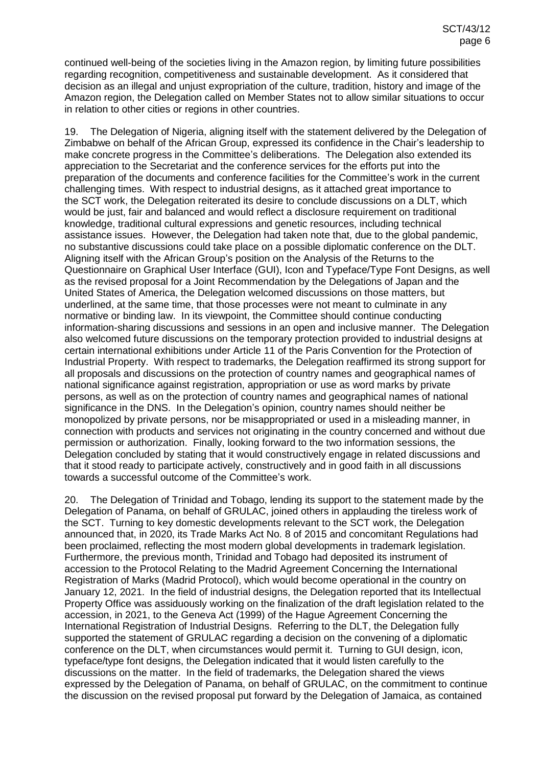continued well-being of the societies living in the Amazon region, by limiting future possibilities regarding recognition, competitiveness and sustainable development. As it considered that decision as an illegal and unjust expropriation of the culture, tradition, history and image of the Amazon region, the Delegation called on Member States not to allow similar situations to occur in relation to other cities or regions in other countries.

19. The Delegation of Nigeria, aligning itself with the statement delivered by the Delegation of Zimbabwe on behalf of the African Group, expressed its confidence in the Chair's leadership to make concrete progress in the Committee's deliberations. The Delegation also extended its appreciation to the Secretariat and the conference services for the efforts put into the preparation of the documents and conference facilities for the Committee's work in the current challenging times. With respect to industrial designs, as it attached great importance to the SCT work, the Delegation reiterated its desire to conclude discussions on a DLT, which would be just, fair and balanced and would reflect a disclosure requirement on traditional knowledge, traditional cultural expressions and genetic resources, including technical assistance issues. However, the Delegation had taken note that, due to the global pandemic, no substantive discussions could take place on a possible diplomatic conference on the DLT. Aligning itself with the African Group's position on the Analysis of the Returns to the Questionnaire on Graphical User Interface (GUI), Icon and Typeface/Type Font Designs, as well as the revised proposal for a Joint Recommendation by the Delegations of Japan and the United States of America, the Delegation welcomed discussions on those matters, but underlined, at the same time, that those processes were not meant to culminate in any normative or binding law. In its viewpoint, the Committee should continue conducting information-sharing discussions and sessions in an open and inclusive manner. The Delegation also welcomed future discussions on the temporary protection provided to industrial designs at certain international exhibitions under Article 11 of the Paris Convention for the Protection of Industrial Property. With respect to trademarks, the Delegation reaffirmed its strong support for all proposals and discussions on the protection of country names and geographical names of national significance against registration, appropriation or use as word marks by private persons, as well as on the protection of country names and geographical names of national significance in the DNS. In the Delegation's opinion, country names should neither be monopolized by private persons, nor be misappropriated or used in a misleading manner, in connection with products and services not originating in the country concerned and without due permission or authorization. Finally, looking forward to the two information sessions, the Delegation concluded by stating that it would constructively engage in related discussions and that it stood ready to participate actively, constructively and in good faith in all discussions towards a successful outcome of the Committee's work.

20. The Delegation of Trinidad and Tobago, lending its support to the statement made by the Delegation of Panama, on behalf of GRULAC, joined others in applauding the tireless work of the SCT. Turning to key domestic developments relevant to the SCT work, the Delegation announced that, in 2020, its Trade Marks Act No. 8 of 2015 and concomitant Regulations had been proclaimed, reflecting the most modern global developments in trademark legislation. Furthermore, the previous month, Trinidad and Tobago had deposited its instrument of accession to the Protocol Relating to the Madrid Agreement Concerning the International Registration of Marks (Madrid Protocol), which would become operational in the country on January 12, 2021. In the field of industrial designs, the Delegation reported that its Intellectual Property Office was assiduously working on the finalization of the draft legislation related to the accession, in 2021, to the Geneva Act (1999) of the Hague Agreement Concerning the International Registration of Industrial Designs. Referring to the DLT, the Delegation fully supported the statement of GRULAC regarding a decision on the convening of a diplomatic conference on the DLT, when circumstances would permit it. Turning to GUI design, icon, typeface/type font designs, the Delegation indicated that it would listen carefully to the discussions on the matter. In the field of trademarks, the Delegation shared the views expressed by the Delegation of Panama, on behalf of GRULAC, on the commitment to continue the discussion on the revised proposal put forward by the Delegation of Jamaica, as contained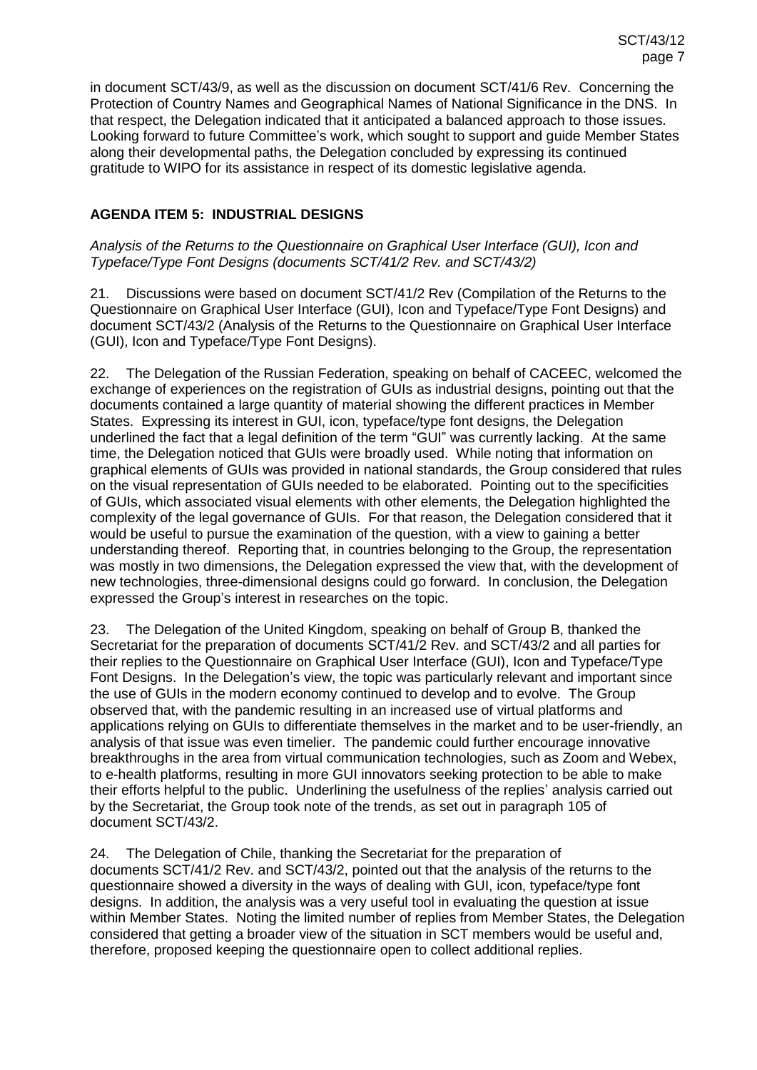in document SCT/43/9, as well as the discussion on document SCT/41/6 Rev. Concerning the Protection of Country Names and Geographical Names of National Significance in the DNS. In that respect, the Delegation indicated that it anticipated a balanced approach to those issues. Looking forward to future Committee's work, which sought to support and guide Member States along their developmental paths, the Delegation concluded by expressing its continued gratitude to WIPO for its assistance in respect of its domestic legislative agenda.

## AGENDA ITEM 5: INDUSTRIAL DESIGNS

*Analysis of the Returns to the Questionnaire on Graphical User Interface (GUI), Icon and Typeface/Type Font Designs (documents SCT/41/2 Rev. and SCT/43/2)*

21. Discussions were based on document SCT/41/2 Rev (Compilation of the Returns to the Questionnaire on Graphical User Interface (GUI), Icon and Typeface/Type Font Designs) and document SCT/43/2 (Analysis of the Returns to the Questionnaire on Graphical User Interface (GUI), Icon and Typeface/Type Font Designs).

22. The Delegation of the Russian Federation, speaking on behalf of CACEEC, welcomed the exchange of experiences on the registration of GUIs as industrial designs, pointing out that the documents contained a large quantity of material showing the different practices in Member States. Expressing its interest in GUI, icon, typeface/type font designs, the Delegation underlined the fact that a legal definition of the term "GUI" was currently lacking. At the same time, the Delegation noticed that GUIs were broadly used. While noting that information on graphical elements of GUIs was provided in national standards, the Group considered that rules on the visual representation of GUIs needed to be elaborated. Pointing out to the specificities of GUIs, which associated visual elements with other elements, the Delegation highlighted the complexity of the legal governance of GUIs. For that reason, the Delegation considered that it would be useful to pursue the examination of the question, with a view to gaining a better understanding thereof. Reporting that, in countries belonging to the Group, the representation was mostly in two dimensions, the Delegation expressed the view that, with the development of new technologies, three-dimensional designs could go forward. In conclusion, the Delegation expressed the Group's interest in researches on the topic.

23. The Delegation of the United Kingdom, speaking on behalf of Group B, thanked the Secretariat for the preparation of documents SCT/41/2 Rev. and SCT/43/2 and all parties for their replies to the Questionnaire on Graphical User Interface (GUI), Icon and Typeface/Type Font Designs. In the Delegation's view, the topic was particularly relevant and important since the use of GUIs in the modern economy continued to develop and to evolve. The Group observed that, with the pandemic resulting in an increased use of virtual platforms and applications relying on GUIs to differentiate themselves in the market and to be user-friendly, an analysis of that issue was even timelier. The pandemic could further encourage innovative breakthroughs in the area from virtual communication technologies, such as Zoom and Webex, to e-health platforms, resulting in more GUI innovators seeking protection to be able to make their efforts helpful to the public. Underlining the usefulness of the replies' analysis carried out by the Secretariat, the Group took note of the trends, as set out in paragraph 105 of document SCT/43/2.

24. The Delegation of Chile, thanking the Secretariat for the preparation of documents SCT/41/2 Rev. and SCT/43/2, pointed out that the analysis of the returns to the questionnaire showed a diversity in the ways of dealing with GUI, icon, typeface/type font designs. In addition, the analysis was a very useful tool in evaluating the question at issue within Member States. Noting the limited number of replies from Member States, the Delegation considered that getting a broader view of the situation in SCT members would be useful and, therefore, proposed keeping the questionnaire open to collect additional replies.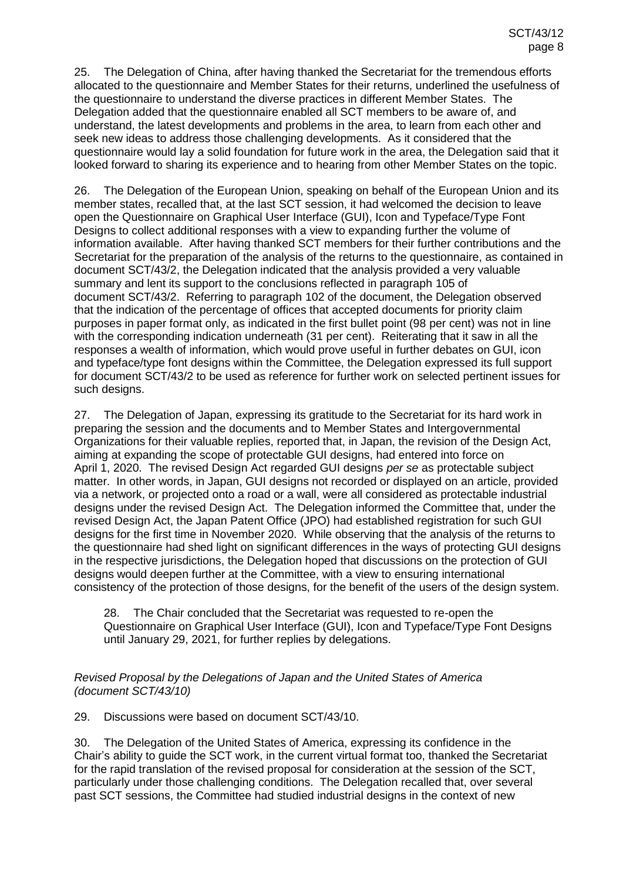25. The Delegation of China, after having thanked the Secretariat for the tremendous efforts allocated to the questionnaire and Member States for their returns, underlined the usefulness of the questionnaire to understand the diverse practices in different Member States. The Delegation added that the questionnaire enabled all SCT members to be aware of, and understand, the latest developments and problems in the area, to learn from each other and seek new ideas to address those challenging developments. As it considered that the questionnaire would lay a solid foundation for future work in the area, the Delegation said that it looked forward to sharing its experience and to hearing from other Member States on the topic.

26. The Delegation of the European Union, speaking on behalf of the European Union and its member states, recalled that, at the last SCT session, it had welcomed the decision to leave open the Questionnaire on Graphical User Interface (GUI), Icon and Typeface/Type Font Designs to collect additional responses with a view to expanding further the volume of information available. After having thanked SCT members for their further contributions and the Secretariat for the preparation of the analysis of the returns to the questionnaire, as contained in document SCT/43/2, the Delegation indicated that the analysis provided a very valuable summary and lent its support to the conclusions reflected in paragraph 105 of document SCT/43/2. Referring to paragraph 102 of the document, the Delegation observed that the indication of the percentage of offices that accepted documents for priority claim purposes in paper format only, as indicated in the first bullet point (98 per cent) was not in line with the corresponding indication underneath (31 per cent). Reiterating that it saw in all the responses a wealth of information, which would prove useful in further debates on GUI, icon and typeface/type font designs within the Committee, the Delegation expressed its full support for document SCT/43/2 to be used as reference for further work on selected pertinent issues for such designs.

27. The Delegation of Japan, expressing its gratitude to the Secretariat for its hard work in preparing the session and the documents and to Member States and Intergovernmental Organizations for their valuable replies, reported that, in Japan, the revision of the Design Act, aiming at expanding the scope of protectable GUI designs, had entered into force on April 1, 2020. The revised Design Act regarded GUI designs *per se* as protectable subject matter. In other words, in Japan, GUI designs not recorded or displayed on an article, provided via a network, or projected onto a road or a wall, were all considered as protectable industrial designs under the revised Design Act. The Delegation informed the Committee that, under the revised Design Act, the Japan Patent Office (JPO) had established registration for such GUI designs for the first time in November 2020. While observing that the analysis of the returns to the questionnaire had shed light on significant differences in the ways of protecting GUI designs in the respective jurisdictions, the Delegation hoped that discussions on the protection of GUI designs would deepen further at the Committee, with a view to ensuring international consistency of the protection of those designs, for the benefit of the users of the design system.

> 28. The Chair concluded that the Secretariat was requested to re-open the Questionnaire on Graphical User Interface (GUI), Icon and Typeface/Type Font Designs until January 29, 2021, for further replies by delegations.

*Revised Proposal by the Delegations of Japan and the United States of America (document SCT/43/10)*

29. Discussions were based on document SCT/43/10.

30. The Delegation of the United States of America, expressing its confidence in the Chair's ability to guide the SCT work, in the current virtual format too, thanked the Secretariat for the rapid translation of the revised proposal for consideration at the session of the SCT, particularly under those challenging conditions. The Delegation recalled that, over several past SCT sessions, the Committee had studied industrial designs in the context of new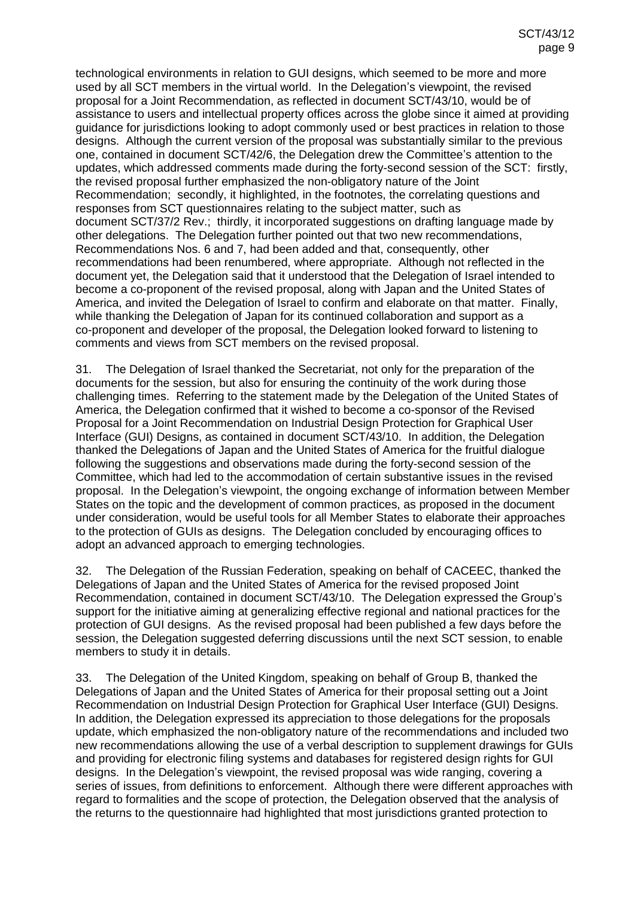technological environments in relation to GUI designs, which seemed to be more and more used by all SCT members in the virtual world. In the Delegation's viewpoint, the revised proposal for a Joint Recommendation, as reflected in document SCT/43/10, would be of assistance to users and intellectual property offices across the globe since it aimed at providing guidance for jurisdictions looking to adopt commonly used or best practices in relation to those designs. Although the current version of the proposal was substantially similar to the previous one, contained in document SCT/42/6, the Delegation drew the Committee's attention to the updates, which addressed comments made during the forty-second session of the SCT: firstly, the revised proposal further emphasized the non-obligatory nature of the Joint Recommendation; secondly, it highlighted, in the footnotes, the correlating questions and responses from SCT questionnaires relating to the subject matter, such as document SCT/37/2 Rev.; thirdly, it incorporated suggestions on drafting language made by other delegations. The Delegation further pointed out that two new recommendations, Recommendations Nos. 6 and 7, had been added and that, consequently, other recommendations had been renumbered, where appropriate. Although not reflected in the document yet, the Delegation said that it understood that the Delegation of Israel intended to become a co-proponent of the revised proposal, along with Japan and the United States of America, and invited the Delegation of Israel to confirm and elaborate on that matter. Finally, while thanking the Delegation of Japan for its continued collaboration and support as a co-proponent and developer of the proposal, the Delegation looked forward to listening to comments and views from SCT members on the revised proposal.

31. The Delegation of Israel thanked the Secretariat, not only for the preparation of the documents for the session, but also for ensuring the continuity of the work during those challenging times. Referring to the statement made by the Delegation of the United States of America, the Delegation confirmed that it wished to become a co-sponsor of the Revised Proposal for a Joint Recommendation on Industrial Design Protection for Graphical User Interface (GUI) Designs, as contained in document SCT/43/10. In addition, the Delegation thanked the Delegations of Japan and the United States of America for the fruitful dialogue following the suggestions and observations made during the forty-second session of the Committee, which had led to the accommodation of certain substantive issues in the revised proposal. In the Delegation's viewpoint, the ongoing exchange of information between Member States on the topic and the development of common practices, as proposed in the document under consideration, would be useful tools for all Member States to elaborate their approaches to the protection of GUIs as designs. The Delegation concluded by encouraging offices to adopt an advanced approach to emerging technologies.

32. The Delegation of the Russian Federation, speaking on behalf of CACEEC, thanked the Delegations of Japan and the United States of America for the revised proposed Joint Recommendation, contained in document SCT/43/10. The Delegation expressed the Group's support for the initiative aiming at generalizing effective regional and national practices for the protection of GUI designs. As the revised proposal had been published a few days before the session, the Delegation suggested deferring discussions until the next SCT session, to enable members to study it in details.

33. The Delegation of the United Kingdom, speaking on behalf of Group B, thanked the Delegations of Japan and the United States of America for their proposal setting out a Joint Recommendation on Industrial Design Protection for Graphical User Interface (GUI) Designs. In addition, the Delegation expressed its appreciation to those delegations for the proposals update, which emphasized the non-obligatory nature of the recommendations and included two new recommendations allowing the use of a verbal description to supplement drawings for GUIs and providing for electronic filing systems and databases for registered design rights for GUI designs. In the Delegation's viewpoint, the revised proposal was wide ranging, covering a series of issues, from definitions to enforcement. Although there were different approaches with regard to formalities and the scope of protection, the Delegation observed that the analysis of the returns to the questionnaire had highlighted that most jurisdictions granted protection to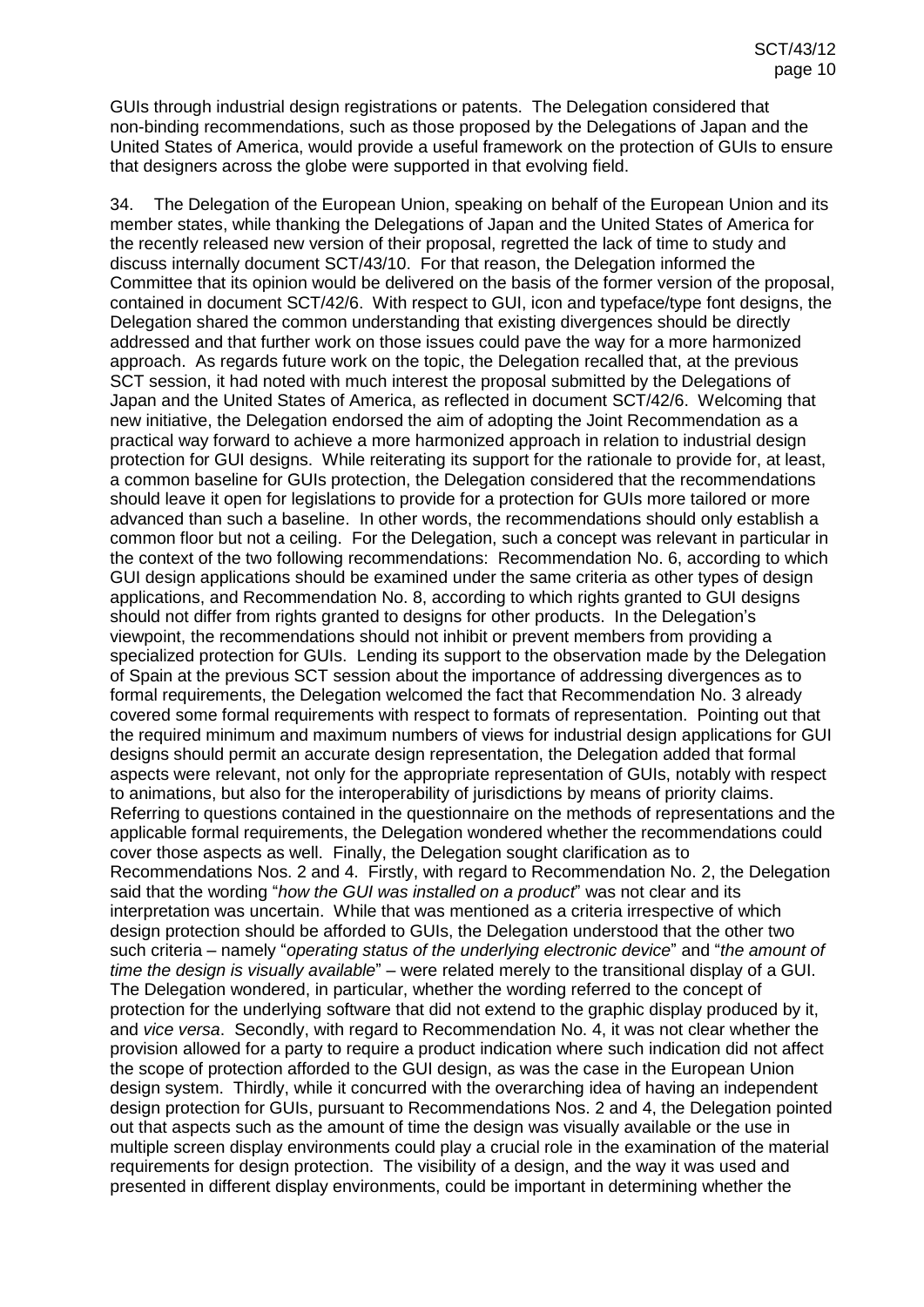GUIs through industrial design registrations or patents. The Delegation considered that non-binding recommendations, such as those proposed by the Delegations of Japan and the United States of America, would provide a useful framework on the protection of GUIs to ensure that designers across the globe were supported in that evolving field.

34. The Delegation of the European Union, speaking on behalf of the European Union and its member states, while thanking the Delegations of Japan and the United States of America for the recently released new version of their proposal, regretted the lack of time to study and discuss internally document SCT/43/10. For that reason, the Delegation informed the Committee that its opinion would be delivered on the basis of the former version of the proposal, contained in document SCT/42/6. With respect to GUI, icon and typeface/type font designs, the Delegation shared the common understanding that existing divergences should be directly addressed and that further work on those issues could pave the way for a more harmonized approach. As regards future work on the topic, the Delegation recalled that, at the previous SCT session, it had noted with much interest the proposal submitted by the Delegations of Japan and the United States of America, as reflected in document SCT/42/6. Welcoming that new initiative, the Delegation endorsed the aim of adopting the Joint Recommendation as a practical way forward to achieve a more harmonized approach in relation to industrial design protection for GUI designs. While reiterating its support for the rationale to provide for, at least, a common baseline for GUIs protection, the Delegation considered that the recommendations should leave it open for legislations to provide for a protection for GUIs more tailored or more advanced than such a baseline. In other words, the recommendations should only establish a common floor but not a ceiling. For the Delegation, such a concept was relevant in particular in the context of the two following recommendations: Recommendation No. 6, according to which GUI design applications should be examined under the same criteria as other types of design applications, and Recommendation No. 8, according to which rights granted to GUI designs should not differ from rights granted to designs for other products. In the Delegation's viewpoint, the recommendations should not inhibit or prevent members from providing a specialized protection for GUIs. Lending its support to the observation made by the Delegation of Spain at the previous SCT session about the importance of addressing divergences as to formal requirements, the Delegation welcomed the fact that Recommendation No. 3 already covered some formal requirements with respect to formats of representation. Pointing out that the required minimum and maximum numbers of views for industrial design applications for GUI designs should permit an accurate design representation, the Delegation added that formal aspects were relevant, not only for the appropriate representation of GUIs, notably with respect to animations, but also for the interoperability of jurisdictions by means of priority claims. Referring to questions contained in the questionnaire on the methods of representations and the applicable formal requirements, the Delegation wondered whether the recommendations could cover those aspects as well. Finally, the Delegation sought clarification as to Recommendations Nos. 2 and 4. Firstly, with regard to Recommendation No. 2, the Delegation said that the wording "*how the GUI was installed on a product*" was not clear and its interpretation was uncertain. While that was mentioned as a criteria irrespective of which design protection should be afforded to GUIs, the Delegation understood that the other two such criteria – namely "*operating status of the underlying electronic device*" and "*the amount of time the design is visually available*" – were related merely to the transitional display of a GUI. The Delegation wondered, in particular, whether the wording referred to the concept of protection for the underlying software that did not extend to the graphic display produced by it, and *vice versa*. Secondly, with regard to Recommendation No. 4, it was not clear whether the provision allowed for a party to require a product indication where such indication did not affect the scope of protection afforded to the GUI design, as was the case in the European Union design system. Thirdly, while it concurred with the overarching idea of having an independent design protection for GUIs, pursuant to Recommendations Nos. 2 and 4, the Delegation pointed out that aspects such as the amount of time the design was visually available or the use in multiple screen display environments could play a crucial role in the examination of the material requirements for design protection. The visibility of a design, and the way it was used and presented in different display environments, could be important in determining whether the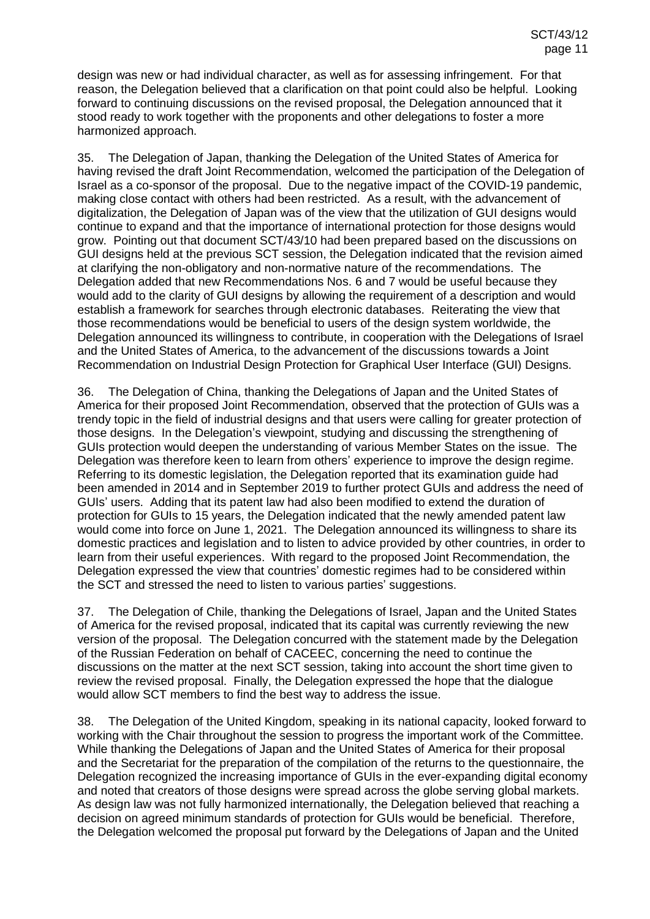design was new or had individual character, as well as for assessing infringement. For that reason, the Delegation believed that a clarification on that point could also be helpful. Looking forward to continuing discussions on the revised proposal, the Delegation announced that it stood ready to work together with the proponents and other delegations to foster a more harmonized approach.

35. The Delegation of Japan, thanking the Delegation of the United States of America for having revised the draft Joint Recommendation, welcomed the participation of the Delegation of Israel as a co-sponsor of the proposal. Due to the negative impact of the COVID-19 pandemic, making close contact with others had been restricted. As a result, with the advancement of digitalization, the Delegation of Japan was of the view that the utilization of GUI designs would continue to expand and that the importance of international protection for those designs would grow. Pointing out that document SCT/43/10 had been prepared based on the discussions on GUI designs held at the previous SCT session, the Delegation indicated that the revision aimed at clarifying the non-obligatory and non-normative nature of the recommendations. The Delegation added that new Recommendations Nos. 6 and 7 would be useful because they would add to the clarity of GUI designs by allowing the requirement of a description and would establish a framework for searches through electronic databases. Reiterating the view that those recommendations would be beneficial to users of the design system worldwide, the Delegation announced its willingness to contribute, in cooperation with the Delegations of Israel and the United States of America, to the advancement of the discussions towards a Joint Recommendation on Industrial Design Protection for Graphical User Interface (GUI) Designs.

36. The Delegation of China, thanking the Delegations of Japan and the United States of America for their proposed Joint Recommendation, observed that the protection of GUIs was a trendy topic in the field of industrial designs and that users were calling for greater protection of those designs. In the Delegation's viewpoint, studying and discussing the strengthening of GUIs protection would deepen the understanding of various Member States on the issue. The Delegation was therefore keen to learn from others' experience to improve the design regime. Referring to its domestic legislation, the Delegation reported that its examination guide had been amended in 2014 and in September 2019 to further protect GUIs and address the need of GUIs' users. Adding that its patent law had also been modified to extend the duration of protection for GUIs to 15 years, the Delegation indicated that the newly amended patent law would come into force on June 1, 2021. The Delegation announced its willingness to share its domestic practices and legislation and to listen to advice provided by other countries, in order to learn from their useful experiences. With regard to the proposed Joint Recommendation, the Delegation expressed the view that countries' domestic regimes had to be considered within the SCT and stressed the need to listen to various parties' suggestions.

37. The Delegation of Chile, thanking the Delegations of Israel, Japan and the United States of America for the revised proposal, indicated that its capital was currently reviewing the new version of the proposal. The Delegation concurred with the statement made by the Delegation of the Russian Federation on behalf of CACEEC, concerning the need to continue the discussions on the matter at the next SCT session, taking into account the short time given to review the revised proposal. Finally, the Delegation expressed the hope that the dialogue would allow SCT members to find the best way to address the issue.

38. The Delegation of the United Kingdom, speaking in its national capacity, looked forward to working with the Chair throughout the session to progress the important work of the Committee. While thanking the Delegations of Japan and the United States of America for their proposal and the Secretariat for the preparation of the compilation of the returns to the questionnaire, the Delegation recognized the increasing importance of GUIs in the ever-expanding digital economy and noted that creators of those designs were spread across the globe serving global markets. As design law was not fully harmonized internationally, the Delegation believed that reaching a decision on agreed minimum standards of protection for GUIs would be beneficial. Therefore, the Delegation welcomed the proposal put forward by the Delegations of Japan and the United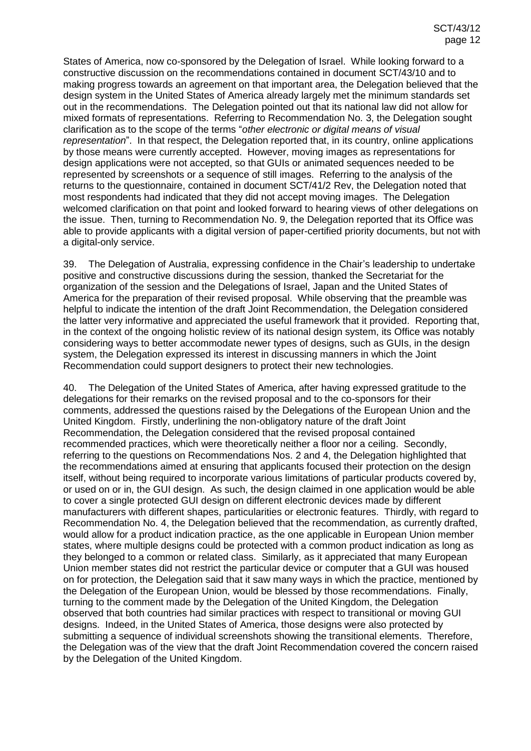States of America, now co-sponsored by the Delegation of Israel. While looking forward to a constructive discussion on the recommendations contained in document SCT/43/10 and to making progress towards an agreement on that important area, the Delegation believed that the design system in the United States of America already largely met the minimum standards set out in the recommendations. The Delegation pointed out that its national law did not allow for mixed formats of representations. Referring to Recommendation No. 3, the Delegation sought clarification as to the scope of the terms "*other electronic or digital means of visual representation*". In that respect, the Delegation reported that, in its country, online applications by those means were currently accepted. However, moving images as representations for design applications were not accepted, so that GUIs or animated sequences needed to be represented by screenshots or a sequence of still images. Referring to the analysis of the returns to the questionnaire, contained in document SCT/41/2 Rev, the Delegation noted that most respondents had indicated that they did not accept moving images. The Delegation welcomed clarification on that point and looked forward to hearing views of other delegations on the issue. Then, turning to Recommendation No. 9, the Delegation reported that its Office was able to provide applicants with a digital version of paper-certified priority documents, but not with a digital-only service.

39. The Delegation of Australia, expressing confidence in the Chair's leadership to undertake positive and constructive discussions during the session, thanked the Secretariat for the organization of the session and the Delegations of Israel, Japan and the United States of America for the preparation of their revised proposal. While observing that the preamble was helpful to indicate the intention of the draft Joint Recommendation, the Delegation considered the latter very informative and appreciated the useful framework that it provided. Reporting that, in the context of the ongoing holistic review of its national design system, its Office was notably considering ways to better accommodate newer types of designs, such as GUIs, in the design system, the Delegation expressed its interest in discussing manners in which the Joint Recommendation could support designers to protect their new technologies.

40. The Delegation of the United States of America, after having expressed gratitude to the delegations for their remarks on the revised proposal and to the co-sponsors for their comments, addressed the questions raised by the Delegations of the European Union and the United Kingdom. Firstly, underlining the non-obligatory nature of the draft Joint Recommendation, the Delegation considered that the revised proposal contained recommended practices, which were theoretically neither a floor nor a ceiling. Secondly, referring to the questions on Recommendations Nos. 2 and 4, the Delegation highlighted that the recommendations aimed at ensuring that applicants focused their protection on the design itself, without being required to incorporate various limitations of particular products covered by, or used on or in, the GUI design. As such, the design claimed in one application would be able to cover a single protected GUI design on different electronic devices made by different manufacturers with different shapes, particularities or electronic features. Thirdly, with regard to Recommendation No. 4, the Delegation believed that the recommendation, as currently drafted, would allow for a product indication practice, as the one applicable in European Union member states, where multiple designs could be protected with a common product indication as long as they belonged to a common or related class. Similarly, as it appreciated that many European Union member states did not restrict the particular device or computer that a GUI was housed on for protection, the Delegation said that it saw many ways in which the practice, mentioned by the Delegation of the European Union, would be blessed by those recommendations. Finally, turning to the comment made by the Delegation of the United Kingdom, the Delegation observed that both countries had similar practices with respect to transitional or moving GUI designs. Indeed, in the United States of America, those designs were also protected by submitting a sequence of individual screenshots showing the transitional elements. Therefore, the Delegation was of the view that the draft Joint Recommendation covered the concern raised by the Delegation of the United Kingdom.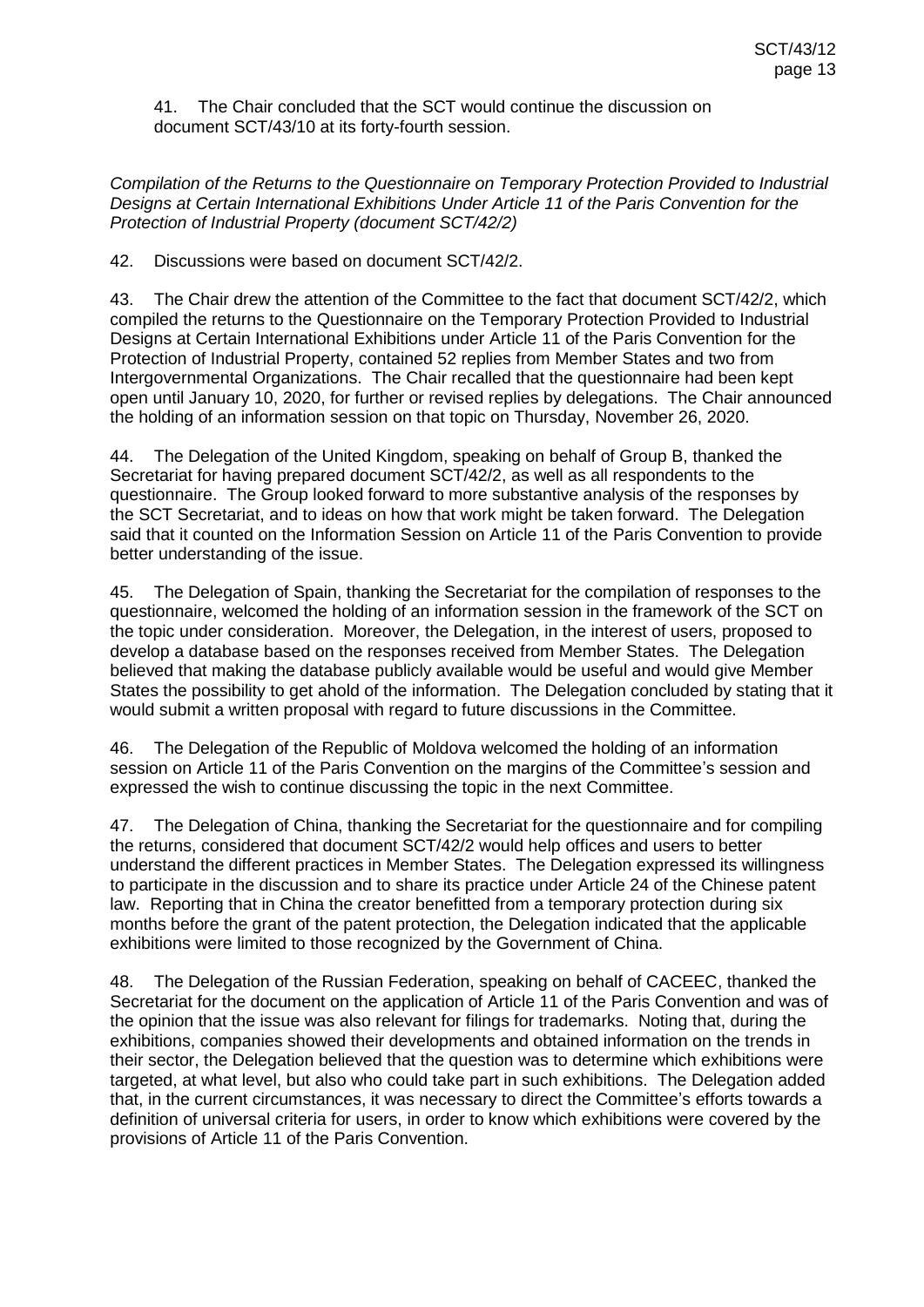41. The Chair concluded that the SCT would continue the discussion on document SCT/43/10 at its forty-fourth session.

*Compilation of the Returns to the Questionnaire on Temporary Protection Provided to Industrial Designs at Certain International Exhibitions Under Article 11 of the Paris Convention for the Protection of Industrial Property (document SCT/42/2)*

42. Discussions were based on document SCT/42/2.

43. The Chair drew the attention of the Committee to the fact that document SCT/42/2, which compiled the returns to the Questionnaire on the Temporary Protection Provided to Industrial Designs at Certain International Exhibitions under Article 11 of the Paris Convention for the Protection of Industrial Property, contained 52 replies from Member States and two from Intergovernmental Organizations. The Chair recalled that the questionnaire had been kept open until January 10, 2020, for further or revised replies by delegations. The Chair announced the holding of an information session on that topic on Thursday, November 26, 2020.

44. The Delegation of the United Kingdom, speaking on behalf of Group B, thanked the Secretariat for having prepared document SCT/42/2, as well as all respondents to the questionnaire. The Group looked forward to more substantive analysis of the responses by the SCT Secretariat, and to ideas on how that work might be taken forward. The Delegation said that it counted on the Information Session on Article 11 of the Paris Convention to provide better understanding of the issue.

45. The Delegation of Spain, thanking the Secretariat for the compilation of responses to the questionnaire, welcomed the holding of an information session in the framework of the SCT on the topic under consideration. Moreover, the Delegation, in the interest of users, proposed to develop a database based on the responses received from Member States. The Delegation believed that making the database publicly available would be useful and would give Member States the possibility to get ahold of the information. The Delegation concluded by stating that it would submit a written proposal with regard to future discussions in the Committee.

46. The Delegation of the Republic of Moldova welcomed the holding of an information session on Article 11 of the Paris Convention on the margins of the Committee's session and expressed the wish to continue discussing the topic in the next Committee.

47. The Delegation of China, thanking the Secretariat for the questionnaire and for compiling the returns, considered that document SCT/42/2 would help offices and users to better understand the different practices in Member States. The Delegation expressed its willingness to participate in the discussion and to share its practice under Article 24 of the Chinese patent law. Reporting that in China the creator benefitted from a temporary protection during six months before the grant of the patent protection, the Delegation indicated that the applicable exhibitions were limited to those recognized by the Government of China.

48. The Delegation of the Russian Federation, speaking on behalf of CACEEC, thanked the Secretariat for the document on the application of Article 11 of the Paris Convention and was of the opinion that the issue was also relevant for filings for trademarks. Noting that, during the exhibitions, companies showed their developments and obtained information on the trends in their sector, the Delegation believed that the question was to determine which exhibitions were targeted, at what level, but also who could take part in such exhibitions. The Delegation added that, in the current circumstances, it was necessary to direct the Committee's efforts towards a definition of universal criteria for users, in order to know which exhibitions were covered by the provisions of Article 11 of the Paris Convention.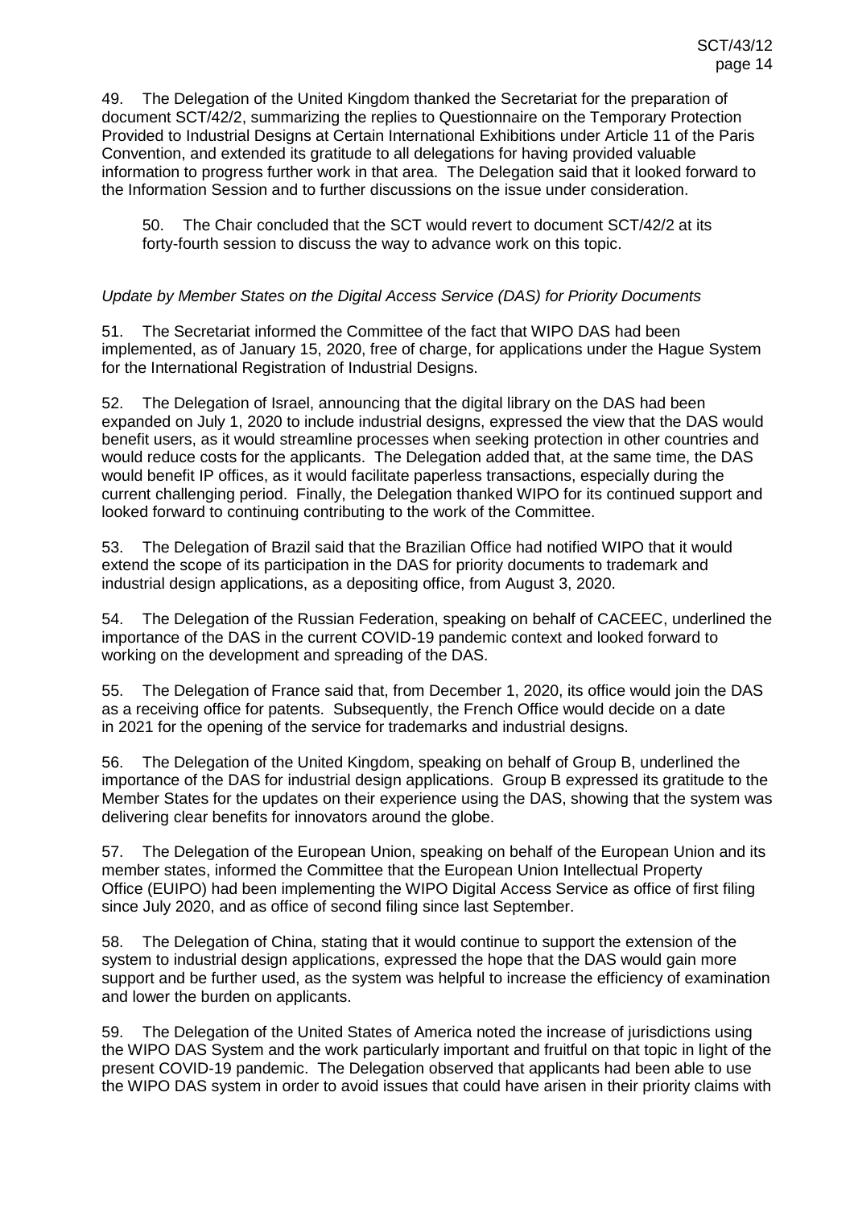49. The Delegation of the United Kingdom thanked the Secretariat for the preparation of document SCT/42/2, summarizing the replies to Questionnaire on the Temporary Protection Provided to Industrial Designs at Certain International Exhibitions under Article 11 of the Paris Convention, and extended its gratitude to all delegations for having provided valuable information to progress further work in that area. The Delegation said that it looked forward to the Information Session and to further discussions on the issue under consideration.

> 50. The Chair concluded that the SCT would revert to document SCT/42/2 at its forty-fourth session to discuss the way to advance work on this topic.

*Update by Member States on the Digital Access Service (DAS) for Priority Documents*

51. The Secretariat informed the Committee of the fact that WIPO DAS had been implemented, as of January 15, 2020, free of charge, for applications under the Hague System for the International Registration of Industrial Designs.

52. The Delegation of Israel, announcing that the digital library on the DAS had been expanded on July 1, 2020 to include industrial designs, expressed the view that the DAS would benefit users, as it would streamline processes when seeking protection in other countries and would reduce costs for the applicants. The Delegation added that, at the same time, the DAS would benefit IP offices, as it would facilitate paperless transactions, especially during the current challenging period. Finally, the Delegation thanked WIPO for its continued support and looked forward to continuing contributing to the work of the Committee.

53. The Delegation of Brazil said that the Brazilian Office had notified WIPO that it would extend the scope of its participation in the DAS for priority documents to trademark and industrial design applications, as a depositing office, from August 3, 2020.

54. The Delegation of the Russian Federation, speaking on behalf of CACEEC, underlined the importance of the DAS in the current COVID-19 pandemic context and looked forward to working on the development and spreading of the DAS.

55. The Delegation of France said that, from December 1, 2020, its office would join the DAS as a receiving office for patents. Subsequently, the French Office would decide on a date in 2021 for the opening of the service for trademarks and industrial designs.

56. The Delegation of the United Kingdom, speaking on behalf of Group B, underlined the importance of the DAS for industrial design applications. Group B expressed its gratitude to the Member States for the updates on their experience using the DAS, showing that the system was delivering clear benefits for innovators around the globe.

57. The Delegation of the European Union, speaking on behalf of the European Union and its member states, informed the Committee that the European Union Intellectual Property Office (EUIPO) had been implementing the WIPO Digital Access Service as office of first filing since July 2020, and as office of second filing since last September.

58. The Delegation of China, stating that it would continue to support the extension of the system to industrial design applications, expressed the hope that the DAS would gain more support and be further used, as the system was helpful to increase the efficiency of examination and lower the burden on applicants.

59. The Delegation of the United States of America noted the increase of jurisdictions using the WIPO DAS System and the work particularly important and fruitful on that topic in light of the present COVID-19 pandemic. The Delegation observed that applicants had been able to use the WIPO DAS system in order to avoid issues that could have arisen in their priority claims with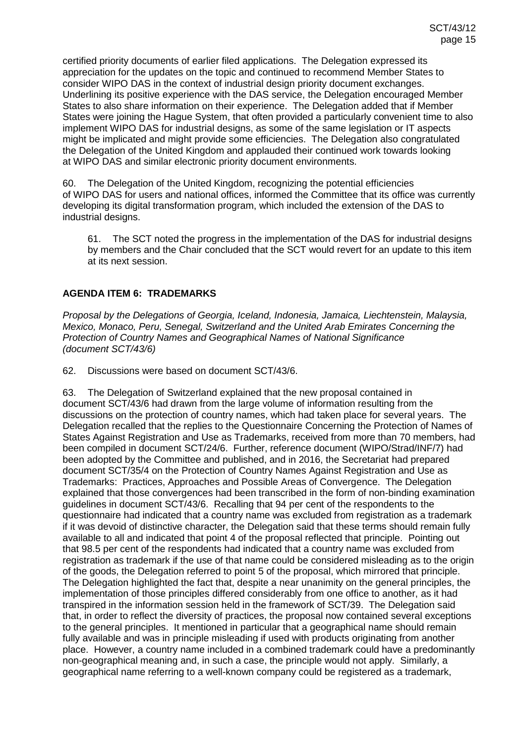certified priority documents of earlier filed applications. The Delegation expressed its appreciation for the updates on the topic and continued to recommend Member States to consider WIPO DAS in the context of industrial design priority document exchanges. Underlining its positive experience with the DAS service, the Delegation encouraged Member States to also share information on their experience. The Delegation added that if Member States were joining the Hague System, that often provided a particularly convenient time to also implement WIPO DAS for industrial designs, as some of the same legislation or IT aspects might be implicated and might provide some efficiencies. The Delegation also congratulated the Delegation of the United Kingdom and applauded their continued work towards looking at WIPO DAS and similar electronic priority document environments.

60. The Delegation of the United Kingdom, recognizing the potential efficiencies of WIPO DAS for users and national offices, informed the Committee that its office was currently developing its digital transformation program, which included the extension of the DAS to industrial designs.

> 61. The SCT noted the progress in the implementation of the DAS for industrial designs by members and the Chair concluded that the SCT would revert for an update to this item at its next session.

## AGENDA ITEM 6: TRADEMARKS

*Proposal by the Delegations of Georgia, Iceland, Indonesia, Jamaica, Liechtenstein, Malaysia, Mexico, Monaco, Peru, Senegal, Switzerland and the United Arab Emirates Concerning the Protection of Country Names and Geographical Names of National Significance (document SCT/43/6)*

62. Discussions were based on document SCT/43/6.

63. The Delegation of Switzerland explained that the new proposal contained in document SCT/43/6 had drawn from the large volume of information resulting from the discussions on the protection of country names, which had taken place for several years. The Delegation recalled that the replies to the Questionnaire Concerning the Protection of Names of States Against Registration and Use as Trademarks, received from more than 70 members, had been compiled in document SCT/24/6. Further, reference document (WIPO/Strad/INF/7) had been adopted by the Committee and published, and in 2016, the Secretariat had prepared document SCT/35/4 on the Protection of Country Names Against Registration and Use as Trademarks: Practices, Approaches and Possible Areas of Convergence. The Delegation explained that those convergences had been transcribed in the form of non-binding examination guidelines in document SCT/43/6. Recalling that 94 per cent of the respondents to the questionnaire had indicated that a country name was excluded from registration as a trademark if it was devoid of distinctive character, the Delegation said that these terms should remain fully available to all and indicated that point 4 of the proposal reflected that principle. Pointing out that 98.5 per cent of the respondents had indicated that a country name was excluded from registration as trademark if the use of that name could be considered misleading as to the origin of the goods, the Delegation referred to point 5 of the proposal, which mirrored that principle. The Delegation highlighted the fact that, despite a near unanimity on the general principles, the implementation of those principles differed considerably from one office to another, as it had transpired in the information session held in the framework of SCT/39. The Delegation said that, in order to reflect the diversity of practices, the proposal now contained several exceptions to the general principles. It mentioned in particular that a geographical name should remain fully available and was in principle misleading if used with products originating from another place. However, a country name included in a combined trademark could have a predominantly non-geographical meaning and, in such a case, the principle would not apply. Similarly, a geographical name referring to a well-known company could be registered as a trademark,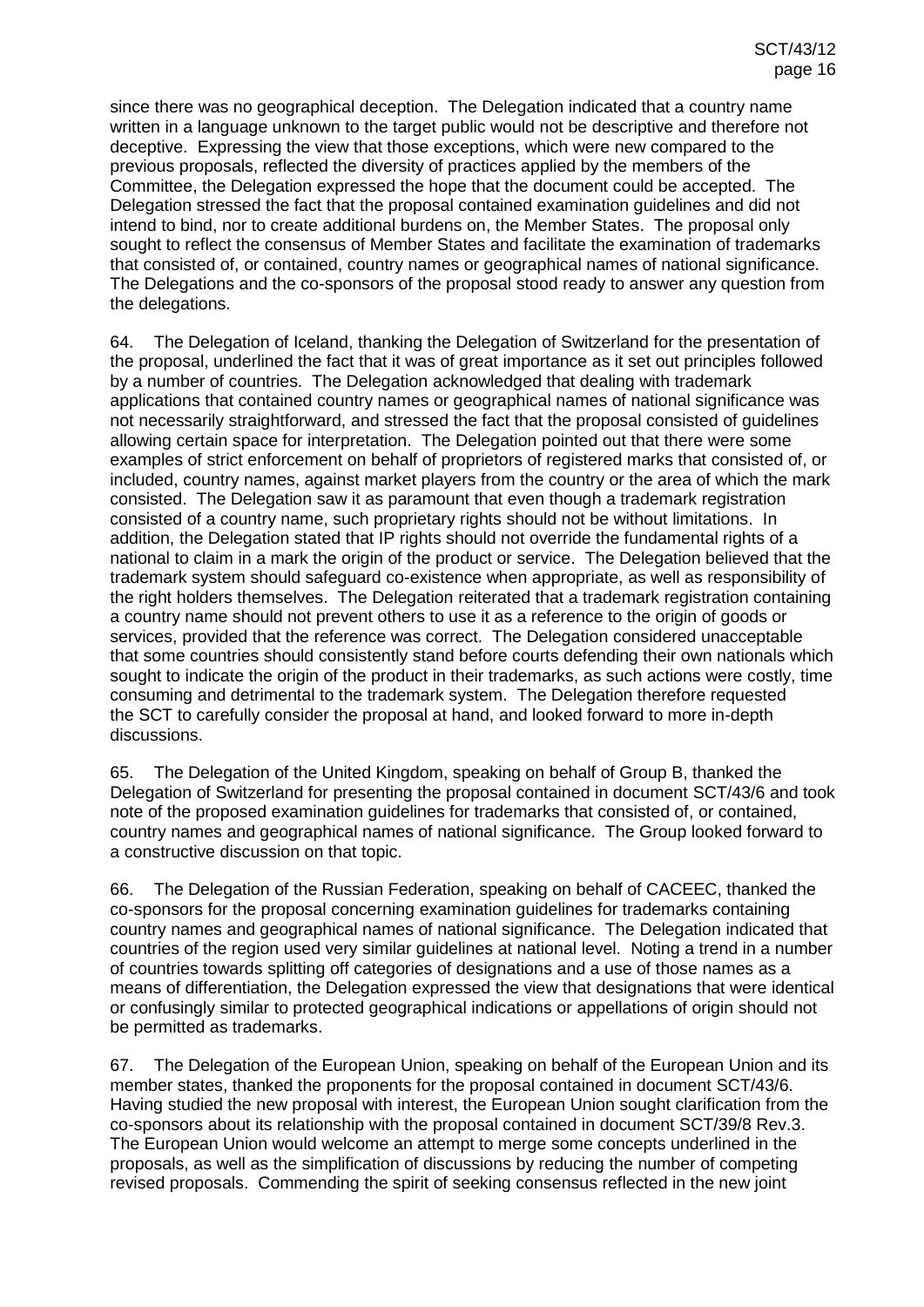since there was no geographical deception. The Delegation indicated that a country name written in a language unknown to the target public would not be descriptive and therefore not deceptive. Expressing the view that those exceptions, which were new compared to the previous proposals, reflected the diversity of practices applied by the members of the Committee, the Delegation expressed the hope that the document could be accepted. The Delegation stressed the fact that the proposal contained examination guidelines and did not intend to bind, nor to create additional burdens on, the Member States. The proposal only sought to reflect the consensus of Member States and facilitate the examination of trademarks that consisted of, or contained, country names or geographical names of national significance. The Delegations and the co-sponsors of the proposal stood ready to answer any question from the delegations.

64. The Delegation of Iceland, thanking the Delegation of Switzerland for the presentation of the proposal, underlined the fact that it was of great importance as it set out principles followed by a number of countries. The Delegation acknowledged that dealing with trademark applications that contained country names or geographical names of national significance was not necessarily straightforward, and stressed the fact that the proposal consisted of guidelines allowing certain space for interpretation. The Delegation pointed out that there were some examples of strict enforcement on behalf of proprietors of registered marks that consisted of, or included, country names, against market players from the country or the area of which the mark consisted. The Delegation saw it as paramount that even though a trademark registration consisted of a country name, such proprietary rights should not be without limitations. In addition, the Delegation stated that IP rights should not override the fundamental rights of a national to claim in a mark the origin of the product or service. The Delegation believed that the trademark system should safeguard co-existence when appropriate, as well as responsibility of the right holders themselves. The Delegation reiterated that a trademark registration containing a country name should not prevent others to use it as a reference to the origin of goods or services, provided that the reference was correct. The Delegation considered unacceptable that some countries should consistently stand before courts defending their own nationals which sought to indicate the origin of the product in their trademarks, as such actions were costly, time consuming and detrimental to the trademark system. The Delegation therefore requested the SCT to carefully consider the proposal at hand, and looked forward to more in-depth discussions.

65. The Delegation of the United Kingdom, speaking on behalf of Group B, thanked the Delegation of Switzerland for presenting the proposal contained in document SCT/43/6 and took note of the proposed examination guidelines for trademarks that consisted of, or contained, country names and geographical names of national significance. The Group looked forward to a constructive discussion on that topic.

66. The Delegation of the Russian Federation, speaking on behalf of CACEEC, thanked the co-sponsors for the proposal concerning examination guidelines for trademarks containing country names and geographical names of national significance. The Delegation indicated that countries of the region used very similar guidelines at national level. Noting a trend in a number of countries towards splitting off categories of designations and a use of those names as a means of differentiation, the Delegation expressed the view that designations that were identical or confusingly similar to protected geographical indications or appellations of origin should not be permitted as trademarks.

67. The Delegation of the European Union, speaking on behalf of the European Union and its member states, thanked the proponents for the proposal contained in document SCT/43/6. Having studied the new proposal with interest, the European Union sought clarification from the co-sponsors about its relationship with the proposal contained in document SCT/39/8 Rev.3. The European Union would welcome an attempt to merge some concepts underlined in the proposals, as well as the simplification of discussions by reducing the number of competing revised proposals. Commending the spirit of seeking consensus reflected in the new joint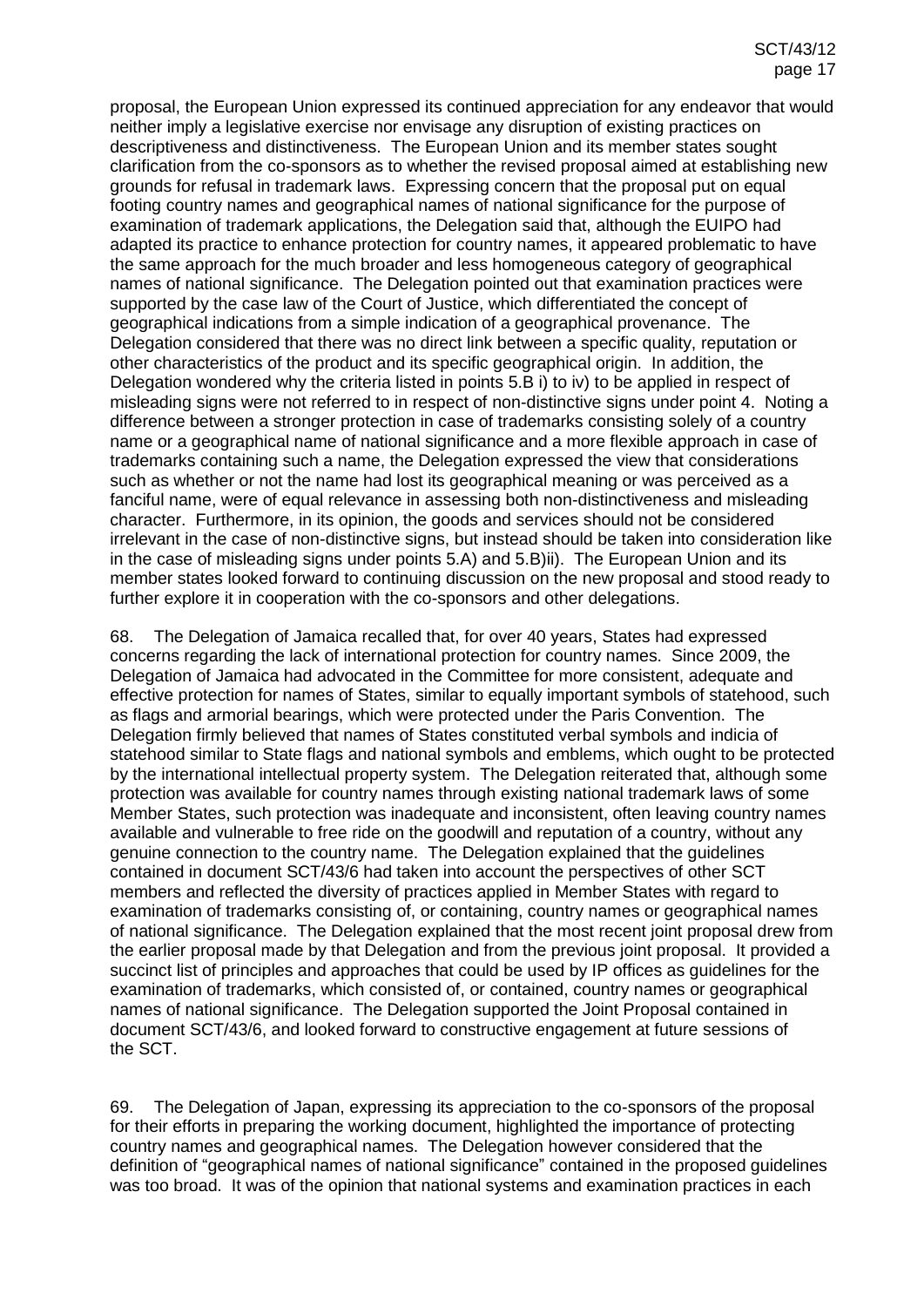proposal, the European Union expressed its continued appreciation for any endeavor that would neither imply a legislative exercise nor envisage any disruption of existing practices on descriptiveness and distinctiveness. The European Union and its member states sought clarification from the co-sponsors as to whether the revised proposal aimed at establishing new grounds for refusal in trademark laws. Expressing concern that the proposal put on equal footing country names and geographical names of national significance for the purpose of examination of trademark applications, the Delegation said that, although the EUIPO had adapted its practice to enhance protection for country names, it appeared problematic to have the same approach for the much broader and less homogeneous category of geographical names of national significance. The Delegation pointed out that examination practices were supported by the case law of the Court of Justice, which differentiated the concept of geographical indications from a simple indication of a geographical provenance. The Delegation considered that there was no direct link between a specific quality, reputation or other characteristics of the product and its specific geographical origin. In addition, the Delegation wondered why the criteria listed in points 5.B i) to iv) to be applied in respect of misleading signs were not referred to in respect of non-distinctive signs under point 4. Noting a difference between a stronger protection in case of trademarks consisting solely of a country name or a geographical name of national significance and a more flexible approach in case of trademarks containing such a name, the Delegation expressed the view that considerations such as whether or not the name had lost its geographical meaning or was perceived as a fanciful name, were of equal relevance in assessing both non-distinctiveness and misleading character. Furthermore, in its opinion, the goods and services should not be considered irrelevant in the case of non-distinctive signs, but instead should be taken into consideration like in the case of misleading signs under points 5.A) and 5.B)ii). The European Union and its member states looked forward to continuing discussion on the new proposal and stood ready to further explore it in cooperation with the co-sponsors and other delegations.

68. The Delegation of Jamaica recalled that, for over 40 years, States had expressed concerns regarding the lack of international protection for country names. Since 2009, the Delegation of Jamaica had advocated in the Committee for more consistent, adequate and effective protection for names of States, similar to equally important symbols of statehood, such as flags and armorial bearings, which were protected under the Paris Convention. The Delegation firmly believed that names of States constituted verbal symbols and indicia of statehood similar to State flags and national symbols and emblems, which ought to be protected by the international intellectual property system. The Delegation reiterated that, although some protection was available for country names through existing national trademark laws of some Member States, such protection was inadequate and inconsistent, often leaving country names available and vulnerable to free ride on the goodwill and reputation of a country, without any genuine connection to the country name. The Delegation explained that the guidelines contained in document SCT/43/6 had taken into account the perspectives of other SCT members and reflected the diversity of practices applied in Member States with regard to examination of trademarks consisting of, or containing, country names or geographical names of national significance. The Delegation explained that the most recent joint proposal drew from the earlier proposal made by that Delegation and from the previous joint proposal. It provided a succinct list of principles and approaches that could be used by IP offices as guidelines for the examination of trademarks, which consisted of, or contained, country names or geographical names of national significance. The Delegation supported the Joint Proposal contained in document SCT/43/6, and looked forward to constructive engagement at future sessions of the SCT.

69. The Delegation of Japan, expressing its appreciation to the co-sponsors of the proposal for their efforts in preparing the working document, highlighted the importance of protecting country names and geographical names. The Delegation however considered that the definition of "geographical names of national significance" contained in the proposed guidelines was too broad. It was of the opinion that national systems and examination practices in each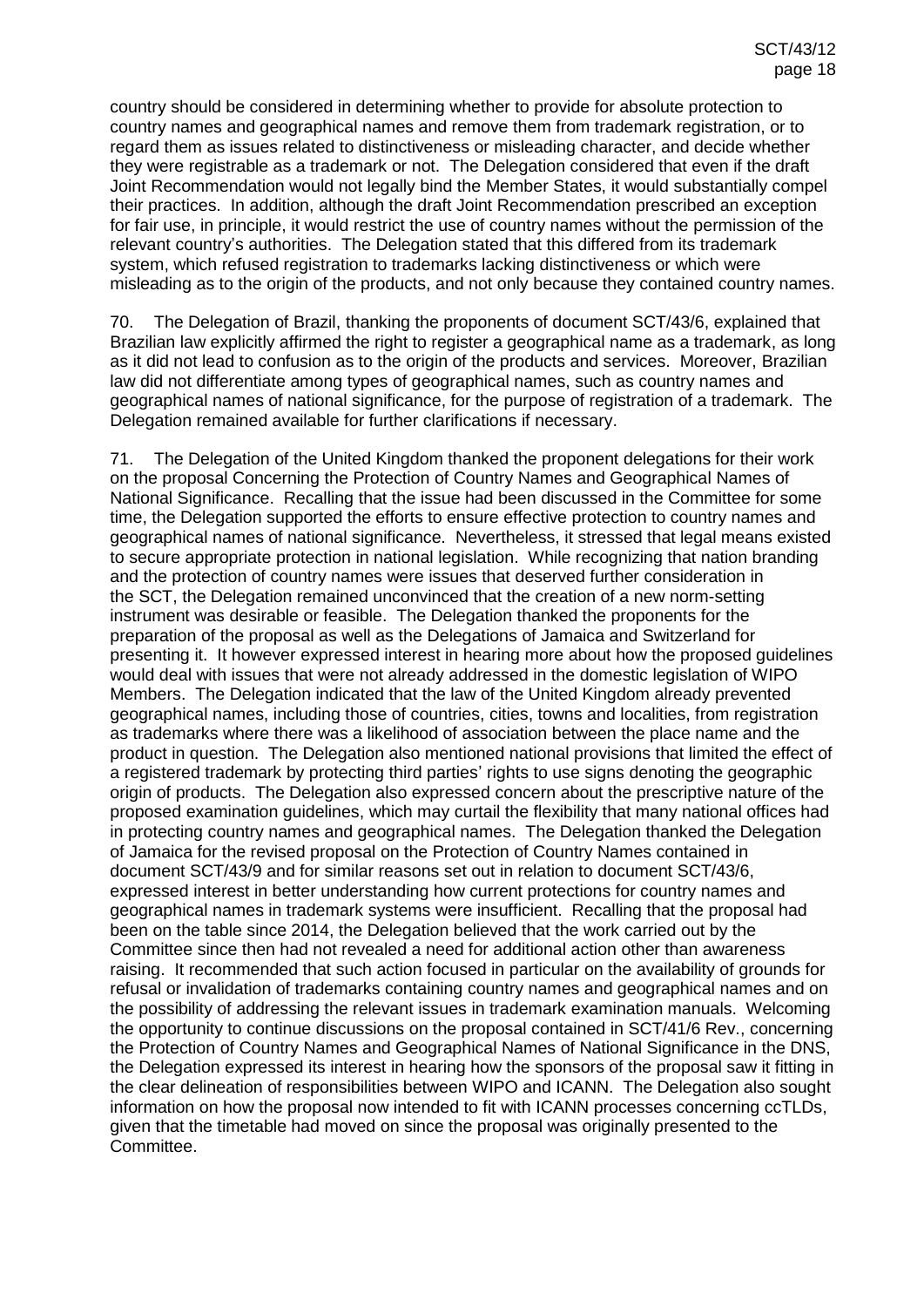country should be considered in determining whether to provide for absolute protection to country names and geographical names and remove them from trademark registration, or to regard them as issues related to distinctiveness or misleading character, and decide whether they were registrable as a trademark or not. The Delegation considered that even if the draft Joint Recommendation would not legally bind the Member States, it would substantially compel their practices. In addition, although the draft Joint Recommendation prescribed an exception for fair use, in principle, it would restrict the use of country names without the permission of the relevant country's authorities. The Delegation stated that this differed from its trademark system, which refused registration to trademarks lacking distinctiveness or which were misleading as to the origin of the products, and not only because they contained country names.

70. The Delegation of Brazil, thanking the proponents of document SCT/43/6, explained that Brazilian law explicitly affirmed the right to register a geographical name as a trademark, as long as it did not lead to confusion as to the origin of the products and services. Moreover, Brazilian law did not differentiate among types of geographical names, such as country names and geographical names of national significance, for the purpose of registration of a trademark. The Delegation remained available for further clarifications if necessary.

71. The Delegation of the United Kingdom thanked the proponent delegations for their work on the proposal Concerning the Protection of Country Names and Geographical Names of National Significance. Recalling that the issue had been discussed in the Committee for some time, the Delegation supported the efforts to ensure effective protection to country names and geographical names of national significance. Nevertheless, it stressed that legal means existed to secure appropriate protection in national legislation. While recognizing that nation branding and the protection of country names were issues that deserved further consideration in the SCT, the Delegation remained unconvinced that the creation of a new norm-setting instrument was desirable or feasible. The Delegation thanked the proponents for the preparation of the proposal as well as the Delegations of Jamaica and Switzerland for presenting it. It however expressed interest in hearing more about how the proposed guidelines would deal with issues that were not already addressed in the domestic legislation of WIPO Members. The Delegation indicated that the law of the United Kingdom already prevented geographical names, including those of countries, cities, towns and localities, from registration as trademarks where there was a likelihood of association between the place name and the product in question. The Delegation also mentioned national provisions that limited the effect of a registered trademark by protecting third parties' rights to use signs denoting the geographic origin of products. The Delegation also expressed concern about the prescriptive nature of the proposed examination guidelines, which may curtail the flexibility that many national offices had in protecting country names and geographical names. The Delegation thanked the Delegation of Jamaica for the revised proposal on the Protection of Country Names contained in document SCT/43/9 and for similar reasons set out in relation to document SCT/43/6, expressed interest in better understanding how current protections for country names and geographical names in trademark systems were insufficient. Recalling that the proposal had been on the table since 2014, the Delegation believed that the work carried out by the Committee since then had not revealed a need for additional action other than awareness raising. It recommended that such action focused in particular on the availability of grounds for refusal or invalidation of trademarks containing country names and geographical names and on the possibility of addressing the relevant issues in trademark examination manuals. Welcoming the opportunity to continue discussions on the proposal contained in SCT/41/6 Rev., concerning the Protection of Country Names and Geographical Names of National Significance in the DNS, the Delegation expressed its interest in hearing how the sponsors of the proposal saw it fitting in the clear delineation of responsibilities between WIPO and ICANN. The Delegation also sought information on how the proposal now intended to fit with ICANN processes concerning ccTLDs, given that the timetable had moved on since the proposal was originally presented to the Committee.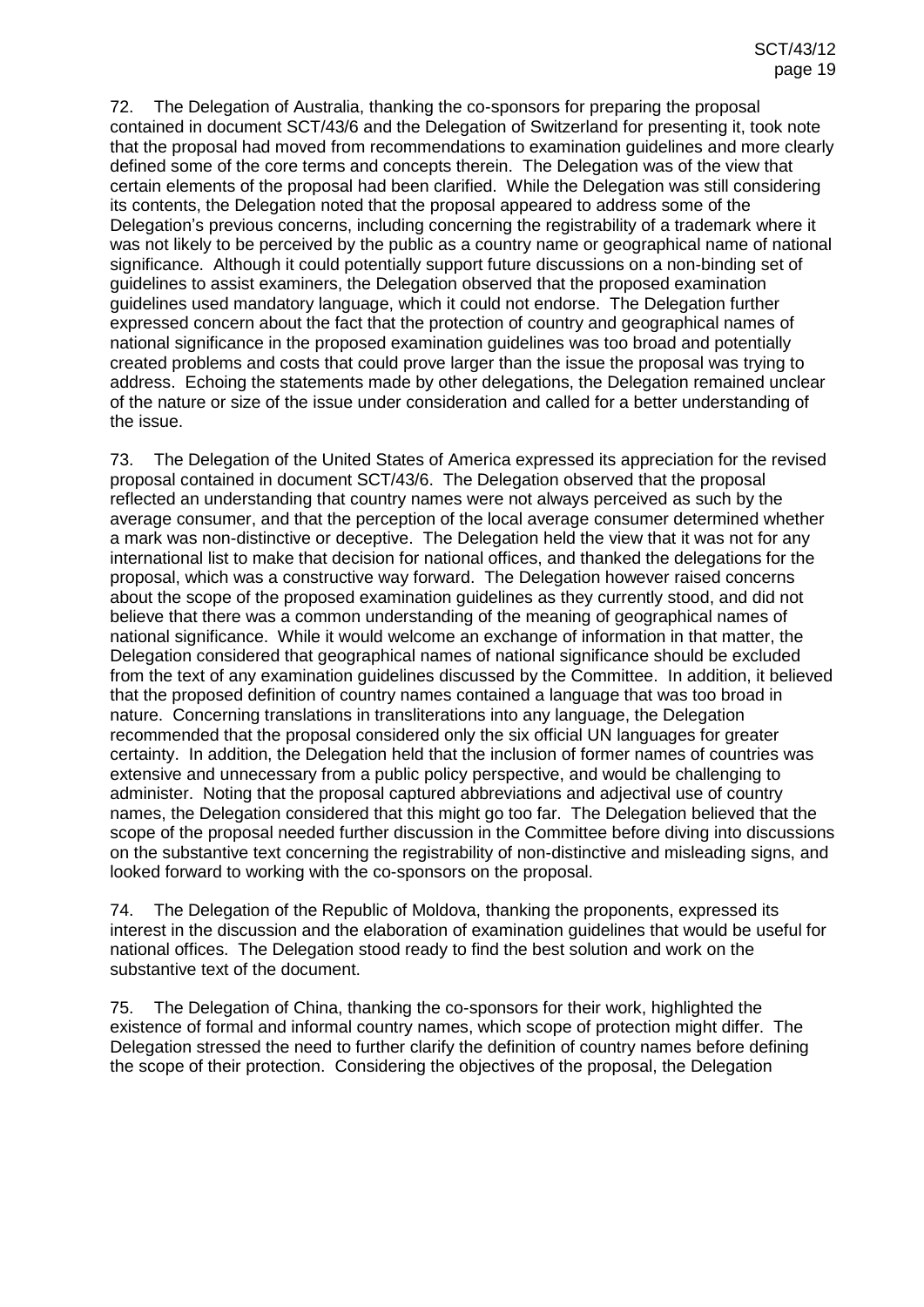72. The Delegation of Australia, thanking the co-sponsors for preparing the proposal contained in document SCT/43/6 and the Delegation of Switzerland for presenting it, took note that the proposal had moved from recommendations to examination guidelines and more clearly defined some of the core terms and concepts therein. The Delegation was of the view that certain elements of the proposal had been clarified. While the Delegation was still considering its contents, the Delegation noted that the proposal appeared to address some of the Delegation's previous concerns, including concerning the registrability of a trademark where it was not likely to be perceived by the public as a country name or geographical name of national significance. Although it could potentially support future discussions on a non-binding set of guidelines to assist examiners, the Delegation observed that the proposed examination guidelines used mandatory language, which it could not endorse. The Delegation further expressed concern about the fact that the protection of country and geographical names of national significance in the proposed examination guidelines was too broad and potentially created problems and costs that could prove larger than the issue the proposal was trying to address. Echoing the statements made by other delegations, the Delegation remained unclear of the nature or size of the issue under consideration and called for a better understanding of the issue.

73. The Delegation of the United States of America expressed its appreciation for the revised proposal contained in document SCT/43/6. The Delegation observed that the proposal reflected an understanding that country names were not always perceived as such by the average consumer, and that the perception of the local average consumer determined whether a mark was non-distinctive or deceptive. The Delegation held the view that it was not for any international list to make that decision for national offices, and thanked the delegations for the proposal, which was a constructive way forward. The Delegation however raised concerns about the scope of the proposed examination guidelines as they currently stood, and did not believe that there was a common understanding of the meaning of geographical names of national significance. While it would welcome an exchange of information in that matter, the Delegation considered that geographical names of national significance should be excluded from the text of any examination guidelines discussed by the Committee. In addition, it believed that the proposed definition of country names contained a language that was too broad in nature. Concerning translations in transliterations into any language, the Delegation recommended that the proposal considered only the six official UN languages for greater certainty. In addition, the Delegation held that the inclusion of former names of countries was extensive and unnecessary from a public policy perspective, and would be challenging to administer. Noting that the proposal captured abbreviations and adjectival use of country names, the Delegation considered that this might go too far. The Delegation believed that the scope of the proposal needed further discussion in the Committee before diving into discussions on the substantive text concerning the registrability of non-distinctive and misleading signs, and looked forward to working with the co-sponsors on the proposal.

74. The Delegation of the Republic of Moldova, thanking the proponents, expressed its interest in the discussion and the elaboration of examination guidelines that would be useful for national offices. The Delegation stood ready to find the best solution and work on the substantive text of the document.

75. The Delegation of China, thanking the co-sponsors for their work, highlighted the existence of formal and informal country names, which scope of protection might differ. The Delegation stressed the need to further clarify the definition of country names before defining the scope of their protection. Considering the objectives of the proposal, the Delegation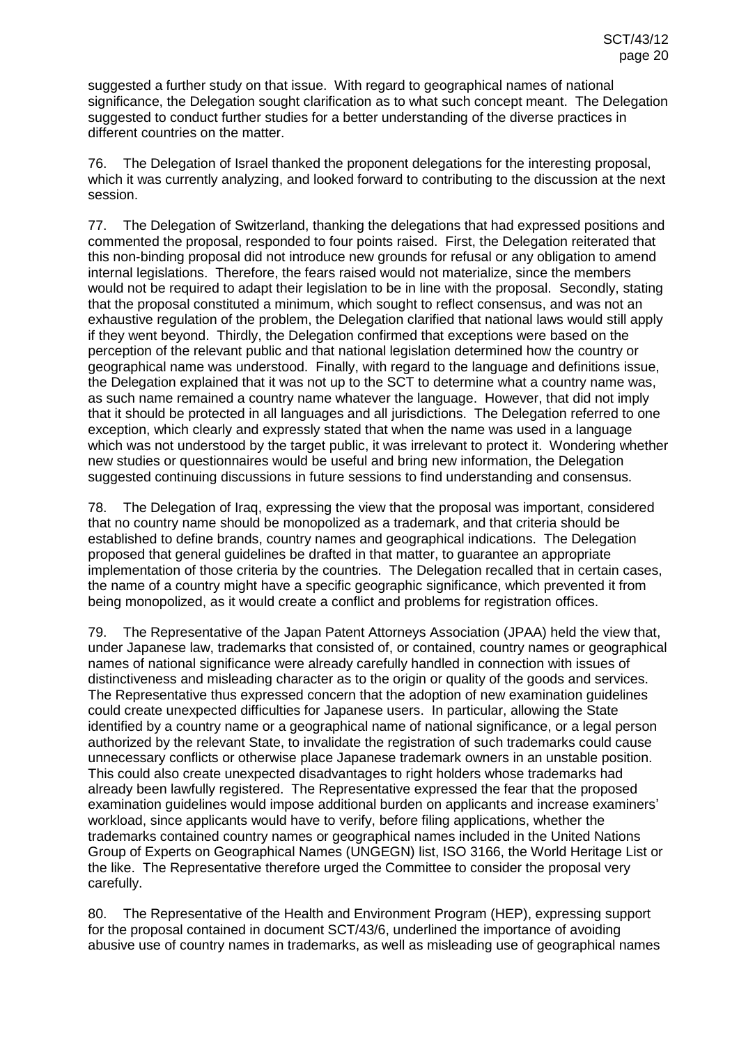suggested a further study on that issue. With regard to geographical names of national significance, the Delegation sought clarification as to what such concept meant. The Delegation suggested to conduct further studies for a better understanding of the diverse practices in different countries on the matter.

76. The Delegation of Israel thanked the proponent delegations for the interesting proposal, which it was currently analyzing, and looked forward to contributing to the discussion at the next session.

77. The Delegation of Switzerland, thanking the delegations that had expressed positions and commented the proposal, responded to four points raised. First, the Delegation reiterated that this non-binding proposal did not introduce new grounds for refusal or any obligation to amend internal legislations. Therefore, the fears raised would not materialize, since the members would not be required to adapt their legislation to be in line with the proposal. Secondly, stating that the proposal constituted a minimum, which sought to reflect consensus, and was not an exhaustive regulation of the problem, the Delegation clarified that national laws would still apply if they went beyond. Thirdly, the Delegation confirmed that exceptions were based on the perception of the relevant public and that national legislation determined how the country or geographical name was understood. Finally, with regard to the language and definitions issue, the Delegation explained that it was not up to the SCT to determine what a country name was, as such name remained a country name whatever the language. However, that did not imply that it should be protected in all languages and all jurisdictions. The Delegation referred to one exception, which clearly and expressly stated that when the name was used in a language which was not understood by the target public, it was irrelevant to protect it. Wondering whether new studies or questionnaires would be useful and bring new information, the Delegation suggested continuing discussions in future sessions to find understanding and consensus.

78. The Delegation of Iraq, expressing the view that the proposal was important, considered that no country name should be monopolized as a trademark, and that criteria should be established to define brands, country names and geographical indications. The Delegation proposed that general guidelines be drafted in that matter, to guarantee an appropriate implementation of those criteria by the countries. The Delegation recalled that in certain cases, the name of a country might have a specific geographic significance, which prevented it from being monopolized, as it would create a conflict and problems for registration offices.

79. The Representative of the Japan Patent Attorneys Association (JPAA) held the view that, under Japanese law, trademarks that consisted of, or contained, country names or geographical names of national significance were already carefully handled in connection with issues of distinctiveness and misleading character as to the origin or quality of the goods and services. The Representative thus expressed concern that the adoption of new examination guidelines could create unexpected difficulties for Japanese users. In particular, allowing the State identified by a country name or a geographical name of national significance, or a legal person authorized by the relevant State, to invalidate the registration of such trademarks could cause unnecessary conflicts or otherwise place Japanese trademark owners in an unstable position. This could also create unexpected disadvantages to right holders whose trademarks had already been lawfully registered. The Representative expressed the fear that the proposed examination guidelines would impose additional burden on applicants and increase examiners' workload, since applicants would have to verify, before filing applications, whether the trademarks contained country names or geographical names included in the United Nations Group of Experts on Geographical Names (UNGEGN) list, ISO 3166, the World Heritage List or the like. The Representative therefore urged the Committee to consider the proposal very carefully.

80. The Representative of the Health and Environment Program (HEP), expressing support for the proposal contained in document SCT/43/6, underlined the importance of avoiding abusive use of country names in trademarks, as well as misleading use of geographical names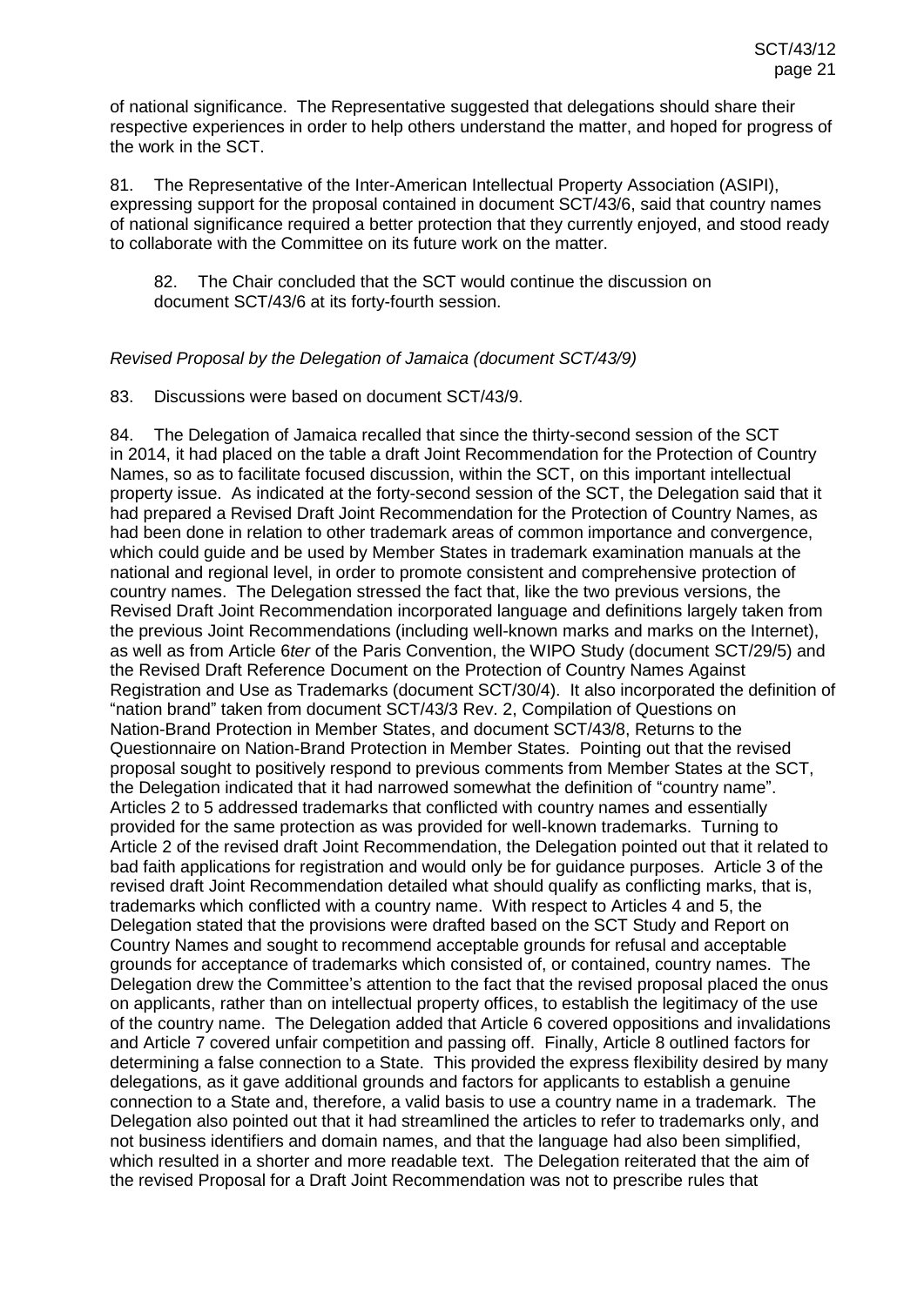of national significance. The Representative suggested that delegations should share their respective experiences in order to help others understand the matter, and hoped for progress of the work in the SCT.

81. The Representative of the Inter-American Intellectual Property Association (ASIPI), expressing support for the proposal contained in document SCT/43/6, said that country names of national significance required a better protection that they currently enjoyed, and stood ready to collaborate with the Committee on its future work on the matter.

> 82. The Chair concluded that the SCT would continue the discussion on document SCT/43/6 at its forty-fourth session.

*Revised Proposal by the Delegation of Jamaica (document SCT/43/9)*

83. Discussions were based on document SCT/43/9.

84. The Delegation of Jamaica recalled that since the thirty-second session of the SCT in 2014, it had placed on the table a draft Joint Recommendation for the Protection of Country Names, so as to facilitate focused discussion, within the SCT, on this important intellectual property issue. As indicated at the forty-second session of the SCT, the Delegation said that it had prepared a Revised Draft Joint Recommendation for the Protection of Country Names, as had been done in relation to other trademark areas of common importance and convergence, which could guide and be used by Member States in trademark examination manuals at the national and regional level, in order to promote consistent and comprehensive protection of country names. The Delegation stressed the fact that, like the two previous versions, the Revised Draft Joint Recommendation incorporated language and definitions largely taken from the previous Joint Recommendations (including well-known marks and marks on the Internet), as well as from Article 6*ter* of the Paris Convention, the WIPO Study (document SCT/29/5) and the Revised Draft Reference Document on the Protection of Country Names Against Registration and Use as Trademarks (document SCT/30/4). It also incorporated the definition of "nation brand" taken from document SCT/43/3 Rev. 2, Compilation of Questions on Nation-Brand Protection in Member States, and document SCT/43/8, Returns to the Questionnaire on Nation-Brand Protection in Member States. Pointing out that the revised proposal sought to positively respond to previous comments from Member States at the SCT, the Delegation indicated that it had narrowed somewhat the definition of "country name". Articles 2 to 5 addressed trademarks that conflicted with country names and essentially provided for the same protection as was provided for well-known trademarks. Turning to Article 2 of the revised draft Joint Recommendation, the Delegation pointed out that it related to bad faith applications for registration and would only be for guidance purposes. Article 3 of the revised draft Joint Recommendation detailed what should qualify as conflicting marks, that is, trademarks which conflicted with a country name. With respect to Articles 4 and 5, the Delegation stated that the provisions were drafted based on the SCT Study and Report on Country Names and sought to recommend acceptable grounds for refusal and acceptable grounds for acceptance of trademarks which consisted of, or contained, country names. The Delegation drew the Committee's attention to the fact that the revised proposal placed the onus on applicants, rather than on intellectual property offices, to establish the legitimacy of the use of the country name. The Delegation added that Article 6 covered oppositions and invalidations and Article 7 covered unfair competition and passing off. Finally, Article 8 outlined factors for determining a false connection to a State. This provided the express flexibility desired by many delegations, as it gave additional grounds and factors for applicants to establish a genuine connection to a State and, therefore, a valid basis to use a country name in a trademark. The Delegation also pointed out that it had streamlined the articles to refer to trademarks only, and not business identifiers and domain names, and that the language had also been simplified, which resulted in a shorter and more readable text. The Delegation reiterated that the aim of the revised Proposal for a Draft Joint Recommendation was not to prescribe rules that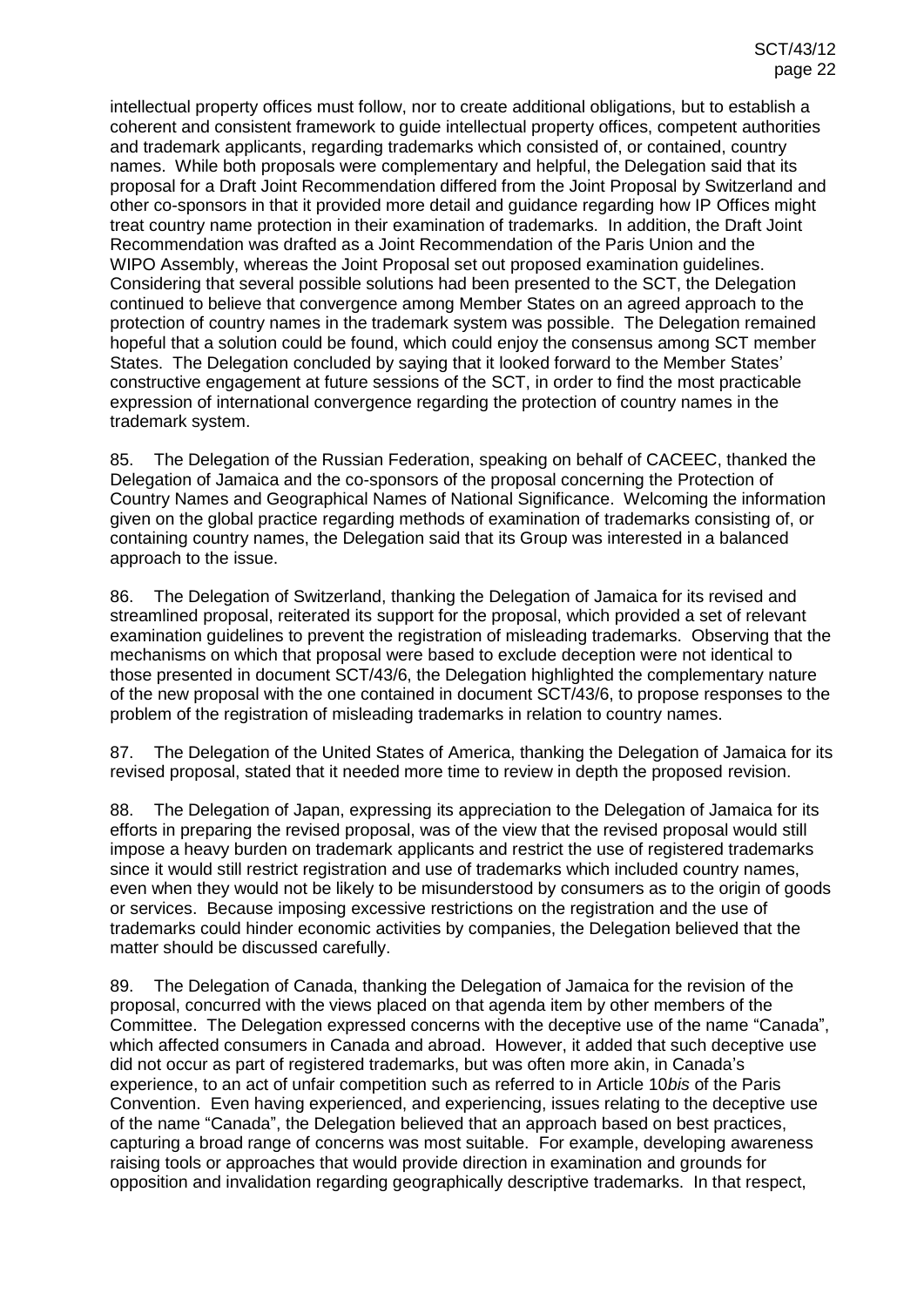intellectual property offices must follow, nor to create additional obligations, but to establish a coherent and consistent framework to guide intellectual property offices, competent authorities and trademark applicants, regarding trademarks which consisted of, or contained, country names. While both proposals were complementary and helpful, the Delegation said that its proposal for a Draft Joint Recommendation differed from the Joint Proposal by Switzerland and other co-sponsors in that it provided more detail and guidance regarding how IP Offices might treat country name protection in their examination of trademarks. In addition, the Draft Joint Recommendation was drafted as a Joint Recommendation of the Paris Union and the WIPO Assembly, whereas the Joint Proposal set out proposed examination guidelines. Considering that several possible solutions had been presented to the SCT, the Delegation continued to believe that convergence among Member States on an agreed approach to the protection of country names in the trademark system was possible. The Delegation remained hopeful that a solution could be found, which could enjoy the consensus among SCT member States. The Delegation concluded by saying that it looked forward to the Member States' constructive engagement at future sessions of the SCT, in order to find the most practicable expression of international convergence regarding the protection of country names in the trademark system.

85. The Delegation of the Russian Federation, speaking on behalf of CACEEC, thanked the Delegation of Jamaica and the co-sponsors of the proposal concerning the Protection of Country Names and Geographical Names of National Significance. Welcoming the information given on the global practice regarding methods of examination of trademarks consisting of, or containing country names, the Delegation said that its Group was interested in a balanced approach to the issue.

86. The Delegation of Switzerland, thanking the Delegation of Jamaica for its revised and streamlined proposal, reiterated its support for the proposal, which provided a set of relevant examination guidelines to prevent the registration of misleading trademarks. Observing that the mechanisms on which that proposal were based to exclude deception were not identical to those presented in document SCT/43/6, the Delegation highlighted the complementary nature of the new proposal with the one contained in document SCT/43/6, to propose responses to the problem of the registration of misleading trademarks in relation to country names.

87. The Delegation of the United States of America, thanking the Delegation of Jamaica for its revised proposal, stated that it needed more time to review in depth the proposed revision.

88. The Delegation of Japan, expressing its appreciation to the Delegation of Jamaica for its efforts in preparing the revised proposal, was of the view that the revised proposal would still impose a heavy burden on trademark applicants and restrict the use of registered trademarks since it would still restrict registration and use of trademarks which included country names, even when they would not be likely to be misunderstood by consumers as to the origin of goods or services. Because imposing excessive restrictions on the registration and the use of trademarks could hinder economic activities by companies, the Delegation believed that the matter should be discussed carefully.

89. The Delegation of Canada, thanking the Delegation of Jamaica for the revision of the proposal, concurred with the views placed on that agenda item by other members of the Committee. The Delegation expressed concerns with the deceptive use of the name "Canada", which affected consumers in Canada and abroad. However, it added that such deceptive use did not occur as part of registered trademarks, but was often more akin, in Canada's experience, to an act of unfair competition such as referred to in Article 10*bis* of the Paris Convention. Even having experienced, and experiencing, issues relating to the deceptive use of the name "Canada", the Delegation believed that an approach based on best practices, capturing a broad range of concerns was most suitable. For example, developing awareness raising tools or approaches that would provide direction in examination and grounds for opposition and invalidation regarding geographically descriptive trademarks. In that respect,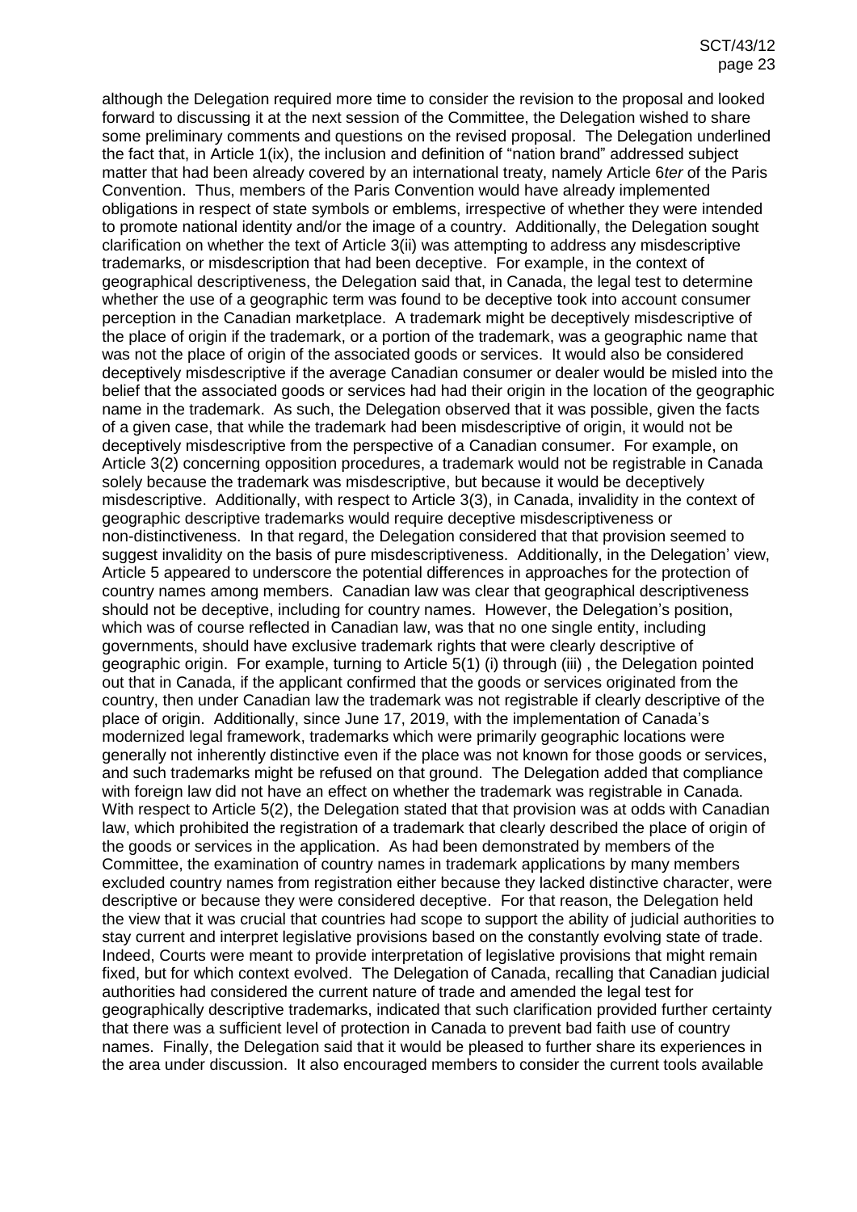although the Delegation required more time to consider the revision to the proposal and looked forward to discussing it at the next session of the Committee, the Delegation wished to share some preliminary comments and questions on the revised proposal. The Delegation underlined the fact that, in Article 1(ix), the inclusion and definition of "nation brand" addressed subject matter that had been already covered by an international treaty, namely Article 6*ter* of the Paris Convention. Thus, members of the Paris Convention would have already implemented obligations in respect of state symbols or emblems, irrespective of whether they were intended to promote national identity and/or the image of a country. Additionally, the Delegation sought clarification on whether the text of Article 3(ii) was attempting to address any misdescriptive trademarks, or misdescription that had been deceptive. For example, in the context of geographical descriptiveness, the Delegation said that, in Canada, the legal test to determine whether the use of a geographic term was found to be deceptive took into account consumer perception in the Canadian marketplace. A trademark might be deceptively misdescriptive of the place of origin if the trademark, or a portion of the trademark, was a geographic name that was not the place of origin of the associated goods or services. It would also be considered deceptively misdescriptive if the average Canadian consumer or dealer would be misled into the belief that the associated goods or services had had their origin in the location of the geographic name in the trademark. As such, the Delegation observed that it was possible, given the facts of a given case, that while the trademark had been misdescriptive of origin, it would not be deceptively misdescriptive from the perspective of a Canadian consumer. For example, on Article 3(2) concerning opposition procedures, a trademark would not be registrable in Canada solely because the trademark was misdescriptive, but because it would be deceptively misdescriptive. Additionally, with respect to Article 3(3), in Canada, invalidity in the context of geographic descriptive trademarks would require deceptive misdescriptiveness or non-distinctiveness. In that regard, the Delegation considered that that provision seemed to suggest invalidity on the basis of pure misdescriptiveness. Additionally, in the Delegation' view, Article 5 appeared to underscore the potential differences in approaches for the protection of country names among members. Canadian law was clear that geographical descriptiveness should not be deceptive, including for country names. However, the Delegation's position, which was of course reflected in Canadian law, was that no one single entity, including governments, should have exclusive trademark rights that were clearly descriptive of geographic origin. For example, turning to Article 5(1) (i) through (iii) , the Delegation pointed out that in Canada, if the applicant confirmed that the goods or services originated from the country, then under Canadian law the trademark was not registrable if clearly descriptive of the place of origin. Additionally, since June 17, 2019, with the implementation of Canada's modernized legal framework, trademarks which were primarily geographic locations were generally not inherently distinctive even if the place was not known for those goods or services, and such trademarks might be refused on that ground. The Delegation added that compliance with foreign law did not have an effect on whether the trademark was registrable in Canada. With respect to Article 5(2), the Delegation stated that that provision was at odds with Canadian law, which prohibited the registration of a trademark that clearly described the place of origin of the goods or services in the application. As had been demonstrated by members of the Committee, the examination of country names in trademark applications by many members excluded country names from registration either because they lacked distinctive character, were descriptive or because they were considered deceptive. For that reason, the Delegation held the view that it was crucial that countries had scope to support the ability of judicial authorities to stay current and interpret legislative provisions based on the constantly evolving state of trade. Indeed, Courts were meant to provide interpretation of legislative provisions that might remain fixed, but for which context evolved. The Delegation of Canada, recalling that Canadian judicial authorities had considered the current nature of trade and amended the legal test for geographically descriptive trademarks, indicated that such clarification provided further certainty that there was a sufficient level of protection in Canada to prevent bad faith use of country names. Finally, the Delegation said that it would be pleased to further share its experiences in the area under discussion. It also encouraged members to consider the current tools available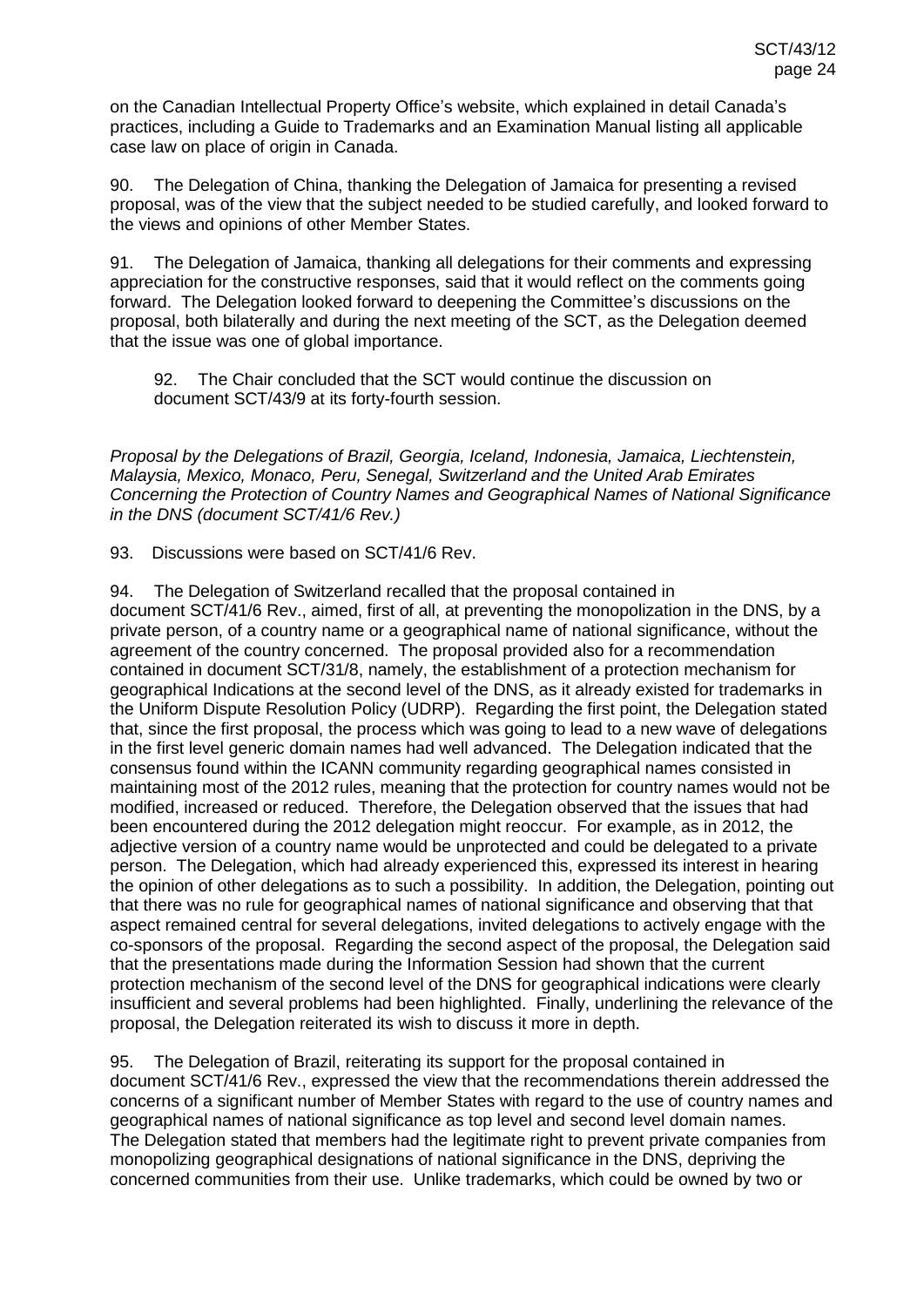on the Canadian Intellectual Property Office's website, which explained in detail Canada's practices, including a Guide to Trademarks and an Examination Manual listing all applicable case law on place of origin in Canada.

90. The Delegation of China, thanking the Delegation of Jamaica for presenting a revised proposal, was of the view that the subject needed to be studied carefully, and looked forward to the views and opinions of other Member States.

91. The Delegation of Jamaica, thanking all delegations for their comments and expressing appreciation for the constructive responses, said that it would reflect on the comments going forward. The Delegation looked forward to deepening the Committee's discussions on the proposal, both bilaterally and during the next meeting of the SCT, as the Delegation deemed that the issue was one of global importance.

> 92. The Chair concluded that the SCT would continue the discussion on document SCT/43/9 at its forty-fourth session.

*Proposal by the Delegations of Brazil, Georgia, Iceland, Indonesia, Jamaica, Liechtenstein, Malaysia, Mexico, Monaco, Peru, Senegal, Switzerland and the United Arab Emirates Concerning the Protection of Country Names and Geographical Names of National Significance in the DNS (document SCT/41/6 Rev.)*

93. Discussions were based on SCT/41/6 Rev.

94. The Delegation of Switzerland recalled that the proposal contained in document SCT/41/6 Rev., aimed, first of all, at preventing the monopolization in the DNS, by a private person, of a country name or a geographical name of national significance, without the agreement of the country concerned. The proposal provided also for a recommendation contained in document SCT/31/8, namely, the establishment of a protection mechanism for geographical Indications at the second level of the DNS, as it already existed for trademarks in the Uniform Dispute Resolution Policy (UDRP). Regarding the first point, the Delegation stated that, since the first proposal, the process which was going to lead to a new wave of delegations in the first level generic domain names had well advanced. The Delegation indicated that the consensus found within the ICANN community regarding geographical names consisted in maintaining most of the 2012 rules, meaning that the protection for country names would not be modified, increased or reduced. Therefore, the Delegation observed that the issues that had been encountered during the 2012 delegation might reoccur. For example, as in 2012, the adjective version of a country name would be unprotected and could be delegated to a private person. The Delegation, which had already experienced this, expressed its interest in hearing the opinion of other delegations as to such a possibility. In addition, the Delegation, pointing out that there was no rule for geographical names of national significance and observing that that aspect remained central for several delegations, invited delegations to actively engage with the co-sponsors of the proposal. Regarding the second aspect of the proposal, the Delegation said that the presentations made during the Information Session had shown that the current protection mechanism of the second level of the DNS for geographical indications were clearly insufficient and several problems had been highlighted. Finally, underlining the relevance of the proposal, the Delegation reiterated its wish to discuss it more in depth.

95. The Delegation of Brazil, reiterating its support for the proposal contained in document SCT/41/6 Rev., expressed the view that the recommendations therein addressed the concerns of a significant number of Member States with regard to the use of country names and geographical names of national significance as top level and second level domain names. The Delegation stated that members had the legitimate right to prevent private companies from monopolizing geographical designations of national significance in the DNS, depriving the concerned communities from their use. Unlike trademarks, which could be owned by two or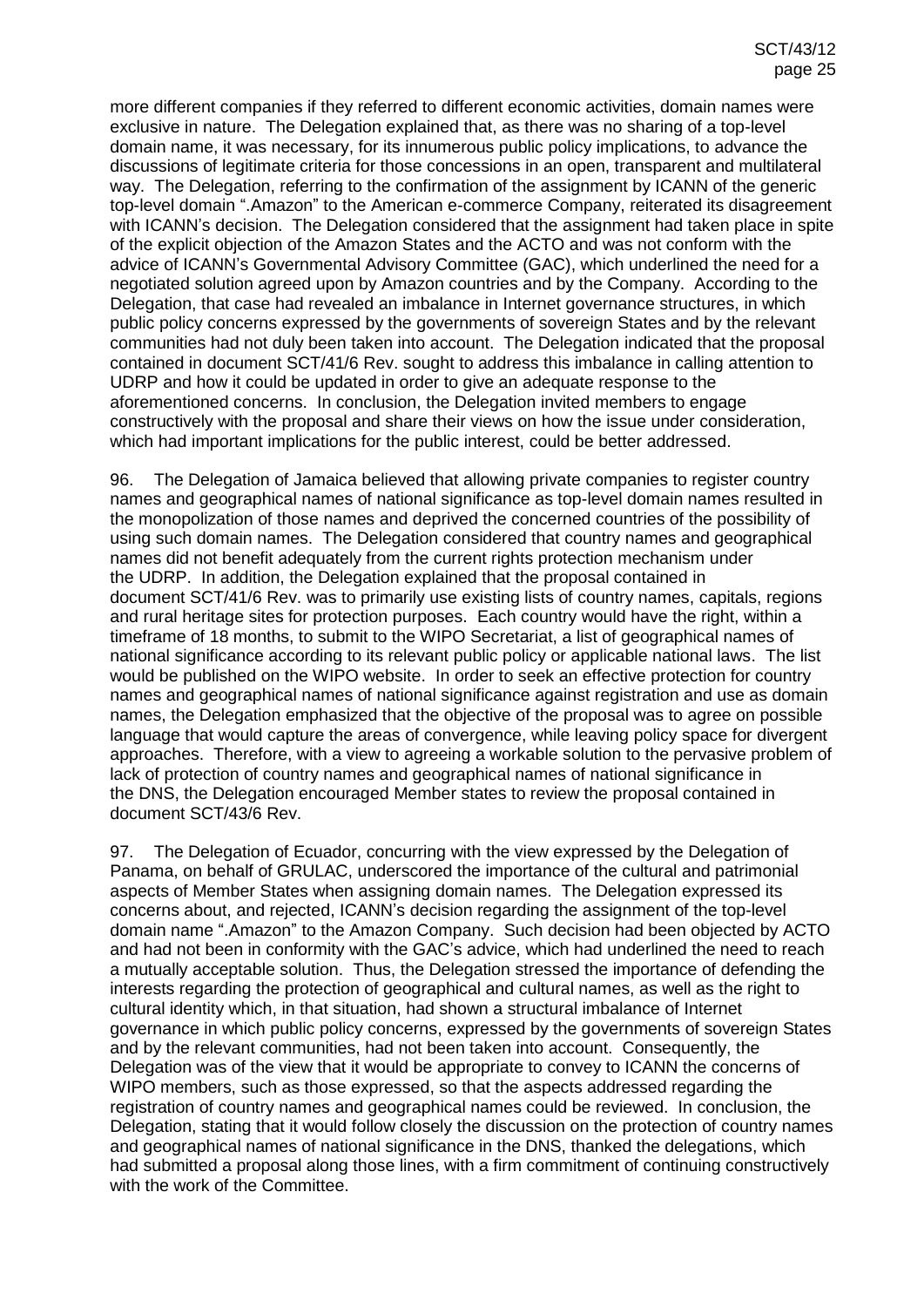more different companies if they referred to different economic activities, domain names were exclusive in nature. The Delegation explained that, as there was no sharing of a top-level domain name, it was necessary, for its innumerous public policy implications, to advance the discussions of legitimate criteria for those concessions in an open, transparent and multilateral way. The Delegation, referring to the confirmation of the assignment by ICANN of the generic top-level domain ".Amazon" to the American e-commerce Company, reiterated its disagreement with ICANN's decision. The Delegation considered that the assignment had taken place in spite of the explicit objection of the Amazon States and the ACTO and was not conform with the advice of ICANN's Governmental Advisory Committee (GAC), which underlined the need for a negotiated solution agreed upon by Amazon countries and by the Company. According to the Delegation, that case had revealed an imbalance in Internet governance structures, in which public policy concerns expressed by the governments of sovereign States and by the relevant communities had not duly been taken into account. The Delegation indicated that the proposal contained in document SCT/41/6 Rev. sought to address this imbalance in calling attention to UDRP and how it could be updated in order to give an adequate response to the aforementioned concerns. In conclusion, the Delegation invited members to engage constructively with the proposal and share their views on how the issue under consideration, which had important implications for the public interest, could be better addressed.

96. The Delegation of Jamaica believed that allowing private companies to register country names and geographical names of national significance as top-level domain names resulted in the monopolization of those names and deprived the concerned countries of the possibility of using such domain names. The Delegation considered that country names and geographical names did not benefit adequately from the current rights protection mechanism under the UDRP. In addition, the Delegation explained that the proposal contained in document SCT/41/6 Rev. was to primarily use existing lists of country names, capitals, regions and rural heritage sites for protection purposes. Each country would have the right, within a timeframe of 18 months, to submit to the WIPO Secretariat, a list of geographical names of national significance according to its relevant public policy or applicable national laws. The list would be published on the WIPO website. In order to seek an effective protection for country names and geographical names of national significance against registration and use as domain names, the Delegation emphasized that the objective of the proposal was to agree on possible language that would capture the areas of convergence, while leaving policy space for divergent approaches. Therefore, with a view to agreeing a workable solution to the pervasive problem of lack of protection of country names and geographical names of national significance in the DNS, the Delegation encouraged Member states to review the proposal contained in document SCT/43/6 Rev.

97. The Delegation of Ecuador, concurring with the view expressed by the Delegation of Panama, on behalf of GRULAC, underscored the importance of the cultural and patrimonial aspects of Member States when assigning domain names. The Delegation expressed its concerns about, and rejected, ICANN's decision regarding the assignment of the top-level domain name ".Amazon" to the Amazon Company. Such decision had been objected by ACTO and had not been in conformity with the GAC's advice, which had underlined the need to reach a mutually acceptable solution. Thus, the Delegation stressed the importance of defending the interests regarding the protection of geographical and cultural names, as well as the right to cultural identity which, in that situation, had shown a structural imbalance of Internet governance in which public policy concerns, expressed by the governments of sovereign States and by the relevant communities, had not been taken into account. Consequently, the Delegation was of the view that it would be appropriate to convey to ICANN the concerns of WIPO members, such as those expressed, so that the aspects addressed regarding the registration of country names and geographical names could be reviewed. In conclusion, the Delegation, stating that it would follow closely the discussion on the protection of country names and geographical names of national significance in the DNS, thanked the delegations, which had submitted a proposal along those lines, with a firm commitment of continuing constructively with the work of the Committee.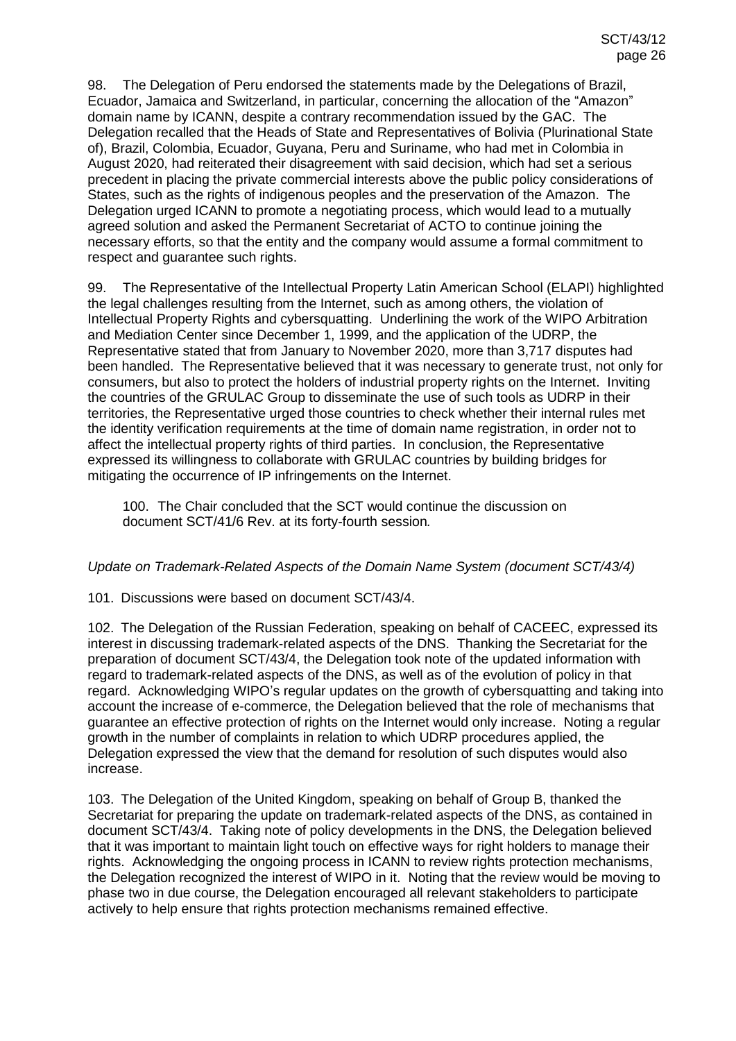98. The Delegation of Peru endorsed the statements made by the Delegations of Brazil, Ecuador, Jamaica and Switzerland, in particular, concerning the allocation of the "Amazon" domain name by ICANN, despite a contrary recommendation issued by the GAC. The Delegation recalled that the Heads of State and Representatives of Bolivia (Plurinational State of), Brazil, Colombia, Ecuador, Guyana, Peru and Suriname, who had met in Colombia in August 2020, had reiterated their disagreement with said decision, which had set a serious precedent in placing the private commercial interests above the public policy considerations of States, such as the rights of indigenous peoples and the preservation of the Amazon. The Delegation urged ICANN to promote a negotiating process, which would lead to a mutually agreed solution and asked the Permanent Secretariat of ACTO to continue joining the necessary efforts, so that the entity and the company would assume a formal commitment to respect and guarantee such rights.

99. The Representative of the Intellectual Property Latin American School (ELAPI) highlighted the legal challenges resulting from the Internet, such as among others, the violation of Intellectual Property Rights and cybersquatting. Underlining the work of the WIPO Arbitration and Mediation Center since December 1, 1999, and the application of the UDRP, the Representative stated that from January to November 2020, more than 3,717 disputes had been handled. The Representative believed that it was necessary to generate trust, not only for consumers, but also to protect the holders of industrial property rights on the Internet. Inviting the countries of the GRULAC Group to disseminate the use of such tools as UDRP in their territories, the Representative urged those countries to check whether their internal rules met the identity verification requirements at the time of domain name registration, in order not to affect the intellectual property rights of third parties. In conclusion, the Representative expressed its willingness to collaborate with GRULAC countries by building bridges for mitigating the occurrence of IP infringements on the Internet.

100. The Chair concluded that the SCT would continue the discussion on document SCT/41/6 Rev. at its forty-fourth session.

*Update on Trademark-Related Aspects of the Domain Name System (document SCT/43/4)*

101. Discussions were based on document SCT/43/4.

102. The Delegation of the Russian Federation, speaking on behalf of CACEEC, expressed its interest in discussing trademark-related aspects of the DNS. Thanking the Secretariat for the preparation of document SCT/43/4, the Delegation took note of the updated information with regard to trademark-related aspects of the DNS, as well as of the evolution of policy in that regard. Acknowledging WIPO's regular updates on the growth of cybersquatting and taking into account the increase of e-commerce, the Delegation believed that the role of mechanisms that guarantee an effective protection of rights on the Internet would only increase. Noting a regular growth in the number of complaints in relation to which UDRP procedures applied, the Delegation expressed the view that the demand for resolution of such disputes would also increase.

103. The Delegation of the United Kingdom, speaking on behalf of Group B, thanked the Secretariat for preparing the update on trademark-related aspects of the DNS, as contained in document SCT/43/4. Taking note of policy developments in the DNS, the Delegation believed that it was important to maintain light touch on effective ways for right holders to manage their rights. Acknowledging the ongoing process in ICANN to review rights protection mechanisms, the Delegation recognized the interest of WIPO in it. Noting that the review would be moving to phase two in due course, the Delegation encouraged all relevant stakeholders to participate actively to help ensure that rights protection mechanisms remained effective.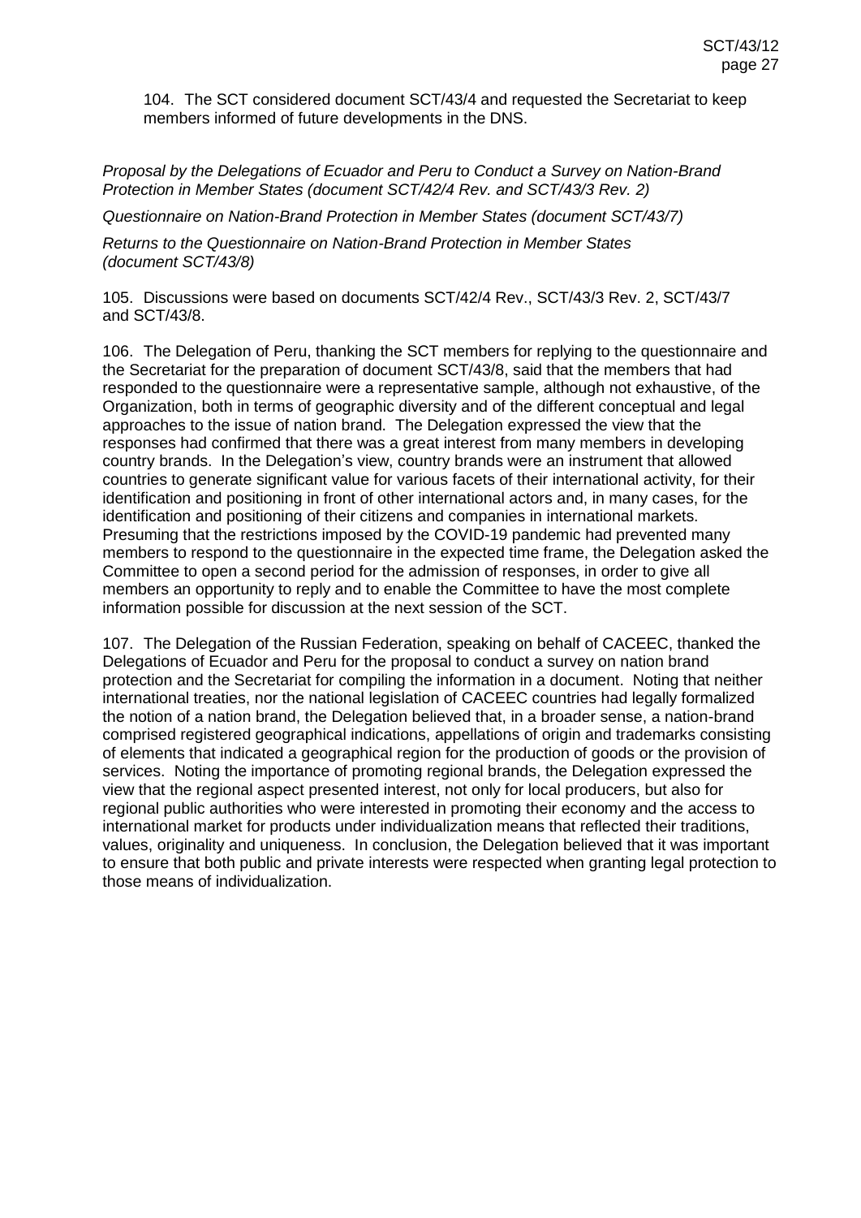104. The SCT considered document SCT/43/4 and requested the Secretariat to keep members informed of future developments in the DNS.

*Proposal by the Delegations of Ecuador and Peru to Conduct a Survey on Nation-Brand Protection in Member States (document SCT/42/4 Rev. and SCT/43/3 Rev. 2)*

*Questionnaire on Nation-Brand Protection in Member States (document SCT/43/7)*

*Returns to the Questionnaire on Nation-Brand Protection in Member States (document SCT/43/8)*

105. Discussions were based on documents SCT/42/4 Rev., SCT/43/3 Rev. 2, SCT/43/7 and SCT/43/8.

106. The Delegation of Peru, thanking the SCT members for replying to the questionnaire and the Secretariat for the preparation of document SCT/43/8, said that the members that had responded to the questionnaire were a representative sample, although not exhaustive, of the Organization, both in terms of geographic diversity and of the different conceptual and legal approaches to the issue of nation brand. The Delegation expressed the view that the responses had confirmed that there was a great interest from many members in developing country brands. In the Delegation's view, country brands were an instrument that allowed countries to generate significant value for various facets of their international activity, for their identification and positioning in front of other international actors and, in many cases, for the identification and positioning of their citizens and companies in international markets. Presuming that the restrictions imposed by the COVID-19 pandemic had prevented many members to respond to the questionnaire in the expected time frame, the Delegation asked the Committee to open a second period for the admission of responses, in order to give all members an opportunity to reply and to enable the Committee to have the most complete information possible for discussion at the next session of the SCT.

107. The Delegation of the Russian Federation, speaking on behalf of CACEEC, thanked the Delegations of Ecuador and Peru for the proposal to conduct a survey on nation brand protection and the Secretariat for compiling the information in a document. Noting that neither international treaties, nor the national legislation of CACEEC countries had legally formalized the notion of a nation brand, the Delegation believed that, in a broader sense, a nation-brand comprised registered geographical indications, appellations of origin and trademarks consisting of elements that indicated a geographical region for the production of goods or the provision of services. Noting the importance of promoting regional brands, the Delegation expressed the view that the regional aspect presented interest, not only for local producers, but also for regional public authorities who were interested in promoting their economy and the access to international market for products under individualization means that reflected their traditions, values, originality and uniqueness. In conclusion, the Delegation believed that it was important to ensure that both public and private interests were respected when granting legal protection to those means of individualization.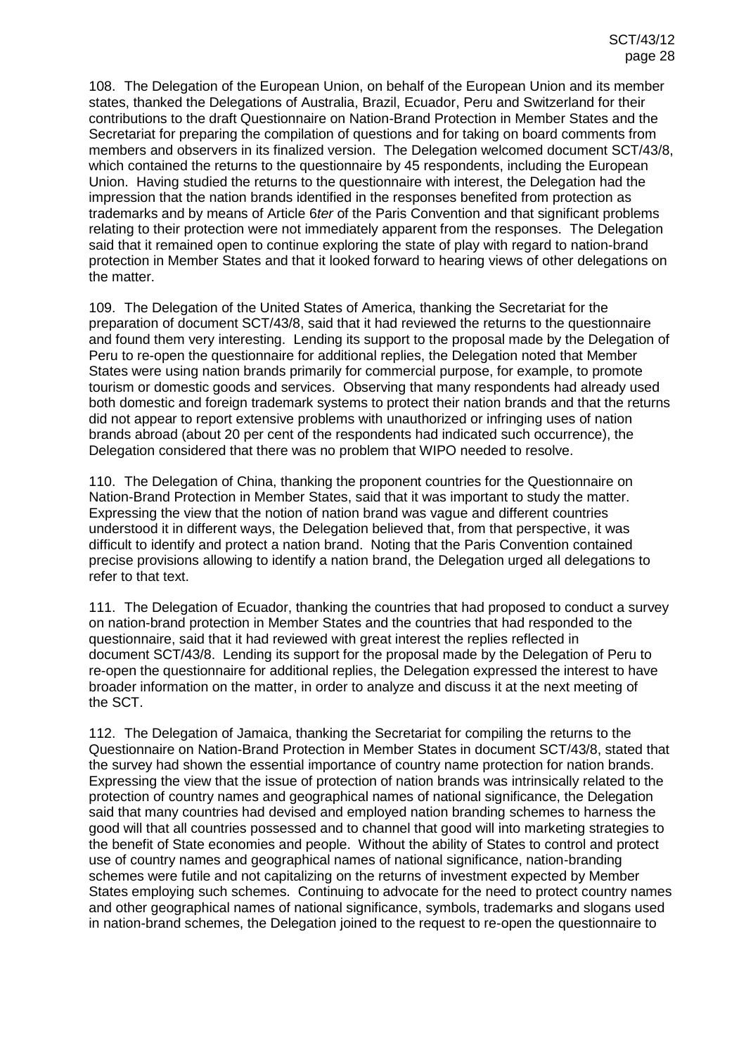108. The Delegation of the European Union, on behalf of the European Union and its member states, thanked the Delegations of Australia, Brazil, Ecuador, Peru and Switzerland for their contributions to the draft Questionnaire on Nation-Brand Protection in Member States and the Secretariat for preparing the compilation of questions and for taking on board comments from members and observers in its finalized version. The Delegation welcomed document SCT/43/8, which contained the returns to the questionnaire by 45 respondents, including the European Union. Having studied the returns to the questionnaire with interest, the Delegation had the impression that the nation brands identified in the responses benefited from protection as trademarks and by means of Article 6*ter* of the Paris Convention and that significant problems relating to their protection were not immediately apparent from the responses. The Delegation said that it remained open to continue exploring the state of play with regard to nation-brand protection in Member States and that it looked forward to hearing views of other delegations on the matter.

109. The Delegation of the United States of America, thanking the Secretariat for the preparation of document SCT/43/8, said that it had reviewed the returns to the questionnaire and found them very interesting. Lending its support to the proposal made by the Delegation of Peru to re-open the questionnaire for additional replies, the Delegation noted that Member States were using nation brands primarily for commercial purpose, for example, to promote tourism or domestic goods and services. Observing that many respondents had already used both domestic and foreign trademark systems to protect their nation brands and that the returns did not appear to report extensive problems with unauthorized or infringing uses of nation brands abroad (about 20 per cent of the respondents had indicated such occurrence), the Delegation considered that there was no problem that WIPO needed to resolve.

110. The Delegation of China, thanking the proponent countries for the Questionnaire on Nation-Brand Protection in Member States, said that it was important to study the matter. Expressing the view that the notion of nation brand was vague and different countries understood it in different ways, the Delegation believed that, from that perspective, it was difficult to identify and protect a nation brand. Noting that the Paris Convention contained precise provisions allowing to identify a nation brand, the Delegation urged all delegations to refer to that text.

111. The Delegation of Ecuador, thanking the countries that had proposed to conduct a survey on nation-brand protection in Member States and the countries that had responded to the questionnaire, said that it had reviewed with great interest the replies reflected in document SCT/43/8. Lending its support for the proposal made by the Delegation of Peru to re-open the questionnaire for additional replies, the Delegation expressed the interest to have broader information on the matter, in order to analyze and discuss it at the next meeting of the SCT.

112. The Delegation of Jamaica, thanking the Secretariat for compiling the returns to the Questionnaire on Nation-Brand Protection in Member States in document SCT/43/8, stated that the survey had shown the essential importance of country name protection for nation brands. Expressing the view that the issue of protection of nation brands was intrinsically related to the protection of country names and geographical names of national significance, the Delegation said that many countries had devised and employed nation branding schemes to harness the good will that all countries possessed and to channel that good will into marketing strategies to the benefit of State economies and people. Without the ability of States to control and protect use of country names and geographical names of national significance, nation-branding schemes were futile and not capitalizing on the returns of investment expected by Member States employing such schemes. Continuing to advocate for the need to protect country names and other geographical names of national significance, symbols, trademarks and slogans used in nation-brand schemes, the Delegation joined to the request to re-open the questionnaire to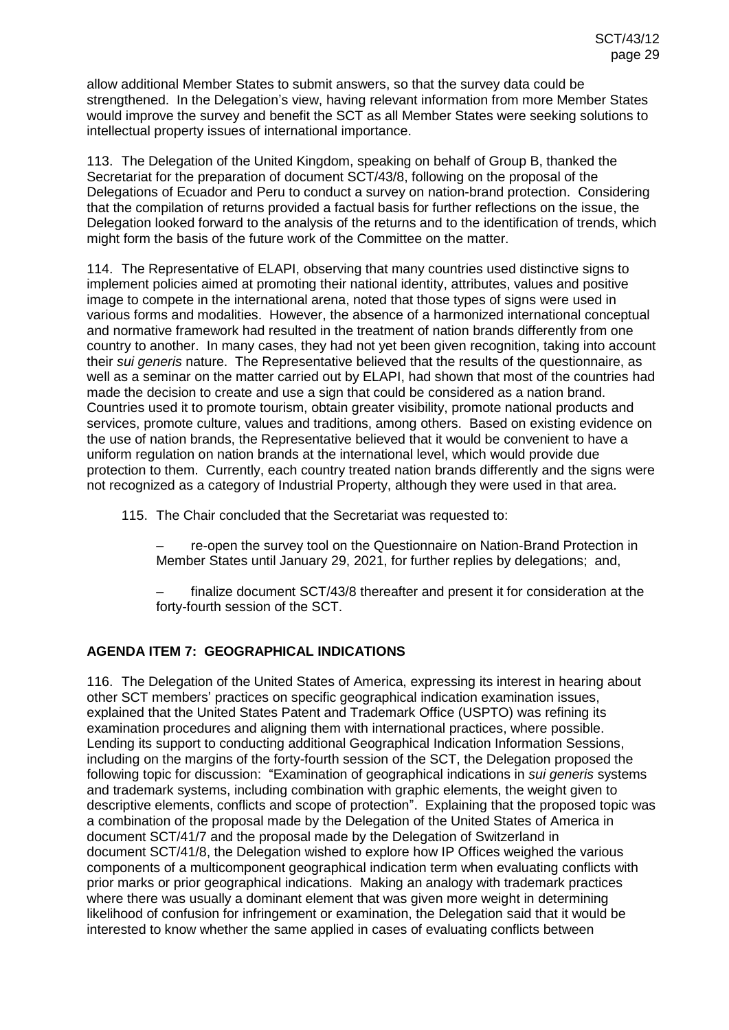allow additional Member States to submit answers, so that the survey data could be strengthened. In the Delegation's view, having relevant information from more Member States would improve the survey and benefit the SCT as all Member States were seeking solutions to intellectual property issues of international importance.

113. The Delegation of the United Kingdom, speaking on behalf of Group B, thanked the Secretariat for the preparation of document SCT/43/8, following on the proposal of the Delegations of Ecuador and Peru to conduct a survey on nation-brand protection. Considering that the compilation of returns provided a factual basis for further reflections on the issue, the Delegation looked forward to the analysis of the returns and to the identification of trends, which might form the basis of the future work of the Committee on the matter.

114. The Representative of ELAPI, observing that many countries used distinctive signs to implement policies aimed at promoting their national identity, attributes, values and positive image to compete in the international arena, noted that those types of signs were used in various forms and modalities. However, the absence of a harmonized international conceptual and normative framework had resulted in the treatment of nation brands differently from one country to another. In many cases, they had not yet been given recognition, taking into account their *sui generis* nature. The Representative believed that the results of the questionnaire, as well as a seminar on the matter carried out by ELAPI, had shown that most of the countries had made the decision to create and use a sign that could be considered as a nation brand. Countries used it to promote tourism, obtain greater visibility, promote national products and services, promote culture, values and traditions, among others. Based on existing evidence on the use of nation brands, the Representative believed that it would be convenient to have a uniform regulation on nation brands at the international level, which would provide due protection to them. Currently, each country treated nation brands differently and the signs were not recognized as a category of Industrial Property, although they were used in that area.

115. The Chair concluded that the Secretariat was requested to:

– re-open the survey tool on the Questionnaire on Nation-Brand Protection in Member States until January 29, 2021, for further replies by delegations; and,

– finalize document SCT/43/8 thereafter and present it for consideration at the forty-fourth session of the SCT.

## AGENDA ITEM 7: GEOGRAPHICAL INDICATIONS

116. The Delegation of the United States of America, expressing its interest in hearing about other SCT members' practices on specific geographical indication examination issues, explained that the United States Patent and Trademark Office (USPTO) was refining its examination procedures and aligning them with international practices, where possible. Lending its support to conducting additional Geographical Indication Information Sessions, including on the margins of the forty-fourth session of the SCT, the Delegation proposed the following topic for discussion: "Examination of geographical indications in *sui generis* systems and trademark systems, including combination with graphic elements, the weight given to descriptive elements, conflicts and scope of protection". Explaining that the proposed topic was a combination of the proposal made by the Delegation of the United States of America in document SCT/41/7 and the proposal made by the Delegation of Switzerland in document SCT/41/8, the Delegation wished to explore how IP Offices weighed the various components of a multicomponent geographical indication term when evaluating conflicts with prior marks or prior geographical indications. Making an analogy with trademark practices where there was usually a dominant element that was given more weight in determining likelihood of confusion for infringement or examination, the Delegation said that it would be interested to know whether the same applied in cases of evaluating conflicts between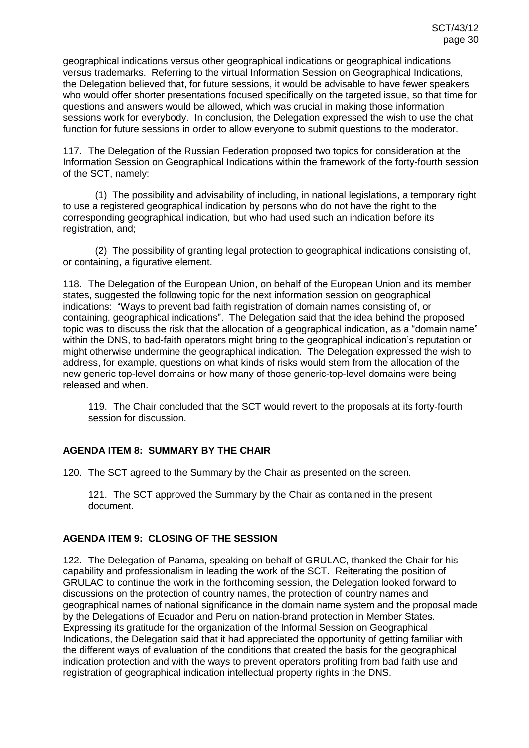geographical indications versus other geographical indications or geographical indications versus trademarks. Referring to the virtual Information Session on Geographical Indications, the Delegation believed that, for future sessions, it would be advisable to have fewer speakers who would offer shorter presentations focused specifically on the targeted issue, so that time for questions and answers would be allowed, which was crucial in making those information sessions work for everybody. In conclusion, the Delegation expressed the wish to use the chat function for future sessions in order to allow everyone to submit questions to the moderator.

117. The Delegation of the Russian Federation proposed two topics for consideration at the Information Session on Geographical Indications within the framework of the forty-fourth session of the SCT, namely:

(1) The possibility and advisability of including, in national legislations, a temporary right to use a registered geographical indication by persons who do not have the right to the corresponding geographical indication, but who had used such an indication before its registration, and;

(2) The possibility of granting legal protection to geographical indications consisting of, or containing, a figurative element.

118. The Delegation of the European Union, on behalf of the European Union and its member states, suggested the following topic for the next information session on geographical indications: "Ways to prevent bad faith registration of domain names consisting of, or containing, geographical indications". The Delegation said that the idea behind the proposed topic was to discuss the risk that the allocation of a geographical indication, as a "domain name" within the DNS, to bad-faith operators might bring to the geographical indication's reputation or might otherwise undermine the geographical indication. The Delegation expressed the wish to address, for example, questions on what kinds of risks would stem from the allocation of the new generic top-level domains or how many of those generic-top-level domains were being released and when.

119. The Chair concluded that the SCT would revert to the proposals at its forty-fourth session for discussion.

## AGENDA ITEM 8: SUMMARY BY THE CHAIR

120. The SCT agreed to the Summary by the Chair as presented on the screen.

121. The SCT approved the Summary by the Chair as contained in the present document.

## AGENDA ITEM 9: CLOSING OF THE SESSION

122. The Delegation of Panama, speaking on behalf of GRULAC, thanked the Chair for his capability and professionalism in leading the work of the SCT. Reiterating the position of GRULAC to continue the work in the forthcoming session, the Delegation looked forward to discussions on the protection of country names, the protection of country names and geographical names of national significance in the domain name system and the proposal made by the Delegations of Ecuador and Peru on nation-brand protection in Member States. Expressing its gratitude for the organization of the Informal Session on Geographical Indications, the Delegation said that it had appreciated the opportunity of getting familiar with the different ways of evaluation of the conditions that created the basis for the geographical indication protection and with the ways to prevent operators profiting from bad faith use and registration of geographical indication intellectual property rights in the DNS.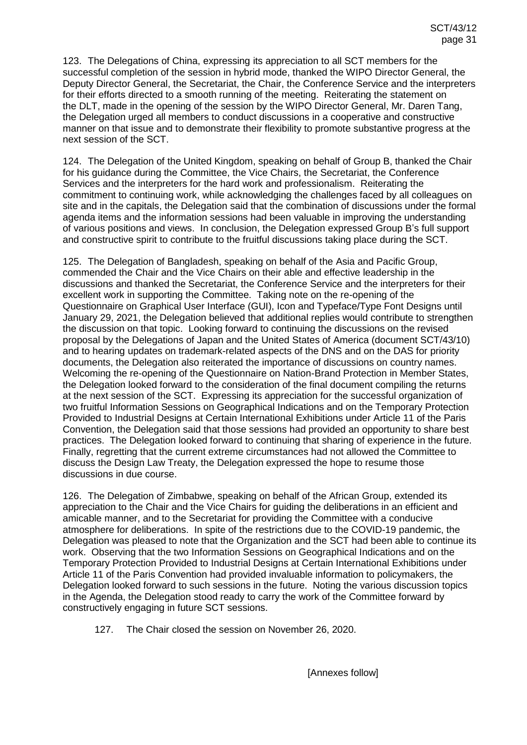123. The Delegations of China, expressing its appreciation to all SCT members for the successful completion of the session in hybrid mode, thanked the WIPO Director General, the Deputy Director General, the Secretariat, the Chair, the Conference Service and the interpreters for their efforts directed to a smooth running of the meeting. Reiterating the statement on the DLT, made in the opening of the session by the WIPO Director General, Mr. Daren Tang, the Delegation urged all members to conduct discussions in a cooperative and constructive manner on that issue and to demonstrate their flexibility to promote substantive progress at the next session of the SCT.

124. The Delegation of the United Kingdom, speaking on behalf of Group B, thanked the Chair for his guidance during the Committee, the Vice Chairs, the Secretariat, the Conference Services and the interpreters for the hard work and professionalism. Reiterating the commitment to continuing work, while acknowledging the challenges faced by all colleagues on site and in the capitals, the Delegation said that the combination of discussions under the formal agenda items and the information sessions had been valuable in improving the understanding of various positions and views. In conclusion, the Delegation expressed Group B's full support and constructive spirit to contribute to the fruitful discussions taking place during the SCT.

125. The Delegation of Bangladesh, speaking on behalf of the Asia and Pacific Group, commended the Chair and the Vice Chairs on their able and effective leadership in the discussions and thanked the Secretariat, the Conference Service and the interpreters for their excellent work in supporting the Committee. Taking note on the re-opening of the Questionnaire on Graphical User Interface (GUI), Icon and Typeface/Type Font Designs until January 29, 2021, the Delegation believed that additional replies would contribute to strengthen the discussion on that topic. Looking forward to continuing the discussions on the revised proposal by the Delegations of Japan and the United States of America (document SCT/43/10) and to hearing updates on trademark-related aspects of the DNS and on the DAS for priority documents, the Delegation also reiterated the importance of discussions on country names. Welcoming the re-opening of the Questionnaire on Nation-Brand Protection in Member States, the Delegation looked forward to the consideration of the final document compiling the returns at the next session of the SCT. Expressing its appreciation for the successful organization of two fruitful Information Sessions on Geographical Indications and on the Temporary Protection Provided to Industrial Designs at Certain International Exhibitions under Article 11 of the Paris Convention, the Delegation said that those sessions had provided an opportunity to share best practices. The Delegation looked forward to continuing that sharing of experience in the future. Finally, regretting that the current extreme circumstances had not allowed the Committee to discuss the Design Law Treaty, the Delegation expressed the hope to resume those discussions in due course.

126. The Delegation of Zimbabwe, speaking on behalf of the African Group, extended its appreciation to the Chair and the Vice Chairs for guiding the deliberations in an efficient and amicable manner, and to the Secretariat for providing the Committee with a conducive atmosphere for deliberations. In spite of the restrictions due to the COVID-19 pandemic, the Delegation was pleased to note that the Organization and the SCT had been able to continue its work. Observing that the two Information Sessions on Geographical Indications and on the Temporary Protection Provided to Industrial Designs at Certain International Exhibitions under Article 11 of the Paris Convention had provided invaluable information to policymakers, the Delegation looked forward to such sessions in the future. Noting the various discussion topics in the Agenda, the Delegation stood ready to carry the work of the Committee forward by constructively engaging in future SCT sessions.

127. The Chair closed the session on November 26, 2020.

[Annexes follow]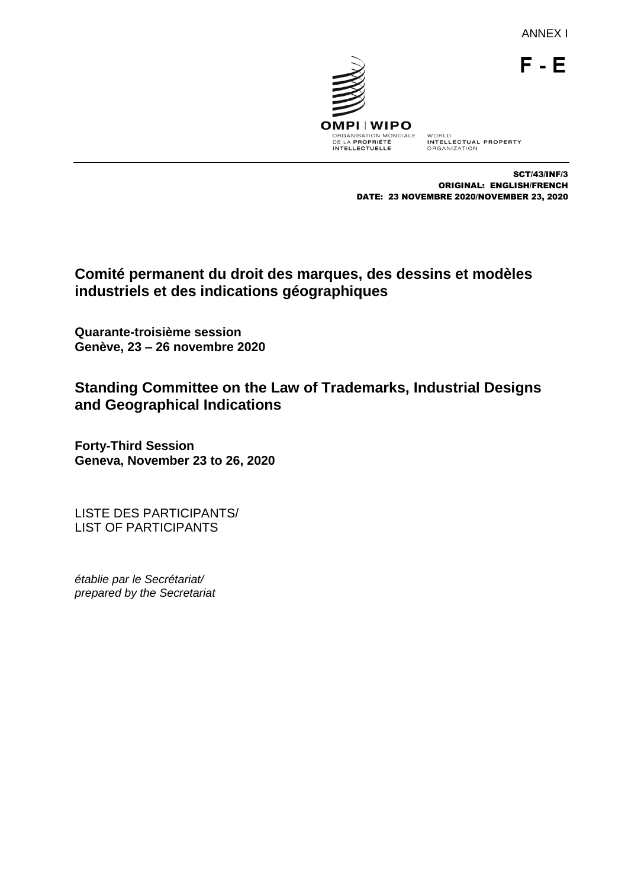ANNEX I

F - E

OMPI | WIPO

ORGANISATION MONDIALE DE LA PROPRIÉTÉ INTELLECTUELLE

WORLD INTELLECTUAL PROPERTY ORGANIZATION

SCT/43/INF/3
ORIGINAL: ENGLISH/FRENCH
DATE: 23 NOVEMBRE 2020/NOVEMBER 23, 2020

## Comité permanent du droit des marques, des dessins et modèles industriels et des indications géographiques

**Quarante-troisième session**
**Genève, 23 – 26 novembre 2020**

## Standing Committee on the Law of Trademarks, Industrial Designs and Geographical Indications

**Forty-Third Session**
**Geneva, November 23 to 26, 2020**

LISTE DES PARTICIPANTS/
LIST OF PARTICIPANTS

*établie par le Secrétariat/*
*prepared by the Secretariat*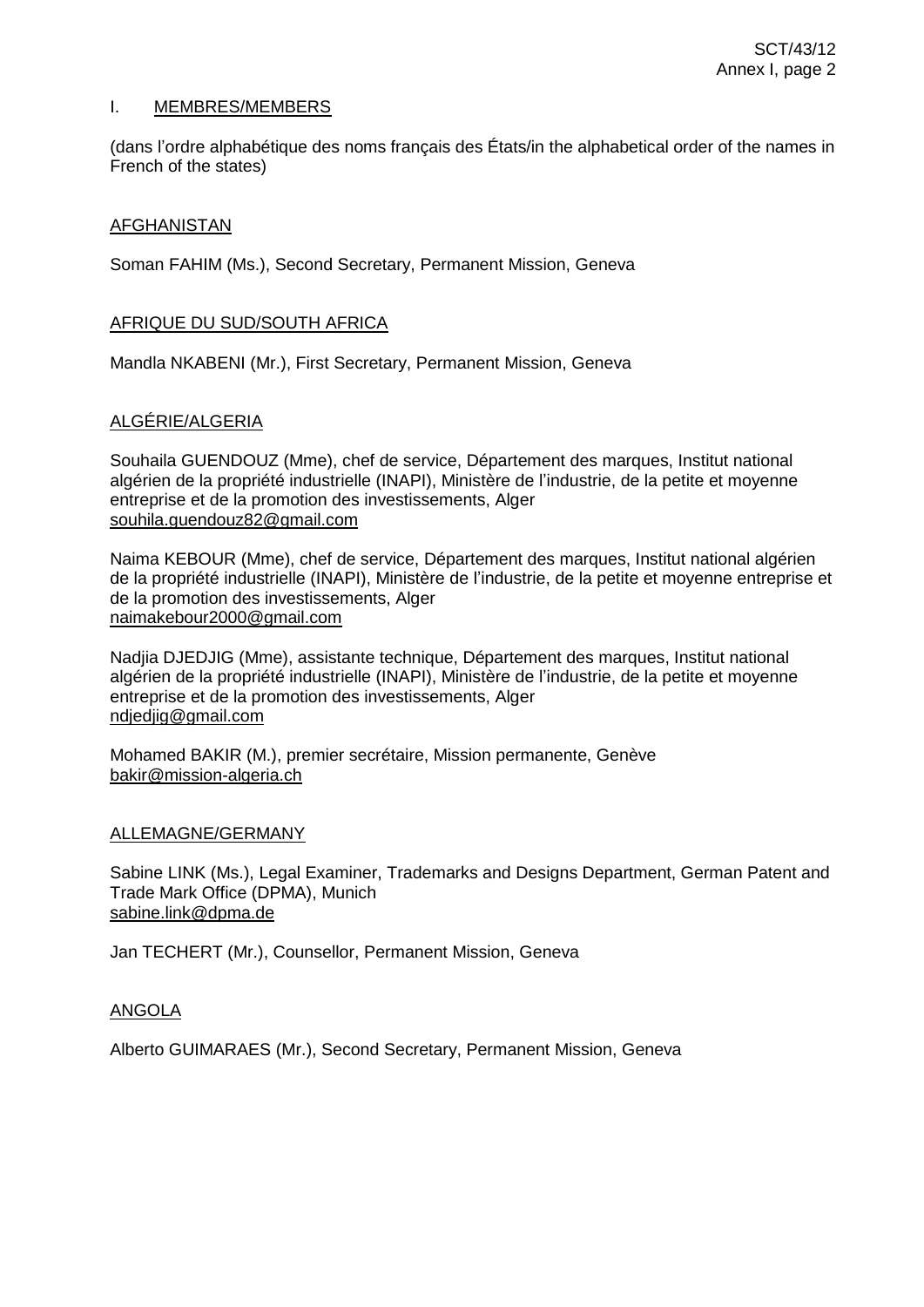## I. MEMBRES/MEMBERS

(dans l'ordre alphabétique des noms français des États/in the alphabetical order of the names in French of the states)

### AFGHANISTAN

Soman FAHIM (Ms.), Second Secretary, Permanent Mission, Geneva

### AFRIQUE DU SUD/SOUTH AFRICA

Mandla NKABENI (Mr.), First Secretary, Permanent Mission, Geneva

### ALGÉRIE/ALGERIA

Souhaila GUENDOUZ (Mme), chef de service, Département des marques, Institut national algérien de la propriété industrielle (INAPI), Ministère de l'industrie, de la petite et moyenne entreprise et de la promotion des investissements, Alger
souhila.guendouz82@gmail.com

Naima KEBOUR (Mme), chef de service, Département des marques, Institut national algérien de la propriété industrielle (INAPI), Ministère de l'industrie, de la petite et moyenne entreprise et de la promotion des investissements, Alger
naimakebour2000@gmail.com

Nadjia DJEDJIG (Mme), assistante technique, Département des marques, Institut national algérien de la propriété industrielle (INAPI), Ministère de l'industrie, de la petite et moyenne entreprise et de la promotion des investissements, Alger
ndjedjig@gmail.com

Mohamed BAKIR (M.), premier secrétaire, Mission permanente, Genève
bakir@mission-algeria.ch

### ALLEMAGNE/GERMANY

Sabine LINK (Ms.), Legal Examiner, Trademarks and Designs Department, German Patent and Trade Mark Office (DPMA), Munich
sabine.link@dpma.de

Jan TECHERT (Mr.), Counsellor, Permanent Mission, Geneva

### ANGOLA

Alberto GUIMARAES (Mr.), Second Secretary, Permanent Mission, Geneva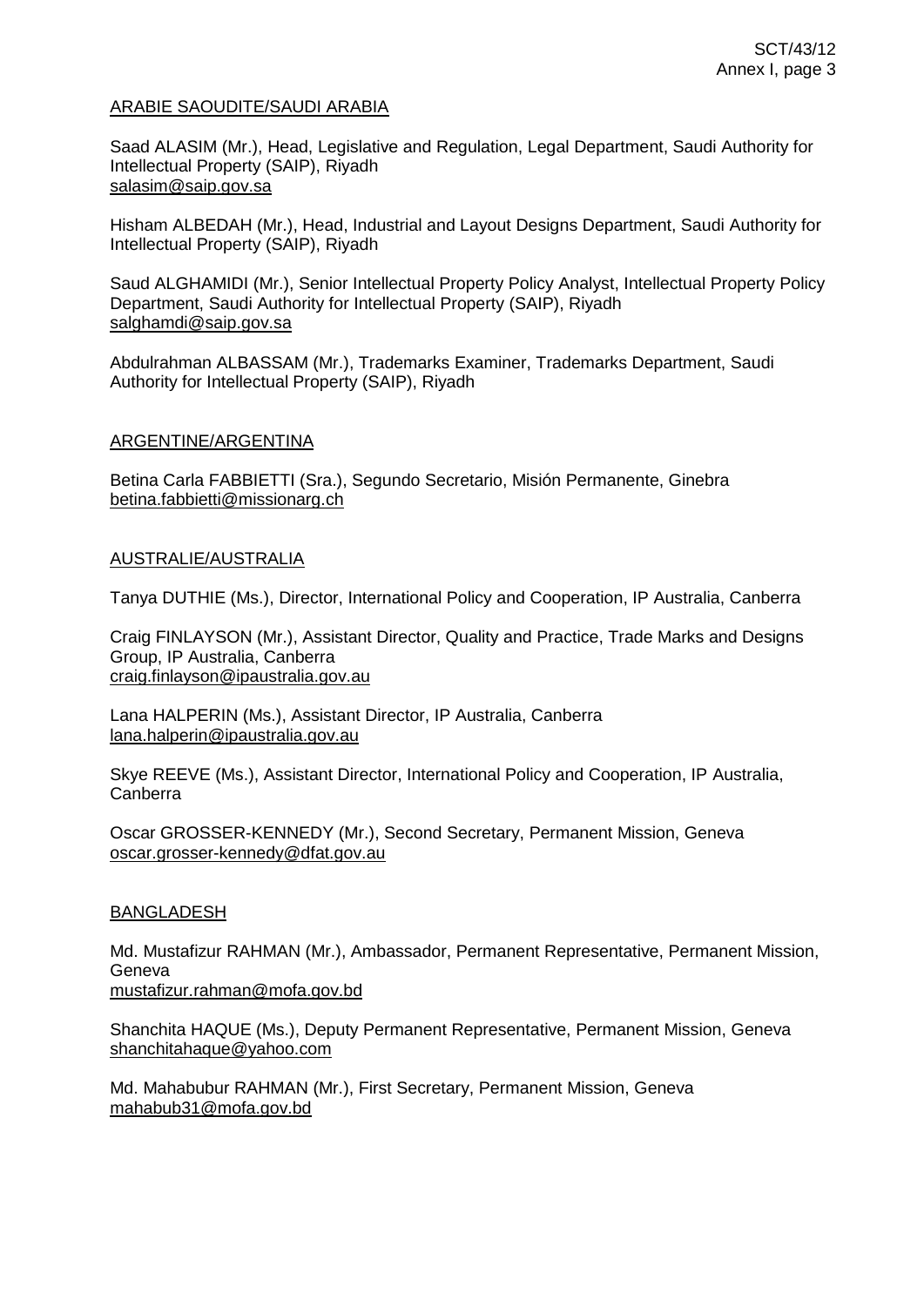ARABIE SAOUDITE/SAUDI ARABIA

Saad ALASIM (Mr.), Head, Legislative and Regulation, Legal Department, Saudi Authority for Intellectual Property (SAIP), Riyadh
salasim@saip.gov.sa

Hisham ALBEDAH (Mr.), Head, Industrial and Layout Designs Department, Saudi Authority for Intellectual Property (SAIP), Riyadh

Saud ALGHAMIDI (Mr.), Senior Intellectual Property Policy Analyst, Intellectual Property Policy Department, Saudi Authority for Intellectual Property (SAIP), Riyadh
salghamdi@saip.gov.sa

Abdulrahman ALBASSAM (Mr.), Trademarks Examiner, Trademarks Department, Saudi Authority for Intellectual Property (SAIP), Riyadh

ARGENTINE/ARGENTINA

Betina Carla FABBIETTI (Sra.), Segundo Secretario, Misión Permanente, Ginebra
betina.fabbietti@missionarg.ch

AUSTRALIE/AUSTRALIA

Tanya DUTHIE (Ms.), Director, International Policy and Cooperation, IP Australia, Canberra

Craig FINLAYSON (Mr.), Assistant Director, Quality and Practice, Trade Marks and Designs Group, IP Australia, Canberra
craig.finlayson@ipaustralia.gov.au

Lana HALPERIN (Ms.), Assistant Director, IP Australia, Canberra
lana.halperin@ipaustralia.gov.au

Skye REEVE (Ms.), Assistant Director, International Policy and Cooperation, IP Australia, Canberra

Oscar GROSSER-KENNEDY (Mr.), Second Secretary, Permanent Mission, Geneva
oscar.grosser-kennedy@dfat.gov.au

BANGLADESH

Md. Mustafizur RAHMAN (Mr.), Ambassador, Permanent Representative, Permanent Mission, Geneva
mustafizur.rahman@mofa.gov.bd

Shanchita HAQUE (Ms.), Deputy Permanent Representative, Permanent Mission, Geneva
shanchitahaque@yahoo.com

Md. Mahabubur RAHMAN (Mr.), First Secretary, Permanent Mission, Geneva
mahabub31@mofa.gov.bd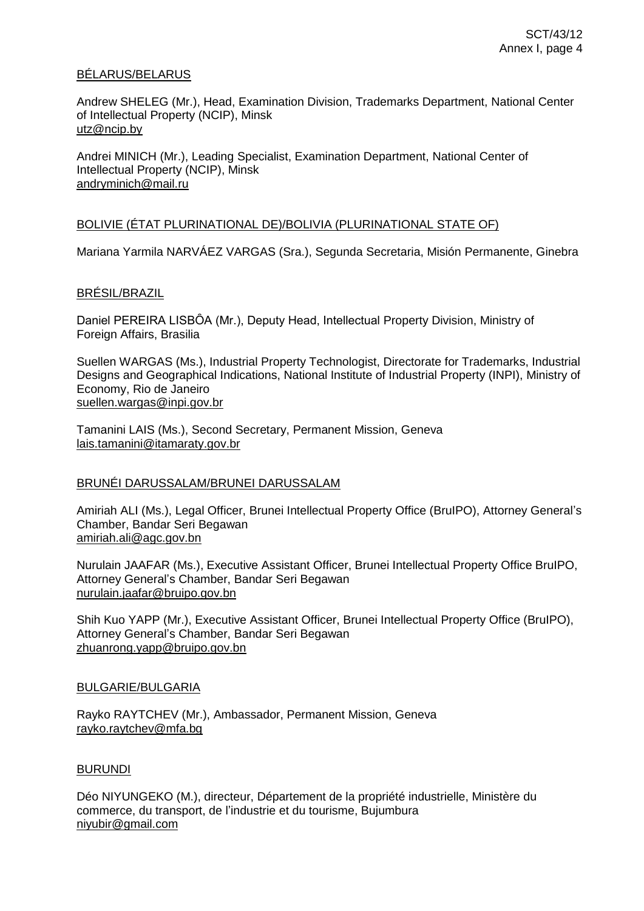BÉLARUS/BELARUS

Andrew SHELEG (Mr.), Head, Examination Division, Trademarks Department, National Center of Intellectual Property (NCIP), Minsk
utz@ncip.by

Andrei MINICH (Mr.), Leading Specialist, Examination Department, National Center of Intellectual Property (NCIP), Minsk
andryminich@mail.ru

BOLIVIE (ÉTAT PLURINATIONAL DE)/BOLIVIA (PLURINATIONAL STATE OF)

Mariana Yarmila NARVÁEZ VARGAS (Sra.), Segunda Secretaria, Misión Permanente, Ginebra

BRÉSIL/BRAZIL

Daniel PEREIRA LISBÔA (Mr.), Deputy Head, Intellectual Property Division, Ministry of Foreign Affairs, Brasilia

Suellen WARGAS (Ms.), Industrial Property Technologist, Directorate for Trademarks, Industrial Designs and Geographical Indications, National Institute of Industrial Property (INPI), Ministry of Economy, Rio de Janeiro
suellen.wargas@inpi.gov.br

Tamanini LAIS (Ms.), Second Secretary, Permanent Mission, Geneva
lais.tamanini@itamaraty.gov.br

BRUNÉI DARUSSALAM/BRUNEI DARUSSALAM

Amiriah ALI (Ms.), Legal Officer, Brunei Intellectual Property Office (BruIPO), Attorney General's Chamber, Bandar Seri Begawan
amiriah.ali@agc.gov.bn

Nurulain JAAFAR (Ms.), Executive Assistant Officer, Brunei Intellectual Property Office BruIPO, Attorney General's Chamber, Bandar Seri Begawan
nurulain.jaafar@bruipo.gov.bn

Shih Kuo YAPP (Mr.), Executive Assistant Officer, Brunei Intellectual Property Office (BruIPO), Attorney General's Chamber, Bandar Seri Begawan
zhuanrong.yapp@bruipo.gov.bn

BULGARIE/BULGARIA

Rayko RAYTCHEV (Mr.), Ambassador, Permanent Mission, Geneva
rayko.raytchev@mfa.bg

BURUNDI

Déo NIYUNGEKO (M.), directeur, Département de la propriété industrielle, Ministère du commerce, du transport, de l'industrie et du tourisme, Bujumbura
niyubir@gmail.com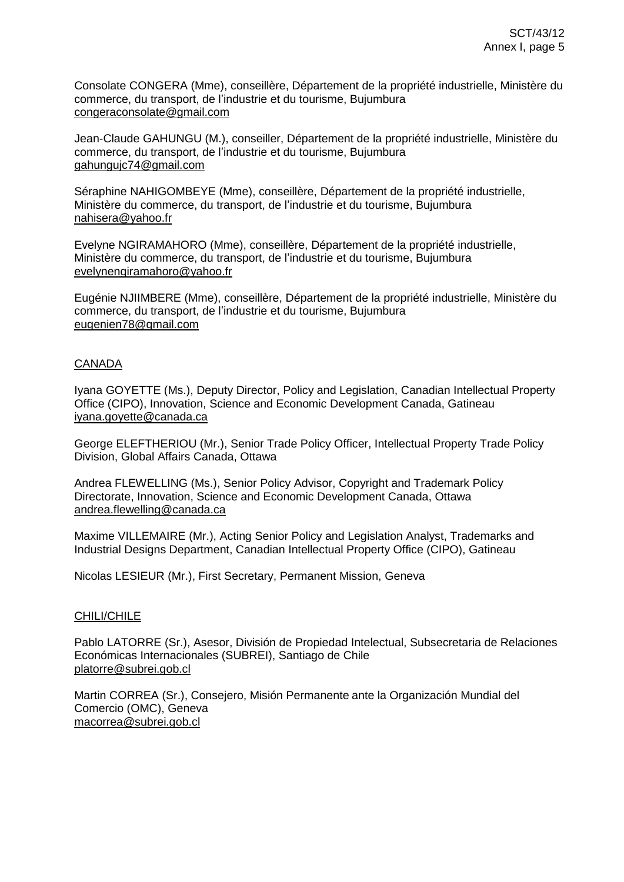Consolate CONGERA (Mme), conseillère, Département de la propriété industrielle, Ministère du commerce, du transport, de l'industrie et du tourisme, Bujumbura
congeraconsolate@gmail.com

Jean-Claude GAHUNGU (M.), conseiller, Département de la propriété industrielle, Ministère du commerce, du transport, de l'industrie et du tourisme, Bujumbura
gahungujc74@gmail.com

Séraphine NAHIGOMBEYE (Mme), conseillère, Département de la propriété industrielle, Ministère du commerce, du transport, de l'industrie et du tourisme, Bujumbura
nahisera@yahoo.fr

Evelyne NGIRAMAHORO (Mme), conseillère, Département de la propriété industrielle, Ministère du commerce, du transport, de l'industrie et du tourisme, Bujumbura
evelynengiramahoro@yahoo.fr

Eugénie NJIIMBERE (Mme), conseillère, Département de la propriété industrielle, Ministère du commerce, du transport, de l'industrie et du tourisme, Bujumbura
eugenien78@gmail.com

CANADA

Iyana GOYETTE (Ms.), Deputy Director, Policy and Legislation, Canadian Intellectual Property Office (CIPO), Innovation, Science and Economic Development Canada, Gatineau
iyana.goyette@canada.ca

George ELEFTHERIOU (Mr.), Senior Trade Policy Officer, Intellectual Property Trade Policy Division, Global Affairs Canada, Ottawa

Andrea FLEWELLING (Ms.), Senior Policy Advisor, Copyright and Trademark Policy Directorate, Innovation, Science and Economic Development Canada, Ottawa
andrea.flewelling@canada.ca

Maxime VILLEMAIRE (Mr.), Acting Senior Policy and Legislation Analyst, Trademarks and Industrial Designs Department, Canadian Intellectual Property Office (CIPO), Gatineau

Nicolas LESIEUR (Mr.), First Secretary, Permanent Mission, Geneva

CHILI/CHILE

Pablo LATORRE (Sr.), Asesor, División de Propiedad Intelectual, Subsecretaria de Relaciones Económicas Internacionales (SUBREI), Santiago de Chile
platorre@subrei.gob.cl

Martin CORREA (Sr.), Consejero, Misión Permanente ante la Organización Mundial del Comercio (OMC), Geneva
macorrea@subrei.gob.cl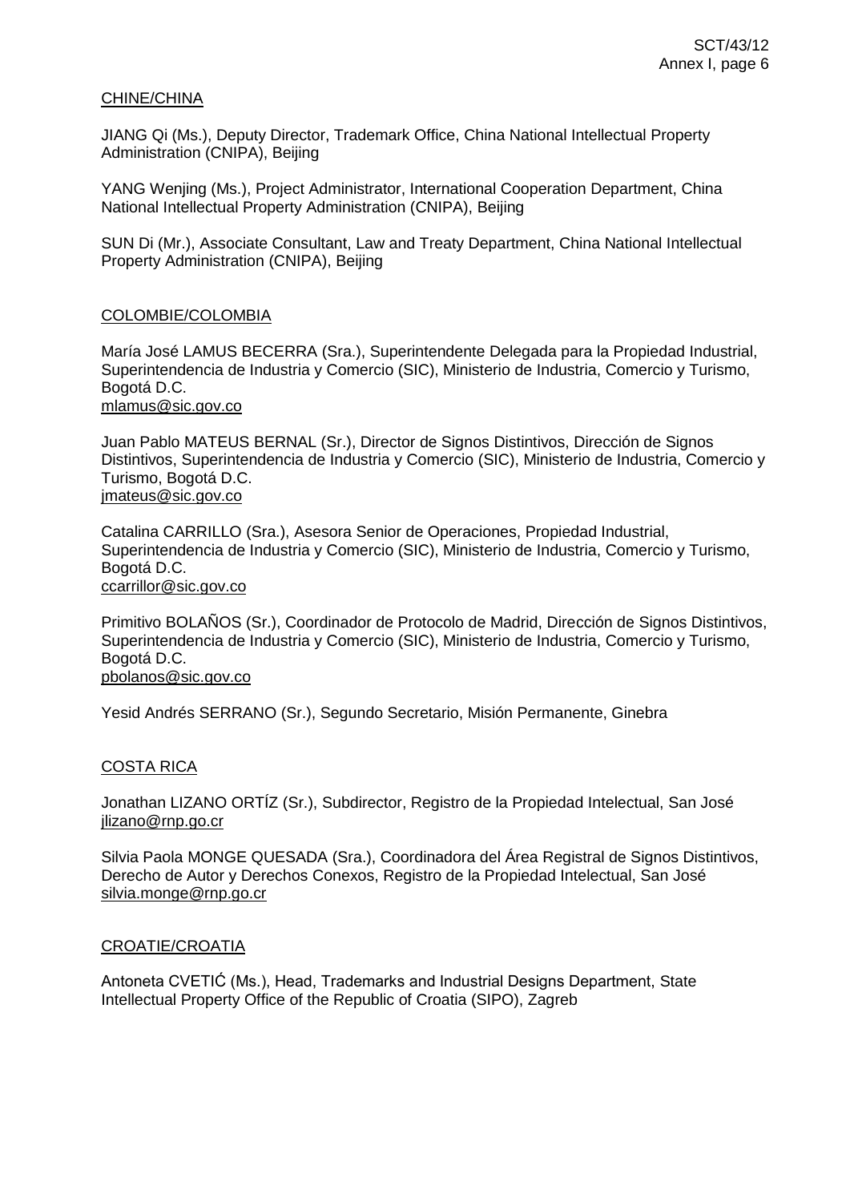CHINE/CHINA

JIANG Qi (Ms.), Deputy Director, Trademark Office, China National Intellectual Property Administration (CNIPA), Beijing

YANG Wenjing (Ms.), Project Administrator, International Cooperation Department, China National Intellectual Property Administration (CNIPA), Beijing

SUN Di (Mr.), Associate Consultant, Law and Treaty Department, China National Intellectual Property Administration (CNIPA), Beijing

COLOMBIE/COLOMBIA

María José LAMUS BECERRA (Sra.), Superintendente Delegada para la Propiedad Industrial, Superintendencia de Industria y Comercio (SIC), Ministerio de Industria, Comercio y Turismo, Bogotá D.C.
mlamus@sic.gov.co

Juan Pablo MATEUS BERNAL (Sr.), Director de Signos Distintivos, Dirección de Signos Distintivos, Superintendencia de Industria y Comercio (SIC), Ministerio de Industria, Comercio y Turismo, Bogotá D.C.
jmateus@sic.gov.co

Catalina CARRILLO (Sra.), Asesora Senior de Operaciones, Propiedad Industrial, Superintendencia de Industria y Comercio (SIC), Ministerio de Industria, Comercio y Turismo, Bogotá D.C.
ccarrillor@sic.gov.co

Primitivo BOLAÑOS (Sr.), Coordinador de Protocolo de Madrid, Dirección de Signos Distintivos, Superintendencia de Industria y Comercio (SIC), Ministerio de Industria, Comercio y Turismo, Bogotá D.C.
pbolanos@sic.gov.co

Yesid Andrés SERRANO (Sr.), Segundo Secretario, Misión Permanente, Ginebra

COSTA RICA

Jonathan LIZANO ORTÍZ (Sr.), Subdirector, Registro de la Propiedad Intelectual, San José
jlizano@rnp.go.cr

Silvia Paola MONGE QUESADA (Sra.), Coordinadora del Área Registral de Signos Distintivos, Derecho de Autor y Derechos Conexos, Registro de la Propiedad Intelectual, San José
silvia.monge@rnp.go.cr

CROATIE/CROATIA

Antoneta CVETIĆ (Ms.), Head, Trademarks and Industrial Designs Department, State Intellectual Property Office of the Republic of Croatia (SIPO), Zagreb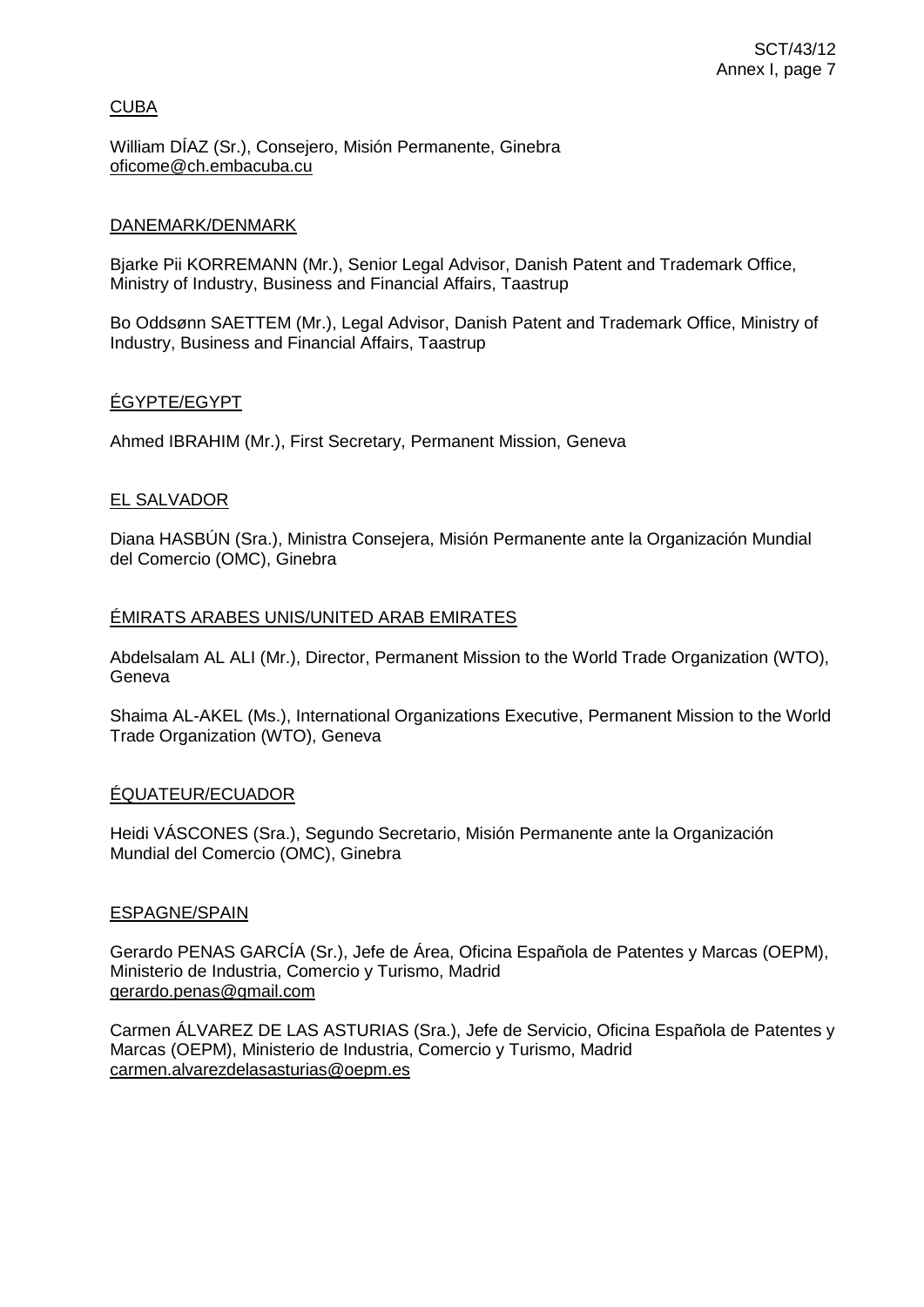CUBA

William DÍAZ (Sr.), Consejero, Misión Permanente, Ginebra
oficome@ch.embacuba.cu

DANEMARK/DENMARK

Bjarke Pii KORREMANN (Mr.), Senior Legal Advisor, Danish Patent and Trademark Office, Ministry of Industry, Business and Financial Affairs, Taastrup

Bo Oddsønn SAETTEM (Mr.), Legal Advisor, Danish Patent and Trademark Office, Ministry of Industry, Business and Financial Affairs, Taastrup

ÉGYPTE/EGYPT

Ahmed IBRAHIM (Mr.), First Secretary, Permanent Mission, Geneva

EL SALVADOR

Diana HASBÚN (Sra.), Ministra Consejera, Misión Permanente ante la Organización Mundial del Comercio (OMC), Ginebra

ÉMIRATS ARABES UNIS/UNITED ARAB EMIRATES

Abdelsalam AL ALI (Mr.), Director, Permanent Mission to the World Trade Organization (WTO), Geneva

Shaima AL-AKEL (Ms.), International Organizations Executive, Permanent Mission to the World Trade Organization (WTO), Geneva

ÉQUATEUR/ECUADOR

Heidi VÁSCONES (Sra.), Segundo Secretario, Misión Permanente ante la Organización Mundial del Comercio (OMC), Ginebra

ESPAGNE/SPAIN

Gerardo PENAS GARCÍA (Sr.), Jefe de Área, Oficina Española de Patentes y Marcas (OEPM), Ministerio de Industria, Comercio y Turismo, Madrid
gerardo.penas@gmail.com

Carmen ÁLVAREZ DE LAS ASTURIAS (Sra.), Jefe de Servicio, Oficina Española de Patentes y Marcas (OEPM), Ministerio de Industria, Comercio y Turismo, Madrid
carmen.alvarezdelasasturias@oepm.es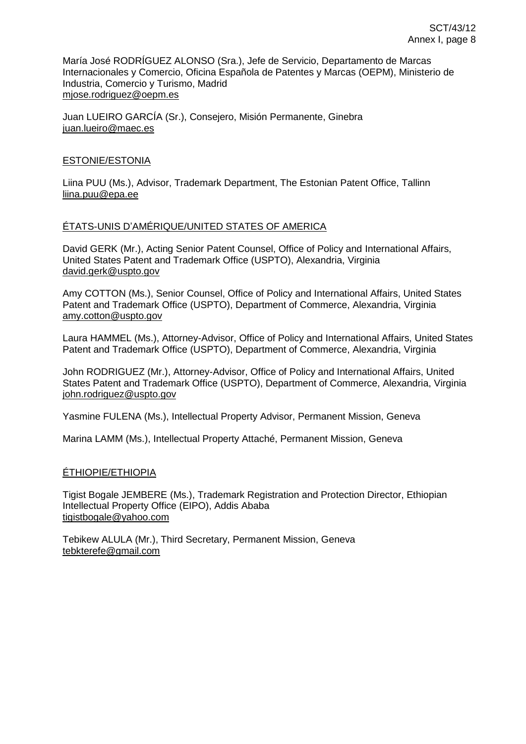María José RODRÍGUEZ ALONSO (Sra.), Jefe de Servicio, Departamento de Marcas Internacionales y Comercio, Oficina Española de Patentes y Marcas (OEPM), Ministerio de Industria, Comercio y Turismo, Madrid
mjose.rodriguez@oepm.es

Juan LUEIRO GARCÍA (Sr.), Consejero, Misión Permanente, Ginebra
juan.lueiro@maec.es

ESTONIE/ESTONIA

Liina PUU (Ms.), Advisor, Trademark Department, The Estonian Patent Office, Tallinn
liina.puu@epa.ee

ÉTATS-UNIS D'AMÉRIQUE/UNITED STATES OF AMERICA

David GERK (Mr.), Acting Senior Patent Counsel, Office of Policy and International Affairs, United States Patent and Trademark Office (USPTO), Alexandria, Virginia
david.gerk@uspto.gov

Amy COTTON (Ms.), Senior Counsel, Office of Policy and International Affairs, United States Patent and Trademark Office (USPTO), Department of Commerce, Alexandria, Virginia
amy.cotton@uspto.gov

Laura HAMMEL (Ms.), Attorney-Advisor, Office of Policy and International Affairs, United States Patent and Trademark Office (USPTO), Department of Commerce, Alexandria, Virginia

John RODRIGUEZ (Mr.), Attorney-Advisor, Office of Policy and International Affairs, United States Patent and Trademark Office (USPTO), Department of Commerce, Alexandria, Virginia
john.rodriguez@uspto.gov

Yasmine FULENA (Ms.), Intellectual Property Advisor, Permanent Mission, Geneva

Marina LAMM (Ms.), Intellectual Property Attaché, Permanent Mission, Geneva

ÉTHIOPIE/ETHIOPIA

Tigist Bogale JEMBERE (Ms.), Trademark Registration and Protection Director, Ethiopian Intellectual Property Office (EIPO), Addis Ababa
tigistbogale@yahoo.com

Tebikew ALULA (Mr.), Third Secretary, Permanent Mission, Geneva
tebkterefe@gmail.com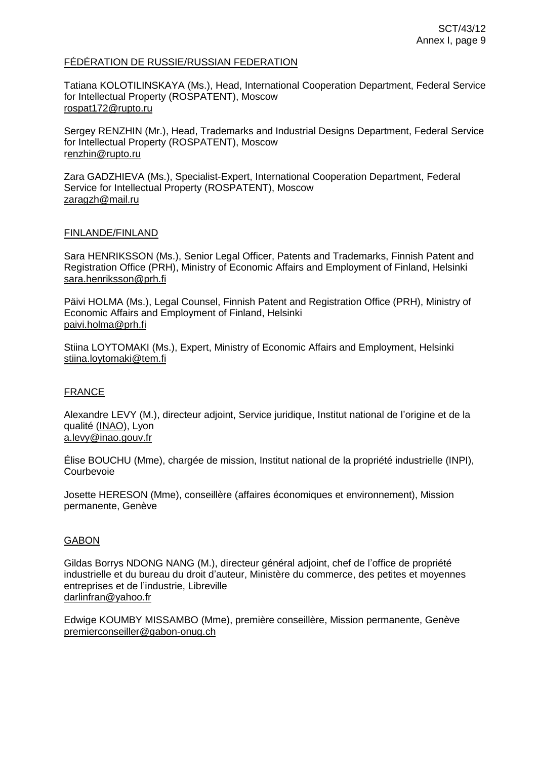FÉDÉRATION DE RUSSIE/RUSSIAN FEDERATION

Tatiana KOLOTILINSKAYA (Ms.), Head, International Cooperation Department, Federal Service for Intellectual Property (ROSPATENT), Moscow
rospat172@rupto.ru

Sergey RENZHIN (Mr.), Head, Trademarks and Industrial Designs Department, Federal Service for Intellectual Property (ROSPATENT), Moscow
renzhin@rupto.ru

Zara GADZHIEVA (Ms.), Specialist-Expert, International Cooperation Department, Federal Service for Intellectual Property (ROSPATENT), Moscow
zaragzh@mail.ru

FINLANDE/FINLAND

Sara HENRIKSSON (Ms.), Senior Legal Officer, Patents and Trademarks, Finnish Patent and Registration Office (PRH), Ministry of Economic Affairs and Employment of Finland, Helsinki
sara.henriksson@prh.fi

Päivi HOLMA (Ms.), Legal Counsel, Finnish Patent and Registration Office (PRH), Ministry of Economic Affairs and Employment of Finland, Helsinki
paivi.holma@prh.fi

Stiina LOYTOMAKI (Ms.), Expert, Ministry of Economic Affairs and Employment, Helsinki
stiina.loytomaki@tem.fi

FRANCE

Alexandre LEVY (M.), directeur adjoint, Service juridique, Institut national de l'origine et de la qualité (INAO), Lyon
a.levy@inao.gouv.fr

Élise BOUCHU (Mme), chargée de mission, Institut national de la propriété industrielle (INPI), Courbevoie

Josette HERESON (Mme), conseillère (affaires économiques et environnement), Mission permanente, Genève

GABON

Gildas Borrys NDONG NANG (M.), directeur général adjoint, chef de l'office de propriété industrielle et du bureau du droit d'auteur, Ministère du commerce, des petites et moyennes entreprises et de l'industrie, Libreville
darlinfran@yahoo.fr

Edwige KOUMBY MISSAMBO (Mme), première conseillère, Mission permanente, Genève
premierconseiller@gabon-onug.ch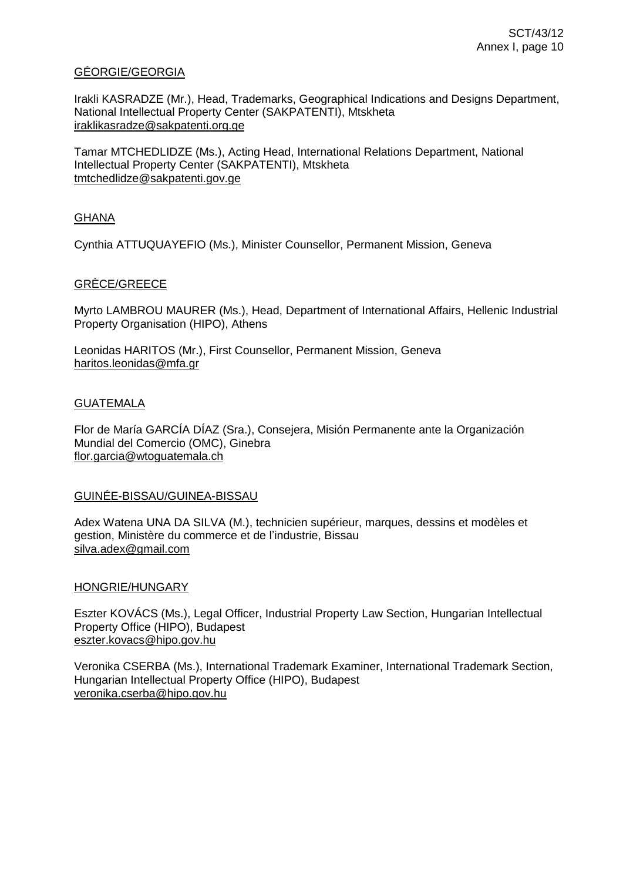GÉORGIE/GEORGIA

Irakli KASRADZE (Mr.), Head, Trademarks, Geographical Indications and Designs Department, National Intellectual Property Center (SAKPATENTI), Mtskheta
iraklikasradze@sakpatenti.org.ge

Tamar MTCHEDLIDZE (Ms.), Acting Head, International Relations Department, National Intellectual Property Center (SAKPATENTI), Mtskheta
tmtchedlidze@sakpatenti.gov.ge

GHANA

Cynthia ATTUQUAYEFIO (Ms.), Minister Counsellor, Permanent Mission, Geneva

GRÈCE/GREECE

Myrto LAMBROU MAURER (Ms.), Head, Department of International Affairs, Hellenic Industrial Property Organisation (HIPO), Athens

Leonidas HARITOS (Mr.), First Counsellor, Permanent Mission, Geneva
haritos.leonidas@mfa.gr

GUATEMALA

Flor de María GARCÍA DÍAZ (Sra.), Consejera, Misión Permanente ante la Organización Mundial del Comercio (OMC), Ginebra
flor.garcia@wtoguatemala.ch

GUINÉE-BISSAU/GUINEA-BISSAU

Adex Watena UNA DA SILVA (M.), technicien supérieur, marques, dessins et modèles et gestion, Ministère du commerce et de l'industrie, Bissau
silva.adex@gmail.com

HONGRIE/HUNGARY

Eszter KOVÁCS (Ms.), Legal Officer, Industrial Property Law Section, Hungarian Intellectual Property Office (HIPO), Budapest
eszter.kovacs@hipo.gov.hu

Veronika CSERBA (Ms.), International Trademark Examiner, International Trademark Section, Hungarian Intellectual Property Office (HIPO), Budapest
veronika.cserba@hipo.gov.hu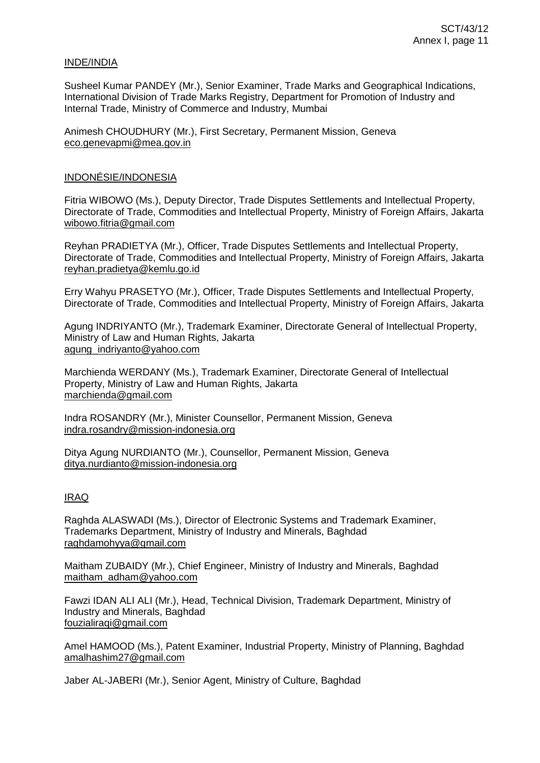<u>INDE/INDIA</u>

Susheel Kumar PANDEY (Mr.), Senior Examiner, Trade Marks and Geographical Indications, International Division of Trade Marks Registry, Department for Promotion of Industry and Internal Trade, Ministry of Commerce and Industry, Mumbai

Animesh CHOUDHURY (Mr.), First Secretary, Permanent Mission, Geneva
eco.genevapmi@mea.gov.in

<u>INDONÉSIE/INDONESIA</u>

Fitria WIBOWO (Ms.), Deputy Director, Trade Disputes Settlements and Intellectual Property, Directorate of Trade, Commodities and Intellectual Property, Ministry of Foreign Affairs, Jakarta
wibowo.fitria@gmail.com

Reyhan PRADIETYA (Mr.), Officer, Trade Disputes Settlements and Intellectual Property, Directorate of Trade, Commodities and Intellectual Property, Ministry of Foreign Affairs, Jakarta
reyhan.pradietya@kemlu.go.id

Erry Wahyu PRASETYO (Mr.), Officer, Trade Disputes Settlements and Intellectual Property, Directorate of Trade, Commodities and Intellectual Property, Ministry of Foreign Affairs, Jakarta

Agung INDRIYANTO (Mr.), Trademark Examiner, Directorate General of Intellectual Property, Ministry of Law and Human Rights, Jakarta
agung_indriyanto@yahoo.com

Marchienda WERDANY (Ms.), Trademark Examiner, Directorate General of Intellectual Property, Ministry of Law and Human Rights, Jakarta
marchienda@gmail.com

Indra ROSANDRY (Mr.), Minister Counsellor, Permanent Mission, Geneva
indra.rosandry@mission-indonesia.org

Ditya Agung NURDIANTO (Mr.), Counsellor, Permanent Mission, Geneva
ditya.nurdianto@mission-indonesia.org

<u>IRAQ</u>

Raghda ALASWADI (Ms.), Director of Electronic Systems and Trademark Examiner, Trademarks Department, Ministry of Industry and Minerals, Baghdad
raghdamohyya@gmail.com

Maitham ZUBAIDY (Mr.), Chief Engineer, Ministry of Industry and Minerals, Baghdad
maitham_adham@yahoo.com

Fawzi IDAN ALI ALI (Mr.), Head, Technical Division, Trademark Department, Ministry of Industry and Minerals, Baghdad
fouzialiraqi@gmail.com

Amel HAMOOD (Ms.), Patent Examiner, Industrial Property, Ministry of Planning, Baghdad
amalhashim27@gmail.com

Jaber AL-JABERI (Mr.), Senior Agent, Ministry of Culture, Baghdad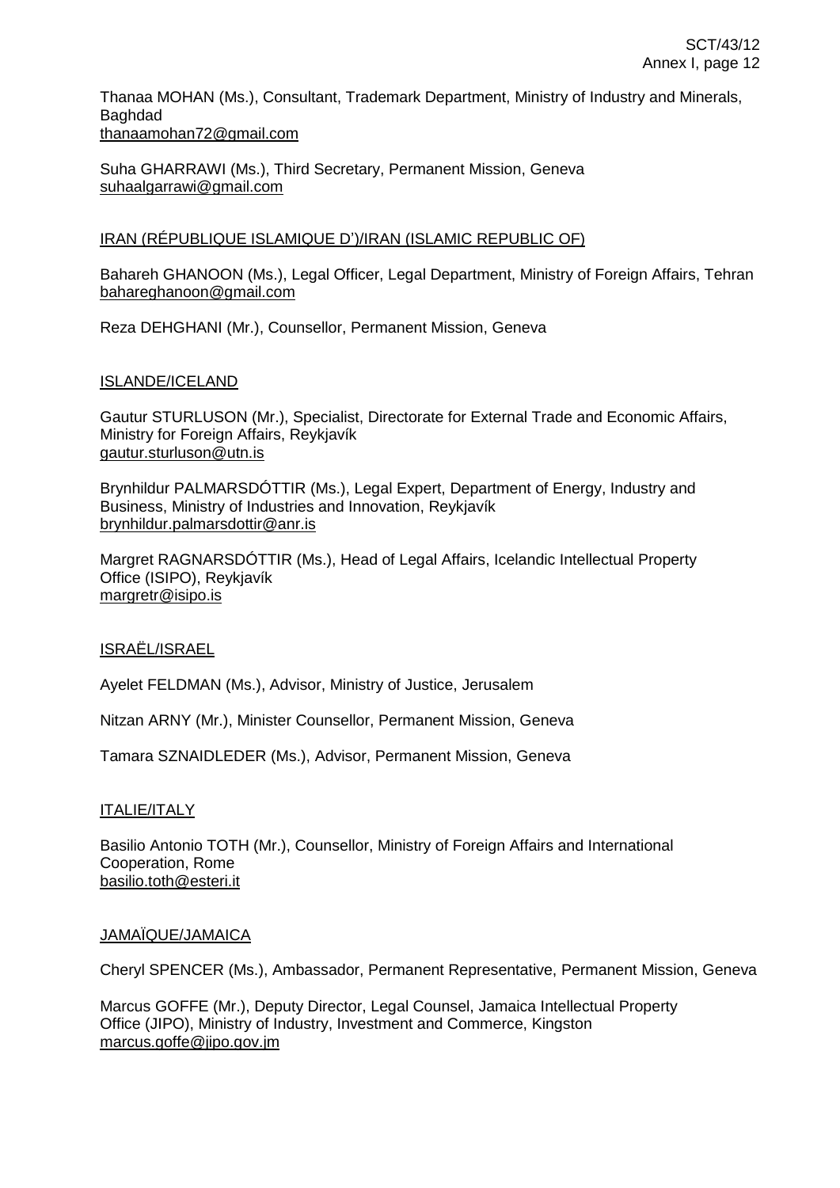Thanaa MOHAN (Ms.), Consultant, Trademark Department, Ministry of Industry and Minerals, Baghdad
thanaamohan72@gmail.com

Suha GHARRAWI (Ms.), Third Secretary, Permanent Mission, Geneva
suhaalgarrawi@gmail.com

IRAN (RÉPUBLIQUE ISLAMIQUE D')/IRAN (ISLAMIC REPUBLIC OF)

Bahareh GHANOON (Ms.), Legal Officer, Legal Department, Ministry of Foreign Affairs, Tehran
bahareghanoon@gmail.com

Reza DEHGHANI (Mr.), Counsellor, Permanent Mission, Geneva

ISLANDE/ICELAND

Gautur STURLUSON (Mr.), Specialist, Directorate for External Trade and Economic Affairs, Ministry for Foreign Affairs, Reykjavík
gautur.sturluson@utn.is

Brynhildur PALMARSDÓTTIR (Ms.), Legal Expert, Department of Energy, Industry and Business, Ministry of Industries and Innovation, Reykjavík
brynhildur.palmarsdottir@anr.is

Margret RAGNARSDÓTTIR (Ms.), Head of Legal Affairs, Icelandic Intellectual Property Office (ISIPO), Reykjavík
margretr@isipo.is

ISRAËL/ISRAEL

Ayelet FELDMAN (Ms.), Advisor, Ministry of Justice, Jerusalem

Nitzan ARNY (Mr.), Minister Counsellor, Permanent Mission, Geneva

Tamara SZNAIDLEDER (Ms.), Advisor, Permanent Mission, Geneva

ITALIE/ITALY

Basilio Antonio TOTH (Mr.), Counsellor, Ministry of Foreign Affairs and International Cooperation, Rome
basilio.toth@esteri.it

JAMAÏQUE/JAMAICA

Cheryl SPENCER (Ms.), Ambassador, Permanent Representative, Permanent Mission, Geneva

Marcus GOFFE (Mr.), Deputy Director, Legal Counsel, Jamaica Intellectual Property Office (JIPO), Ministry of Industry, Investment and Commerce, Kingston
marcus.goffe@jipo.gov.jm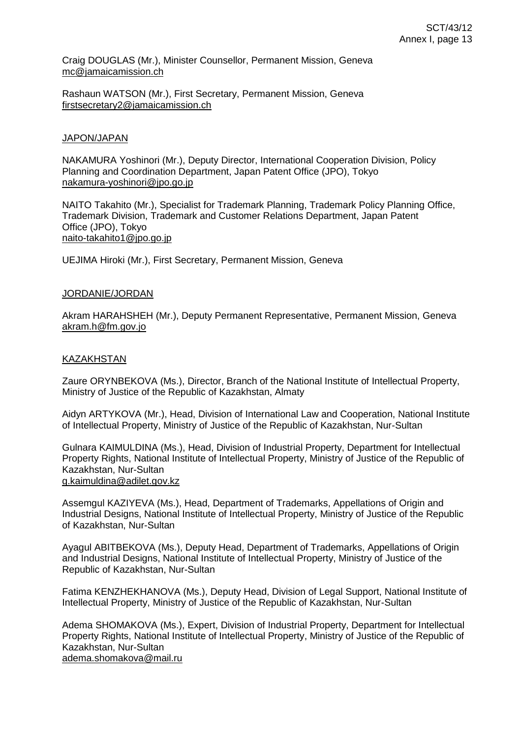Craig DOUGLAS (Mr.), Minister Counsellor, Permanent Mission, Geneva
mc@jamaicamission.ch

Rashaun WATSON (Mr.), First Secretary, Permanent Mission, Geneva
firstsecretary2@jamaicamission.ch

JAPON/JAPAN

NAKAMURA Yoshinori (Mr.), Deputy Director, International Cooperation Division, Policy Planning and Coordination Department, Japan Patent Office (JPO), Tokyo
nakamura-yoshinori@jpo.go.jp

NAITO Takahito (Mr.), Specialist for Trademark Planning, Trademark Policy Planning Office, Trademark Division, Trademark and Customer Relations Department, Japan Patent Office (JPO), Tokyo
naito-takahito1@jpo.go.jp

UEJIMA Hiroki (Mr.), First Secretary, Permanent Mission, Geneva

JORDANIE/JORDAN

Akram HARAHSHEH (Mr.), Deputy Permanent Representative, Permanent Mission, Geneva
akram.h@fm.gov.jo

KAZAKHSTAN

Zaure ORYNBEKOVA (Ms.), Director, Branch of the National Institute of Intellectual Property, Ministry of Justice of the Republic of Kazakhstan, Almaty

Aidyn ARTYKOVA (Mr.), Head, Division of International Law and Cooperation, National Institute of Intellectual Property, Ministry of Justice of the Republic of Kazakhstan, Nur-Sultan

Gulnara KAIMULDINA (Ms.), Head, Division of Industrial Property, Department for Intellectual Property Rights, National Institute of Intellectual Property, Ministry of Justice of the Republic of Kazakhstan, Nur-Sultan
g.kaimuldina@adilet.gov.kz

Assemgul KAZIYEVA (Ms.), Head, Department of Trademarks, Appellations of Origin and Industrial Designs, National Institute of Intellectual Property, Ministry of Justice of the Republic of Kazakhstan, Nur-Sultan

Ayagul ABITBEKOVA (Ms.), Deputy Head, Department of Trademarks, Appellations of Origin and Industrial Designs, National Institute of Intellectual Property, Ministry of Justice of the Republic of Kazakhstan, Nur-Sultan

Fatima KENZHEKHANOVA (Ms.), Deputy Head, Division of Legal Support, National Institute of Intellectual Property, Ministry of Justice of the Republic of Kazakhstan, Nur-Sultan

Adema SHOMAKOVA (Ms.), Expert, Division of Industrial Property, Department for Intellectual Property Rights, National Institute of Intellectual Property, Ministry of Justice of the Republic of Kazakhstan, Nur-Sultan
adema.shomakova@mail.ru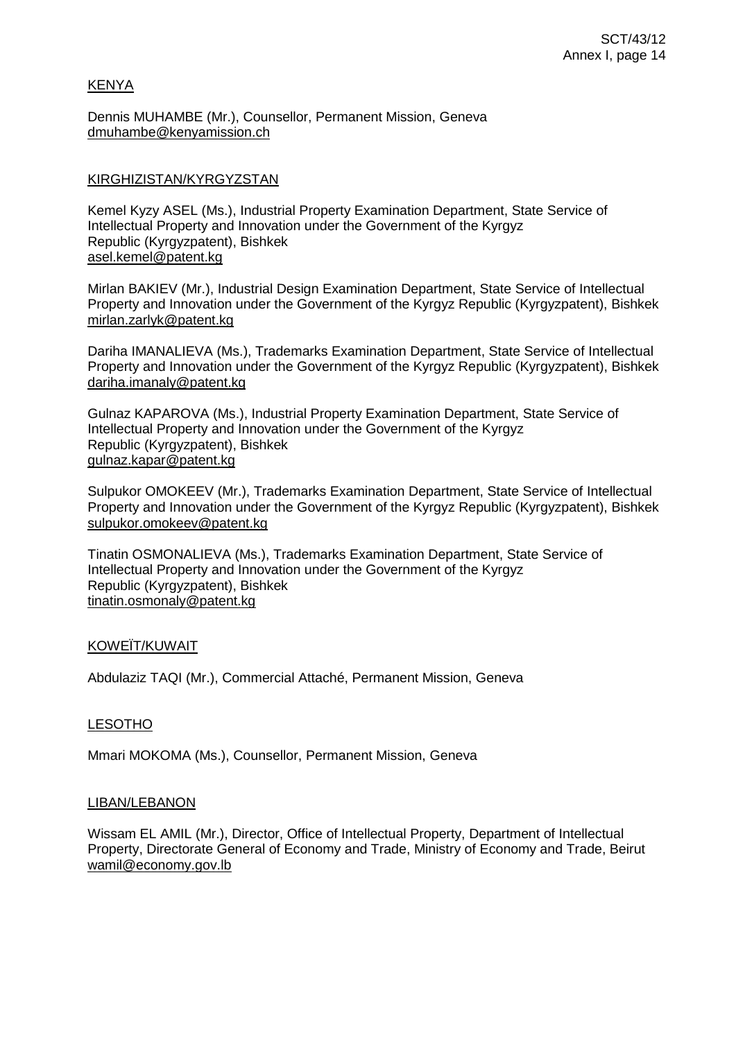KENYA

Dennis MUHAMBE (Mr.), Counsellor, Permanent Mission, Geneva
dmuhambe@kenyamission.ch

KIRGHIZISTAN/KYRGYZSTAN

Kemel Kyzy ASEL (Ms.), Industrial Property Examination Department, State Service of Intellectual Property and Innovation under the Government of the Kyrgyz Republic (Kyrgyzpatent), Bishkek
asel.kemel@patent.kg

Mirlan BAKIEV (Mr.), Industrial Design Examination Department, State Service of Intellectual Property and Innovation under the Government of the Kyrgyz Republic (Kyrgyzpatent), Bishkek
mirlan.zarlyk@patent.kg

Dariha IMANALIEVA (Ms.), Trademarks Examination Department, State Service of Intellectual Property and Innovation under the Government of the Kyrgyz Republic (Kyrgyzpatent), Bishkek
dariha.imanaly@patent.kg

Gulnaz KAPAROVA (Ms.), Industrial Property Examination Department, State Service of Intellectual Property and Innovation under the Government of the Kyrgyz Republic (Kyrgyzpatent), Bishkek
gulnaz.kapar@patent.kg

Sulpukor OMOKEEV (Mr.), Trademarks Examination Department, State Service of Intellectual Property and Innovation under the Government of the Kyrgyz Republic (Kyrgyzpatent), Bishkek
sulpukor.omokeev@patent.kg

Tinatin OSMONALIEVA (Ms.), Trademarks Examination Department, State Service of Intellectual Property and Innovation under the Government of the Kyrgyz Republic (Kyrgyzpatent), Bishkek
tinatin.osmonaly@patent.kg

KOWEÏT/KUWAIT

Abdulaziz TAQI (Mr.), Commercial Attaché, Permanent Mission, Geneva

LESOTHO

Mmari MOKOMA (Ms.), Counsellor, Permanent Mission, Geneva

LIBAN/LEBANON

Wissam EL AMIL (Mr.), Director, Office of Intellectual Property, Department of Intellectual Property, Directorate General of Economy and Trade, Ministry of Economy and Trade, Beirut
wamil@economy.gov.lb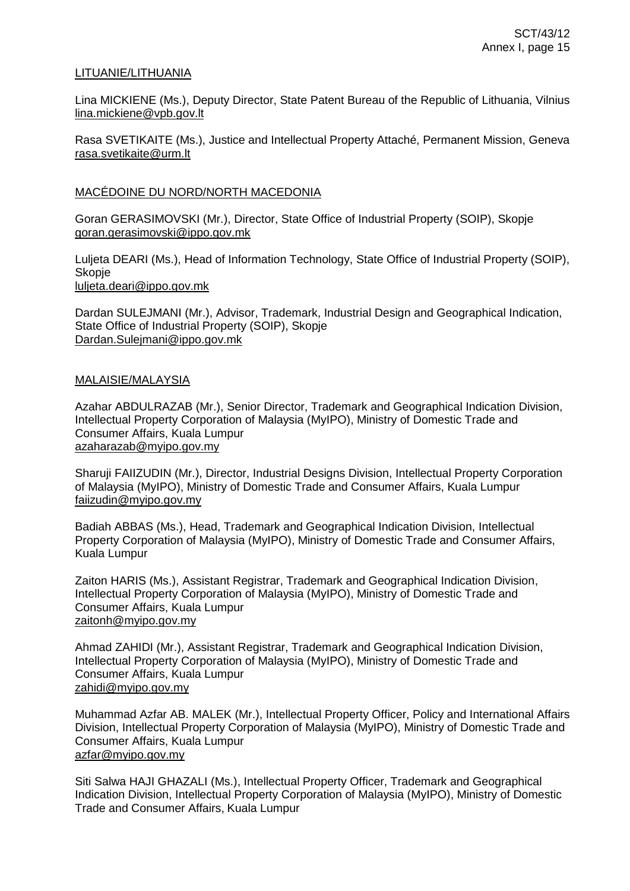LITUANIE/LITHUANIA

Lina MICKIENE (Ms.), Deputy Director, State Patent Bureau of the Republic of Lithuania, Vilnius
lina.mickiene@vpb.gov.lt

Rasa SVETIKAITE (Ms.), Justice and Intellectual Property Attaché, Permanent Mission, Geneva
rasa.svetikaite@urm.lt

MACÉDOINE DU NORD/NORTH MACEDONIA

Goran GERASIMOVSKI (Mr.), Director, State Office of Industrial Property (SOIP), Skopje
goran.gerasimovski@ippo.gov.mk

Luljeta DEARI (Ms.), Head of Information Technology, State Office of Industrial Property (SOIP), Skopje
luljeta.deari@ippo.gov.mk

Dardan SULEJMANI (Mr.), Advisor, Trademark, Industrial Design and Geographical Indication, State Office of Industrial Property (SOIP), Skopje
Dardan.Sulejmani@ippo.gov.mk

MALAISIE/MALAYSIA

Azahar ABDULRAZAB (Mr.), Senior Director, Trademark and Geographical Indication Division, Intellectual Property Corporation of Malaysia (MyIPO), Ministry of Domestic Trade and Consumer Affairs, Kuala Lumpur
azaharazab@myipo.gov.my

Sharuji FAIIZUDIN (Mr.), Director, Industrial Designs Division, Intellectual Property Corporation of Malaysia (MyIPO), Ministry of Domestic Trade and Consumer Affairs, Kuala Lumpur
faiizudin@myipo.gov.my

Badiah ABBAS (Ms.), Head, Trademark and Geographical Indication Division, Intellectual Property Corporation of Malaysia (MyIPO), Ministry of Domestic Trade and Consumer Affairs, Kuala Lumpur

Zaiton HARIS (Ms.), Assistant Registrar, Trademark and Geographical Indication Division, Intellectual Property Corporation of Malaysia (MyIPO), Ministry of Domestic Trade and Consumer Affairs, Kuala Lumpur
zaitonh@myipo.gov.my

Ahmad ZAHIDI (Mr.), Assistant Registrar, Trademark and Geographical Indication Division, Intellectual Property Corporation of Malaysia (MyIPO), Ministry of Domestic Trade and Consumer Affairs, Kuala Lumpur
zahidi@myipo.gov.my

Muhammad Azfar AB. MALEK (Mr.), Intellectual Property Officer, Policy and International Affairs Division, Intellectual Property Corporation of Malaysia (MyIPO), Ministry of Domestic Trade and Consumer Affairs, Kuala Lumpur
azfar@myipo.gov.my

Siti Salwa HAJI GHAZALI (Ms.), Intellectual Property Officer, Trademark and Geographical Indication Division, Intellectual Property Corporation of Malaysia (MyIPO), Ministry of Domestic Trade and Consumer Affairs, Kuala Lumpur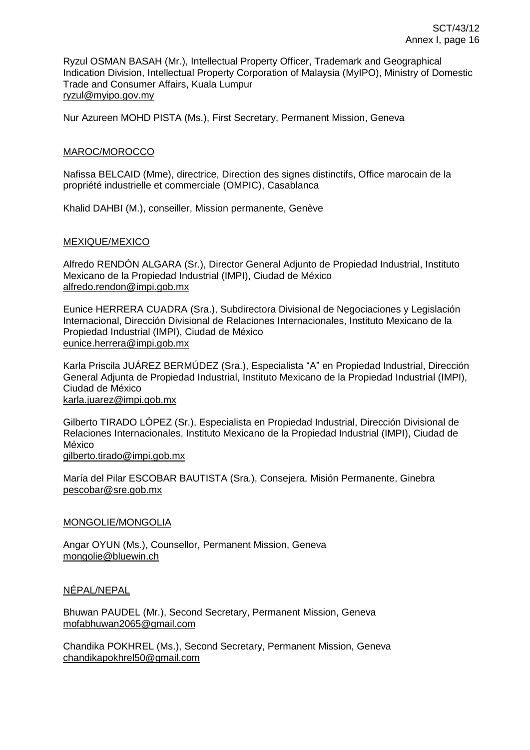Ryzul OSMAN BASAH (Mr.), Intellectual Property Officer, Trademark and Geographical Indication Division, Intellectual Property Corporation of Malaysia (MyIPO), Ministry of Domestic Trade and Consumer Affairs, Kuala Lumpur
ryzul@myipo.gov.my

Nur Azureen MOHD PISTA (Ms.), First Secretary, Permanent Mission, Geneva

MAROC/MOROCCO

Nafissa BELCAID (Mme), directrice, Direction des signes distinctifs, Office marocain de la propriété industrielle et commerciale (OMPIC), Casablanca

Khalid DAHBI (M.), conseiller, Mission permanente, Genève

MEXIQUE/MEXICO

Alfredo RENDÓN ALGARA (Sr.), Director General Adjunto de Propiedad Industrial, Instituto Mexicano de la Propiedad Industrial (IMPI), Ciudad de México
alfredo.rendon@impi.gob.mx

Eunice HERRERA CUADRA (Sra.), Subdirectora Divisional de Negociaciones y Legislación Internacional, Dirección Divisional de Relaciones Internacionales, Instituto Mexicano de la Propiedad Industrial (IMPI), Ciudad de México
eunice.herrera@impi.gob.mx

Karla Priscila JUÁREZ BERMÚDEZ (Sra.), Especialista "A" en Propiedad Industrial, Dirección General Adjunta de Propiedad Industrial, Instituto Mexicano de la Propiedad Industrial (IMPI), Ciudad de México
karla.juarez@impi.gob.mx

Gilberto TIRADO LÓPEZ (Sr.), Especialista en Propiedad Industrial, Dirección Divisional de Relaciones Internacionales, Instituto Mexicano de la Propiedad Industrial (IMPI), Ciudad de México
gilberto.tirado@impi.gob.mx

María del Pilar ESCOBAR BAUTISTA (Sra.), Consejera, Misión Permanente, Ginebra
pescobar@sre.gob.mx

MONGOLIE/MONGOLIA

Angar OYUN (Ms.), Counsellor, Permanent Mission, Geneva
mongolie@bluewin.ch

NÉPAL/NEPAL

Bhuwan PAUDEL (Mr.), Second Secretary, Permanent Mission, Geneva
mofabhuwan2065@gmail.com

Chandika POKHREL (Ms.), Second Secretary, Permanent Mission, Geneva
chandikapokhrel50@gmail.com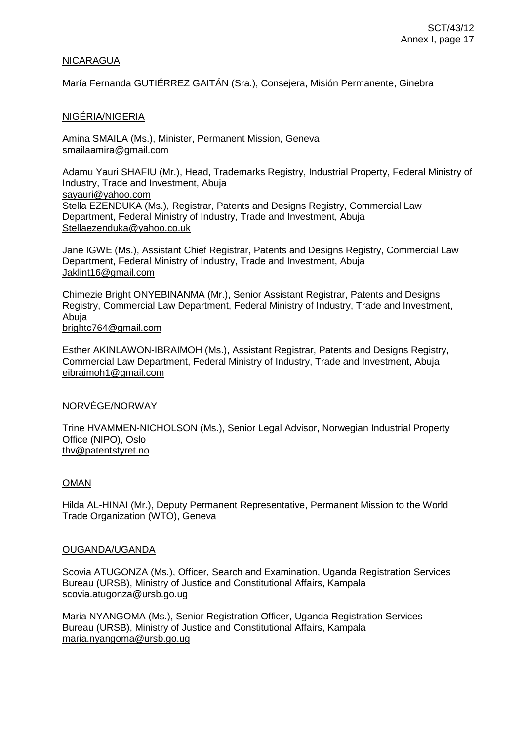NICARAGUA

María Fernanda GUTIÉRREZ GAITÁN (Sra.), Consejera, Misión Permanente, Ginebra

NIGÉRIA/NIGERIA

Amina SMAILA (Ms.), Minister, Permanent Mission, Geneva
smailaamira@gmail.com

Adamu Yauri SHAFIU (Mr.), Head, Trademarks Registry, Industrial Property, Federal Ministry of Industry, Trade and Investment, Abuja
sayauri@yahoo.com
Stella EZENDUKA (Ms.), Registrar, Patents and Designs Registry, Commercial Law Department, Federal Ministry of Industry, Trade and Investment, Abuja
Stellaezenduka@yahoo.co.uk

Jane IGWE (Ms.), Assistant Chief Registrar, Patents and Designs Registry, Commercial Law Department, Federal Ministry of Industry, Trade and Investment, Abuja
Jaklint16@gmail.com

Chimezie Bright ONYEBINANMA (Mr.), Senior Assistant Registrar, Patents and Designs Registry, Commercial Law Department, Federal Ministry of Industry, Trade and Investment, Abuja
brightc764@gmail.com

Esther AKINLAWON-IBRAIMOH (Ms.), Assistant Registrar, Patents and Designs Registry, Commercial Law Department, Federal Ministry of Industry, Trade and Investment, Abuja
eibraimoh1@gmail.com

NORVÈGE/NORWAY

Trine HVAMMEN-NICHOLSON (Ms.), Senior Legal Advisor, Norwegian Industrial Property Office (NIPO), Oslo
thv@patentstyret.no

OMAN

Hilda AL-HINAI (Mr.), Deputy Permanent Representative, Permanent Mission to the World Trade Organization (WTO), Geneva

OUGANDA/UGANDA

Scovia ATUGONZA (Ms.), Officer, Search and Examination, Uganda Registration Services Bureau (URSB), Ministry of Justice and Constitutional Affairs, Kampala
scovia.atugonza@ursb.go.ug

Maria NYANGOMA (Ms.), Senior Registration Officer, Uganda Registration Services Bureau (URSB), Ministry of Justice and Constitutional Affairs, Kampala
maria.nyangoma@ursb.go.ug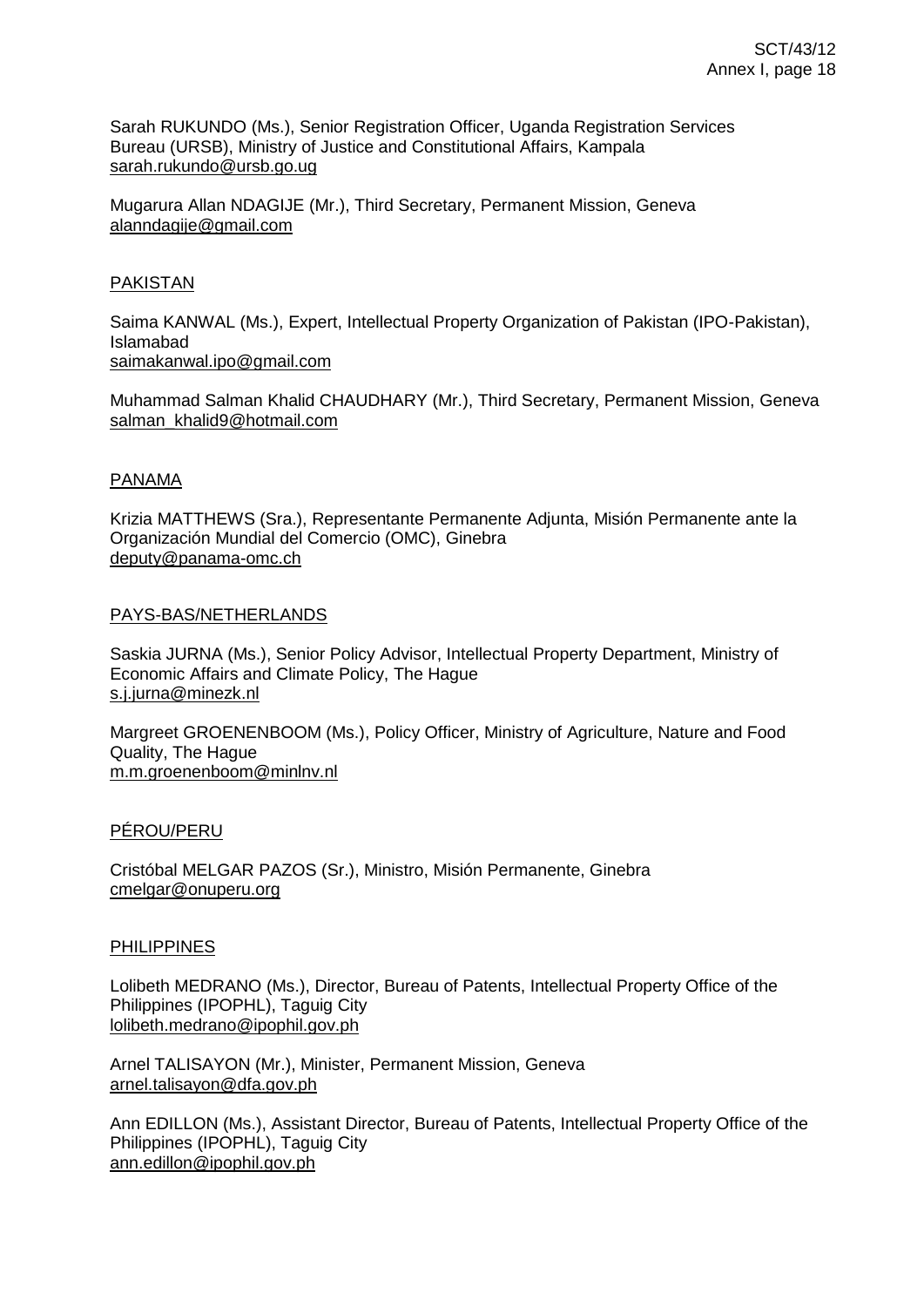Sarah RUKUNDO (Ms.), Senior Registration Officer, Uganda Registration Services Bureau (URSB), Ministry of Justice and Constitutional Affairs, Kampala
sarah.rukundo@ursb.go.ug

Mugarura Allan NDAGIJE (Mr.), Third Secretary, Permanent Mission, Geneva
alanndagije@gmail.com

PAKISTAN

Saima KANWAL (Ms.), Expert, Intellectual Property Organization of Pakistan (IPO-Pakistan), Islamabad
saimakanwal.ipo@gmail.com

Muhammad Salman Khalid CHAUDHARY (Mr.), Third Secretary, Permanent Mission, Geneva
salman_khalid9@hotmail.com

PANAMA

Krizia MATTHEWS (Sra.), Representante Permanente Adjunta, Misión Permanente ante la Organización Mundial del Comercio (OMC), Ginebra
deputy@panama-omc.ch

PAYS-BAS/NETHERLANDS

Saskia JURNA (Ms.), Senior Policy Advisor, Intellectual Property Department, Ministry of Economic Affairs and Climate Policy, The Hague
s.j.jurna@minezk.nl

Margreet GROENENBOOM (Ms.), Policy Officer, Ministry of Agriculture, Nature and Food Quality, The Hague
m.m.groenenboom@minlnv.nl

PÉROU/PERU

Cristóbal MELGAR PAZOS (Sr.), Ministro, Misión Permanente, Ginebra
cmelgar@onuperu.org

PHILIPPINES

Lolibeth MEDRANO (Ms.), Director, Bureau of Patents, Intellectual Property Office of the Philippines (IPOPHL), Taguig City
lolibeth.medrano@ipophil.gov.ph

Arnel TALISAYON (Mr.), Minister, Permanent Mission, Geneva
arnel.talisayon@dfa.gov.ph

Ann EDILLON (Ms.), Assistant Director, Bureau of Patents, Intellectual Property Office of the Philippines (IPOPHL), Taguig City
ann.edillon@ipophil.gov.ph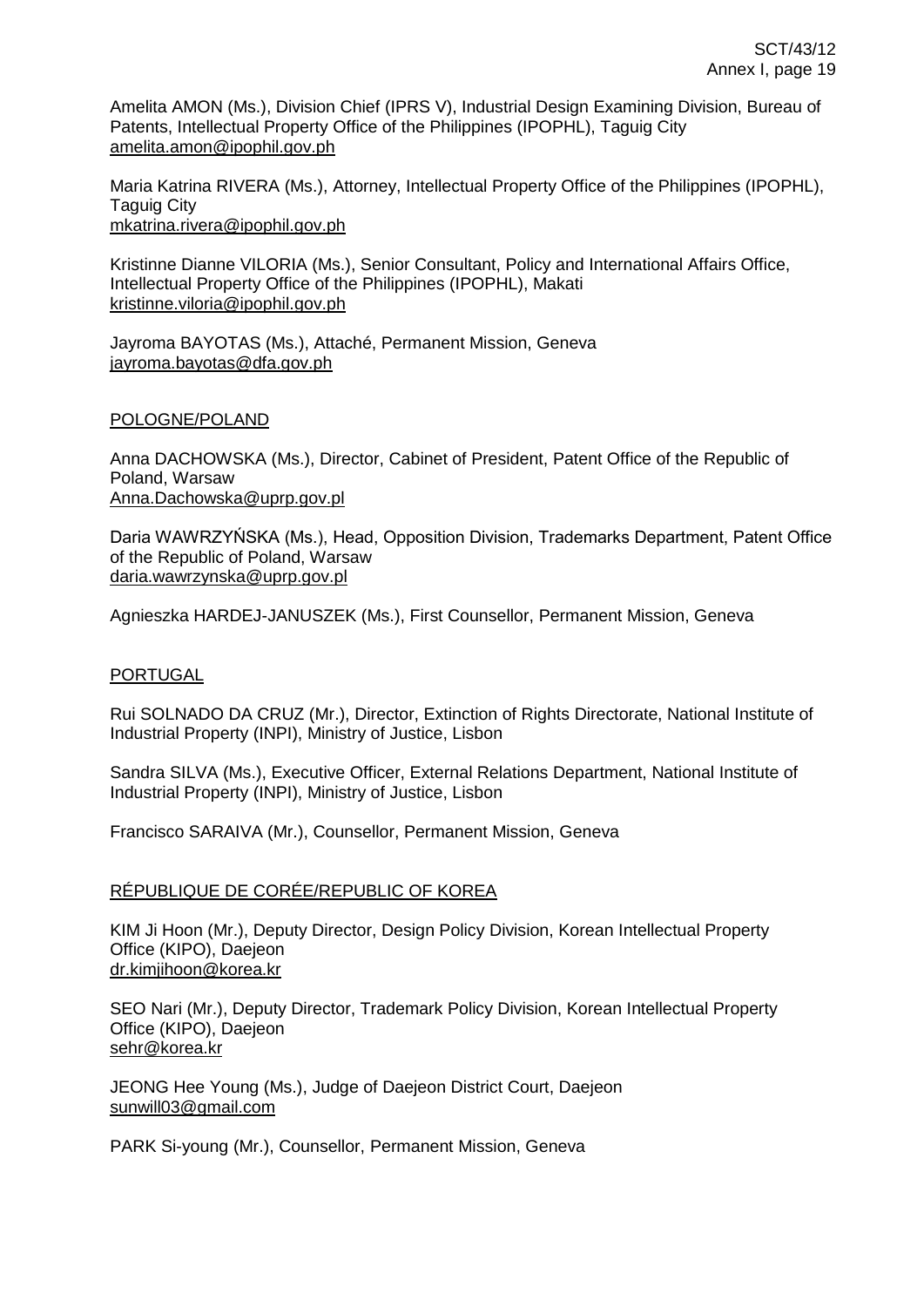Amelita AMON (Ms.), Division Chief (IPRS V), Industrial Design Examining Division, Bureau of Patents, Intellectual Property Office of the Philippines (IPOPHL), Taguig City
amelita.amon@ipophil.gov.ph

Maria Katrina RIVERA (Ms.), Attorney, Intellectual Property Office of the Philippines (IPOPHL), Taguig City
mkatrina.rivera@ipophil.gov.ph

Kristinne Dianne VILORIA (Ms.), Senior Consultant, Policy and International Affairs Office, Intellectual Property Office of the Philippines (IPOPHL), Makati
kristinne.viloria@ipophil.gov.ph

Jayroma BAYOTAS (Ms.), Attaché, Permanent Mission, Geneva
jayroma.bayotas@dfa.gov.ph

POLOGNE/POLAND

Anna DACHOWSKA (Ms.), Director, Cabinet of President, Patent Office of the Republic of Poland, Warsaw
Anna.Dachowska@uprp.gov.pl

Daria WAWRZYŃSKA (Ms.), Head, Opposition Division, Trademarks Department, Patent Office of the Republic of Poland, Warsaw
daria.wawrzynska@uprp.gov.pl

Agnieszka HARDEJ-JANUSZEK (Ms.), First Counsellor, Permanent Mission, Geneva

PORTUGAL

Rui SOLNADO DA CRUZ (Mr.), Director, Extinction of Rights Directorate, National Institute of Industrial Property (INPI), Ministry of Justice, Lisbon

Sandra SILVA (Ms.), Executive Officer, External Relations Department, National Institute of Industrial Property (INPI), Ministry of Justice, Lisbon

Francisco SARAIVA (Mr.), Counsellor, Permanent Mission, Geneva

RÉPUBLIQUE DE CORÉE/REPUBLIC OF KOREA

KIM Ji Hoon (Mr.), Deputy Director, Design Policy Division, Korean Intellectual Property Office (KIPO), Daejeon
dr.kimjihoon@korea.kr

SEO Nari (Mr.), Deputy Director, Trademark Policy Division, Korean Intellectual Property Office (KIPO), Daejeon
sehr@korea.kr

JEONG Hee Young (Ms.), Judge of Daejeon District Court, Daejeon
sunwill03@gmail.com

PARK Si-young (Mr.), Counsellor, Permanent Mission, Geneva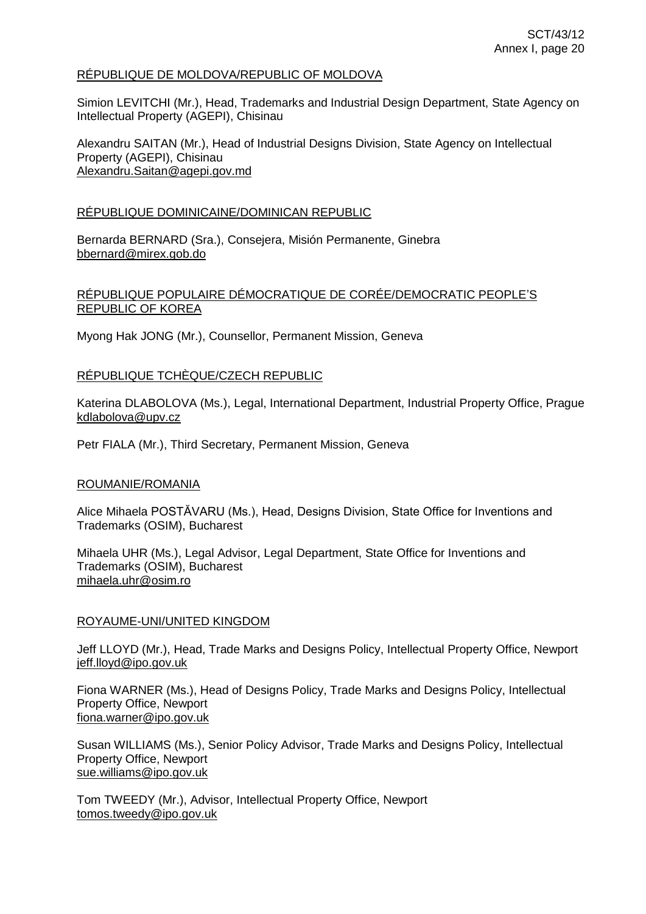RÉPUBLIQUE DE MOLDOVA/REPUBLIC OF MOLDOVA

Simion LEVITCHI (Mr.), Head, Trademarks and Industrial Design Department, State Agency on Intellectual Property (AGEPI), Chisinau

Alexandru SAITAN (Mr.), Head of Industrial Designs Division, State Agency on Intellectual Property (AGEPI), Chisinau
Alexandru.Saitan@agepi.gov.md

RÉPUBLIQUE DOMINICAINE/DOMINICAN REPUBLIC

Bernarda BERNARD (Sra.), Consejera, Misión Permanente, Ginebra
bbernard@mirex.gob.do

RÉPUBLIQUE POPULAIRE DÉMOCRATIQUE DE CORÉE/DEMOCRATIC PEOPLE'S REPUBLIC OF KOREA

Myong Hak JONG (Mr.), Counsellor, Permanent Mission, Geneva

RÉPUBLIQUE TCHÈQUE/CZECH REPUBLIC

Katerina DLABOLOVA (Ms.), Legal, International Department, Industrial Property Office, Prague
kdlabolova@upv.cz

Petr FIALA (Mr.), Third Secretary, Permanent Mission, Geneva

ROUMANIE/ROMANIA

Alice Mihaela POSTĂVARU (Ms.), Head, Designs Division, State Office for Inventions and Trademarks (OSIM), Bucharest

Mihaela UHR (Ms.), Legal Advisor, Legal Department, State Office for Inventions and Trademarks (OSIM), Bucharest
mihaela.uhr@osim.ro

ROYAUME-UNI/UNITED KINGDOM

Jeff LLOYD (Mr.), Head, Trade Marks and Designs Policy, Intellectual Property Office, Newport
jeff.lloyd@ipo.gov.uk

Fiona WARNER (Ms.), Head of Designs Policy, Trade Marks and Designs Policy, Intellectual Property Office, Newport
fiona.warner@ipo.gov.uk

Susan WILLIAMS (Ms.), Senior Policy Advisor, Trade Marks and Designs Policy, Intellectual Property Office, Newport
sue.williams@ipo.gov.uk

Tom TWEEDY (Mr.), Advisor, Intellectual Property Office, Newport
tomos.tweedy@ipo.gov.uk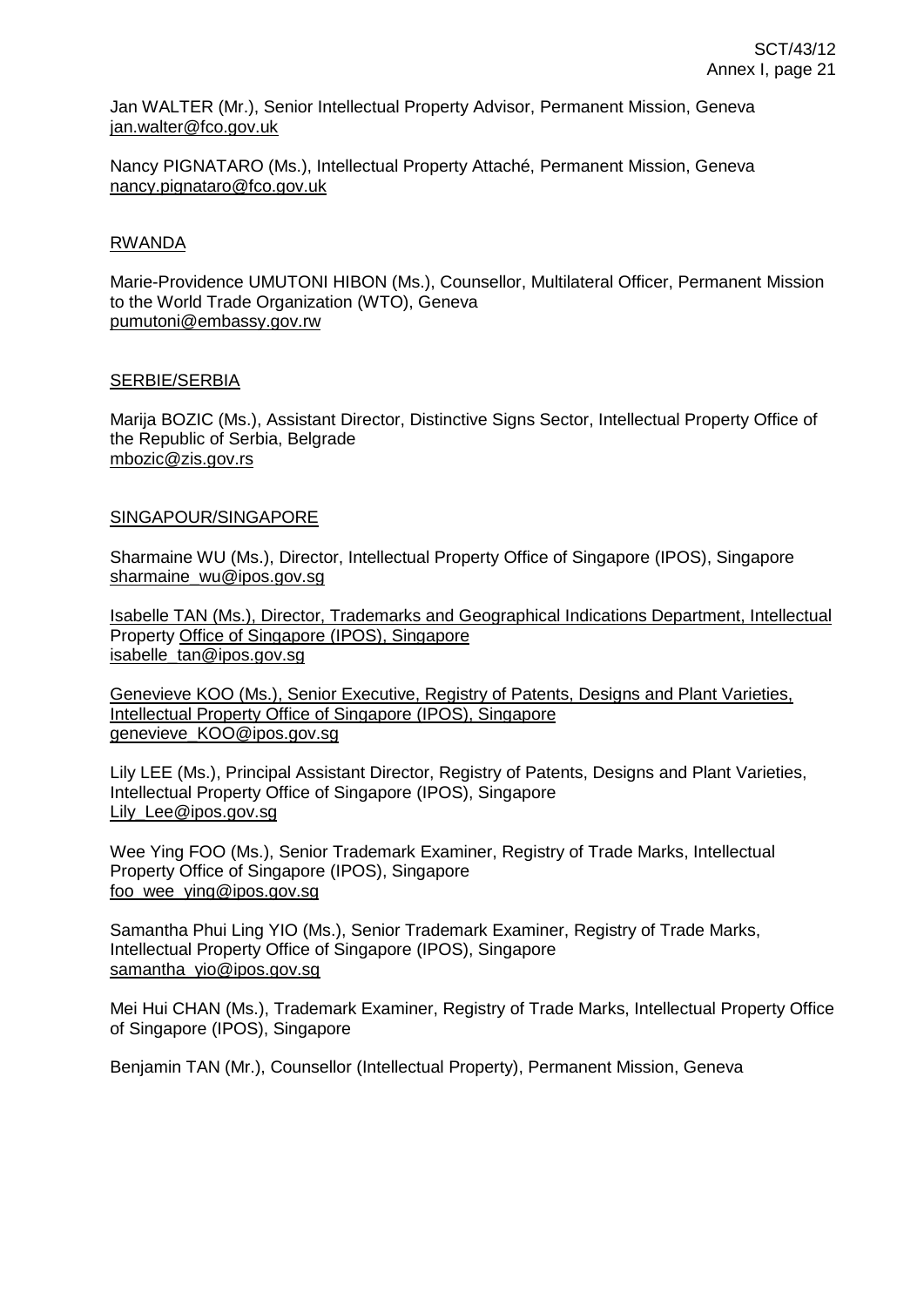Jan WALTER (Mr.), Senior Intellectual Property Advisor, Permanent Mission, Geneva
jan.walter@fco.gov.uk

Nancy PIGNATARO (Ms.), Intellectual Property Attaché, Permanent Mission, Geneva
nancy.pignataro@fco.gov.uk

RWANDA

Marie-Providence UMUTONI HIBON (Ms.), Counsellor, Multilateral Officer, Permanent Mission to the World Trade Organization (WTO), Geneva
pumutoni@embassy.gov.rw

SERBIE/SERBIA

Marija BOZIC (Ms.), Assistant Director, Distinctive Signs Sector, Intellectual Property Office of the Republic of Serbia, Belgrade
mbozic@zis.gov.rs

SINGAPOUR/SINGAPORE

Sharmaine WU (Ms.), Director, Intellectual Property Office of Singapore (IPOS), Singapore
sharmaine_wu@ipos.gov.sg

Isabelle TAN (Ms.), Director, Trademarks and Geographical Indications Department, Intellectual Property Office of Singapore (IPOS), Singapore
isabelle_tan@ipos.gov.sg

Genevieve KOO (Ms.), Senior Executive, Registry of Patents, Designs and Plant Varieties, Intellectual Property Office of Singapore (IPOS), Singapore
genevieve_KOO@ipos.gov.sg

Lily LEE (Ms.), Principal Assistant Director, Registry of Patents, Designs and Plant Varieties, Intellectual Property Office of Singapore (IPOS), Singapore
Lily_Lee@ipos.gov.sg

Wee Ying FOO (Ms.), Senior Trademark Examiner, Registry of Trade Marks, Intellectual Property Office of Singapore (IPOS), Singapore
foo_wee_ying@ipos.gov.sg

Samantha Phui Ling YIO (Ms.), Senior Trademark Examiner, Registry of Trade Marks, Intellectual Property Office of Singapore (IPOS), Singapore
samantha_yio@ipos.gov.sg

Mei Hui CHAN (Ms.), Trademark Examiner, Registry of Trade Marks, Intellectual Property Office of Singapore (IPOS), Singapore

Benjamin TAN (Mr.), Counsellor (Intellectual Property), Permanent Mission, Geneva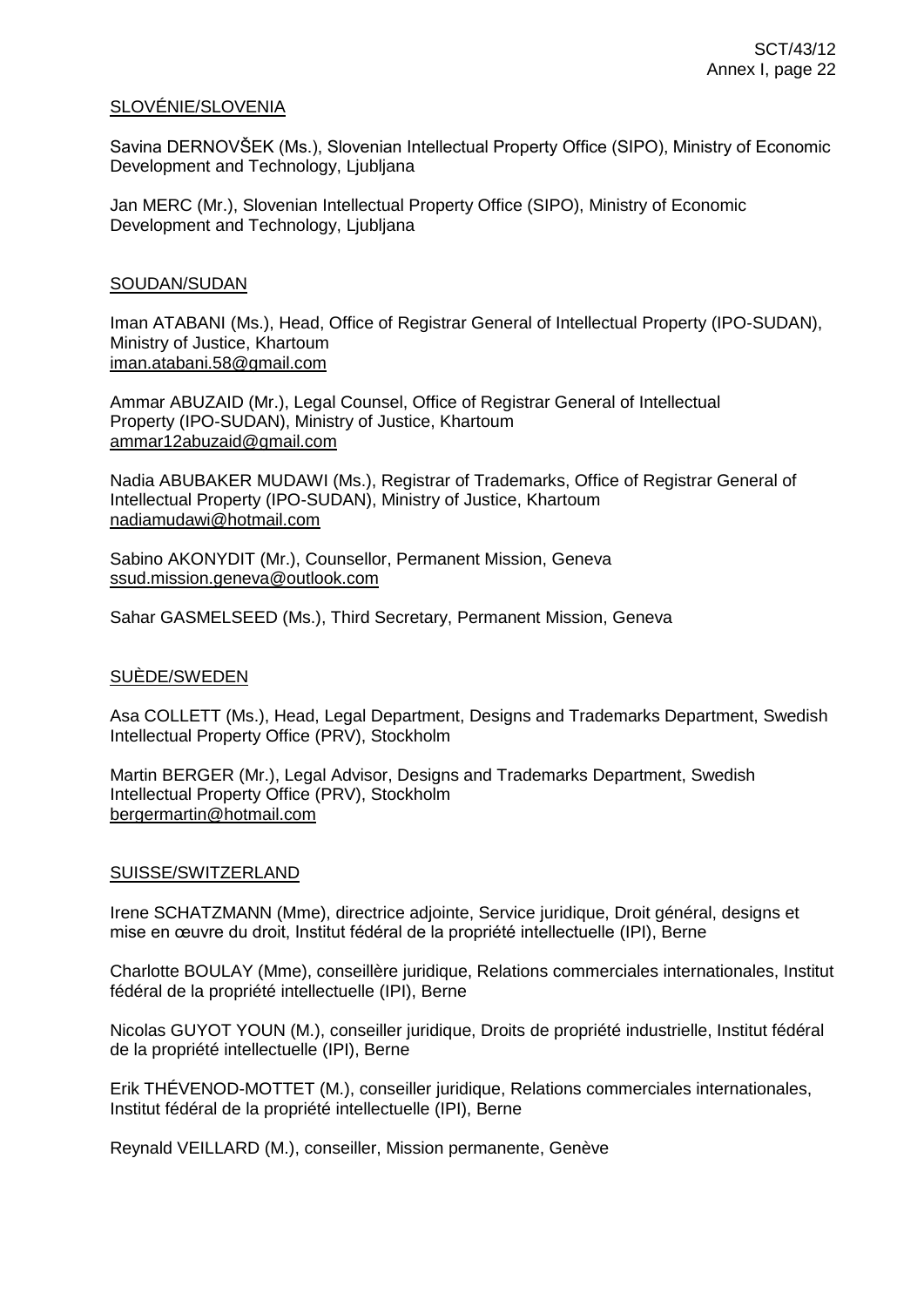<u>SLOVÉNIE/SLOVENIA</u>

Savina DERNOVŠEK (Ms.), Slovenian Intellectual Property Office (SIPO), Ministry of Economic Development and Technology, Ljubljana

Jan MERC (Mr.), Slovenian Intellectual Property Office (SIPO), Ministry of Economic Development and Technology, Ljubljana

<u>SOUDAN/SUDAN</u>

Iman ATABANI (Ms.), Head, Office of Registrar General of Intellectual Property (IPO-SUDAN), Ministry of Justice, Khartoum
iman.atabani.58@gmail.com

Ammar ABUZAID (Mr.), Legal Counsel, Office of Registrar General of Intellectual Property (IPO-SUDAN), Ministry of Justice, Khartoum
ammar12abuzaid@gmail.com

Nadia ABUBAKER MUDAWI (Ms.), Registrar of Trademarks, Office of Registrar General of Intellectual Property (IPO-SUDAN), Ministry of Justice, Khartoum
nadiamudawi@hotmail.com

Sabino AKONYDIT (Mr.), Counsellor, Permanent Mission, Geneva
ssud.mission.geneva@outlook.com

Sahar GASMELSEED (Ms.), Third Secretary, Permanent Mission, Geneva

<u>SUÈDE/SWEDEN</u>

Asa COLLETT (Ms.), Head, Legal Department, Designs and Trademarks Department, Swedish Intellectual Property Office (PRV), Stockholm

Martin BERGER (Mr.), Legal Advisor, Designs and Trademarks Department, Swedish Intellectual Property Office (PRV), Stockholm
bergermartin@hotmail.com

<u>SUISSE/SWITZERLAND</u>

Irene SCHATZMANN (Mme), directrice adjointe, Service juridique, Droit général, designs et mise en œuvre du droit, Institut fédéral de la propriété intellectuelle (IPI), Berne

Charlotte BOULAY (Mme), conseillère juridique, Relations commerciales internationales, Institut fédéral de la propriété intellectuelle (IPI), Berne

Nicolas GUYOT YOUN (M.), conseiller juridique, Droits de propriété industrielle, Institut fédéral de la propriété intellectuelle (IPI), Berne

Erik THÉVENOD-MOTTET (M.), conseiller juridique, Relations commerciales internationales, Institut fédéral de la propriété intellectuelle (IPI), Berne

Reynald VEILLARD (M.), conseiller, Mission permanente, Genève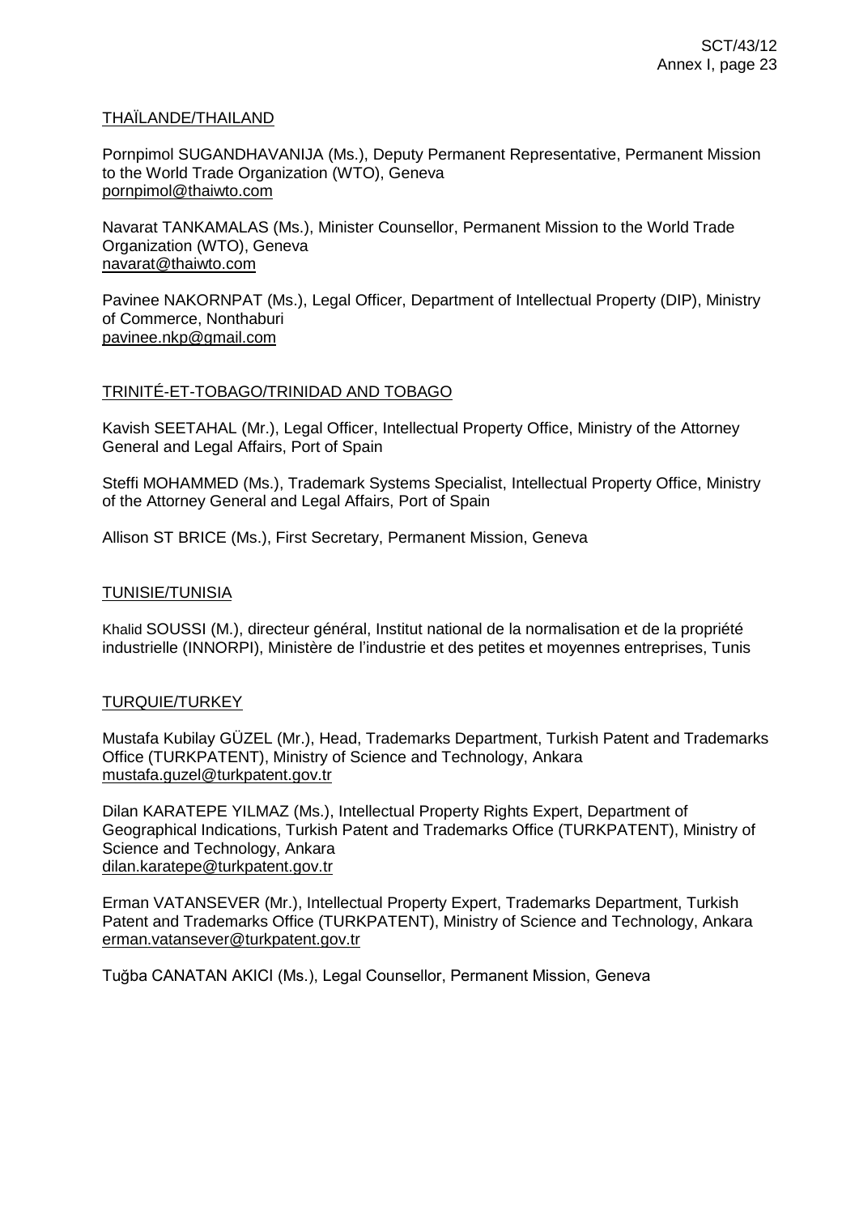THAÏLANDE/THAILAND

Pornpimol SUGANDHAVANIJA (Ms.), Deputy Permanent Representative, Permanent Mission to the World Trade Organization (WTO), Geneva
pornpimol@thaiwto.com

Navarat TANKAMALAS (Ms.), Minister Counsellor, Permanent Mission to the World Trade Organization (WTO), Geneva
navarat@thaiwto.com

Pavinee NAKORNPAT (Ms.), Legal Officer, Department of Intellectual Property (DIP), Ministry of Commerce, Nonthaburi
pavinee.nkp@gmail.com

TRINITÉ-ET-TOBAGO/TRINIDAD AND TOBAGO

Kavish SEETAHAL (Mr.), Legal Officer, Intellectual Property Office, Ministry of the Attorney General and Legal Affairs, Port of Spain

Steffi MOHAMMED (Ms.), Trademark Systems Specialist, Intellectual Property Office, Ministry of the Attorney General and Legal Affairs, Port of Spain

Allison ST BRICE (Ms.), First Secretary, Permanent Mission, Geneva

TUNISIE/TUNISIA

Khalid SOUSSI (M.), directeur général, Institut national de la normalisation et de la propriété industrielle (INNORPI), Ministère de l'industrie et des petites et moyennes entreprises, Tunis

TURQUIE/TURKEY

Mustafa Kubilay GÜZEL (Mr.), Head, Trademarks Department, Turkish Patent and Trademarks Office (TURKPATENT), Ministry of Science and Technology, Ankara
mustafa.guzel@turkpatent.gov.tr

Dilan KARATEPE YILMAZ (Ms.), Intellectual Property Rights Expert, Department of Geographical Indications, Turkish Patent and Trademarks Office (TURKPATENT), Ministry of Science and Technology, Ankara
dilan.karatepe@turkpatent.gov.tr

Erman VATANSEVER (Mr.), Intellectual Property Expert, Trademarks Department, Turkish Patent and Trademarks Office (TURKPATENT), Ministry of Science and Technology, Ankara
erman.vatansever@turkpatent.gov.tr

Tuğba CANATAN AKICI (Ms.), Legal Counsellor, Permanent Mission, Geneva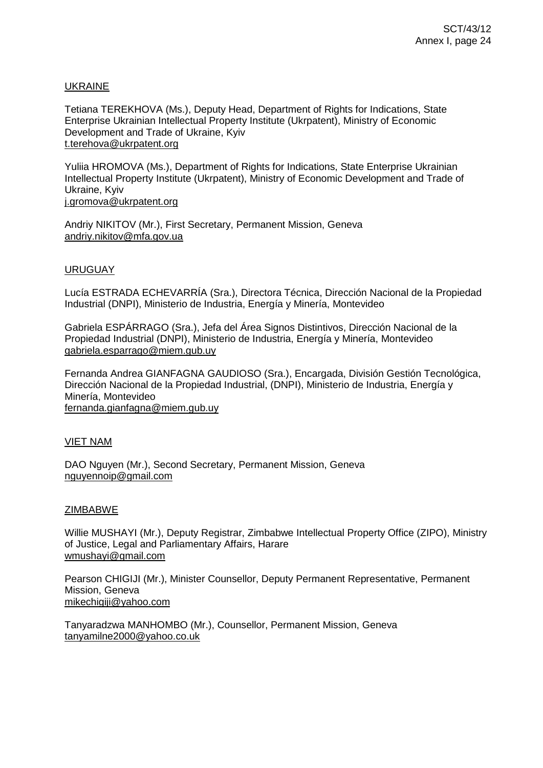UKRAINE

Tetiana TEREKHOVA (Ms.), Deputy Head, Department of Rights for Indications, State Enterprise Ukrainian Intellectual Property Institute (Ukrpatent), Ministry of Economic Development and Trade of Ukraine, Kyiv
t.terehova@ukrpatent.org

Yuliia HROMOVA (Ms.), Department of Rights for Indications, State Enterprise Ukrainian Intellectual Property Institute (Ukrpatent), Ministry of Economic Development and Trade of Ukraine, Kyiv
j.gromova@ukrpatent.org

Andriy NIKITOV (Mr.), First Secretary, Permanent Mission, Geneva
andriy.nikitov@mfa.gov.ua

URUGUAY

Lucía ESTRADA ECHEVARRÍA (Sra.), Directora Técnica, Dirección Nacional de la Propiedad Industrial (DNPI), Ministerio de Industria, Energía y Minería, Montevideo

Gabriela ESPÁRRAGO (Sra.), Jefa del Área Signos Distintivos, Dirección Nacional de la Propiedad Industrial (DNPI), Ministerio de Industria, Energía y Minería, Montevideo
gabriela.esparrago@miem.gub.uy

Fernanda Andrea GIANFAGNA GAUDIOSO (Sra.), Encargada, División Gestión Tecnológica, Dirección Nacional de la Propiedad Industrial, (DNPI), Ministerio de Industria, Energía y Minería, Montevideo
fernanda.gianfagna@miem.gub.uy

VIET NAM

DAO Nguyen (Mr.), Second Secretary, Permanent Mission, Geneva
nguyennoip@gmail.com

ZIMBABWE

Willie MUSHAYI (Mr.), Deputy Registrar, Zimbabwe Intellectual Property Office (ZIPO), Ministry of Justice, Legal and Parliamentary Affairs, Harare
wmushayi@gmail.com

Pearson CHIGIJI (Mr.), Minister Counsellor, Deputy Permanent Representative, Permanent Mission, Geneva
mikechigiji@yahoo.com

Tanyaradzwa MANHOMBO (Mr.), Counsellor, Permanent Mission, Geneva
tanyamilne2000@yahoo.co.uk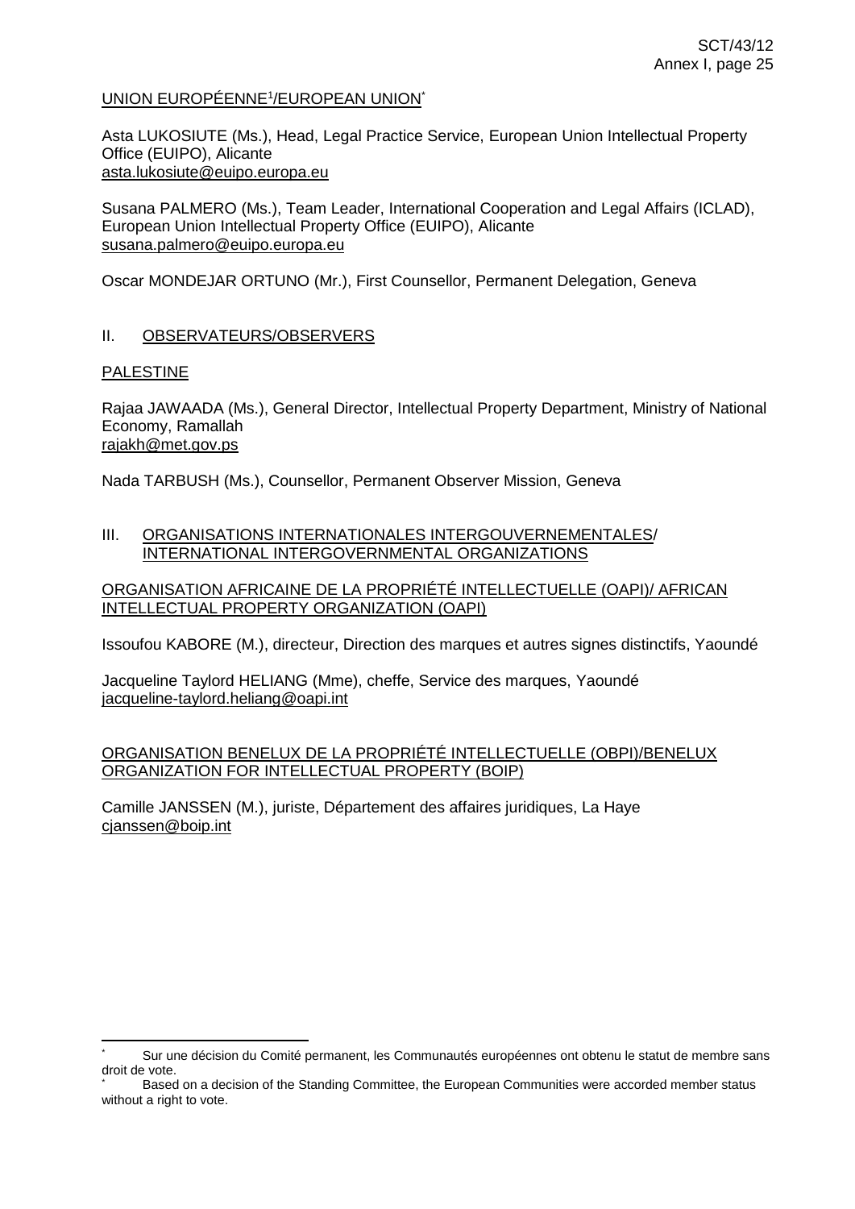UNION EUROPÉENNE[1]/EUROPEAN UNION[*]

Asta LUKOSIUTE (Ms.), Head, Legal Practice Service, European Union Intellectual Property Office (EUIPO), Alicante
asta.lukosiute@euipo.europa.eu

Susana PALMERO (Ms.), Team Leader, International Cooperation and Legal Affairs (ICLAD), European Union Intellectual Property Office (EUIPO), Alicante
susana.palmero@euipo.europa.eu

Oscar MONDEJAR ORTUNO (Mr.), First Counsellor, Permanent Delegation, Geneva

## II. OBSERVATEURS/OBSERVERS

PALESTINE

Rajaa JAWAADA (Ms.), General Director, Intellectual Property Department, Ministry of National Economy, Ramallah
rajakh@met.gov.ps

Nada TARBUSH (Ms.), Counsellor, Permanent Observer Mission, Geneva

## III. ORGANISATIONS INTERNATIONALES INTERGOUVERNEMENTALES/ INTERNATIONAL INTERGOVERNMENTAL ORGANIZATIONS

ORGANISATION AFRICAINE DE LA PROPRIÉTÉ INTELLECTUELLE (OAPI)/ AFRICAN INTELLECTUAL PROPERTY ORGANIZATION (OAPI)

Issoufou KABORE (M.), directeur, Direction des marques et autres signes distinctifs, Yaoundé

Jacqueline Taylord HELIANG (Mme), cheffe, Service des marques, Yaoundé
jacqueline-taylord.heliang@oapi.int

ORGANISATION BENELUX DE LA PROPRIÉTÉ INTELLECTUELLE (OBPI)/BENELUX ORGANIZATION FOR INTELLECTUAL PROPERTY (BOIP)

Camille JANSSEN (M.), juriste, Département des affaires juridiques, La Haye
cjanssen@boip.int

---

[*] Sur une décision du Comité permanent, les Communautés européennes ont obtenu le statut de membre sans droit de vote.

[*] Based on a decision of the Standing Committee, the European Communities were accorded member status without a right to vote.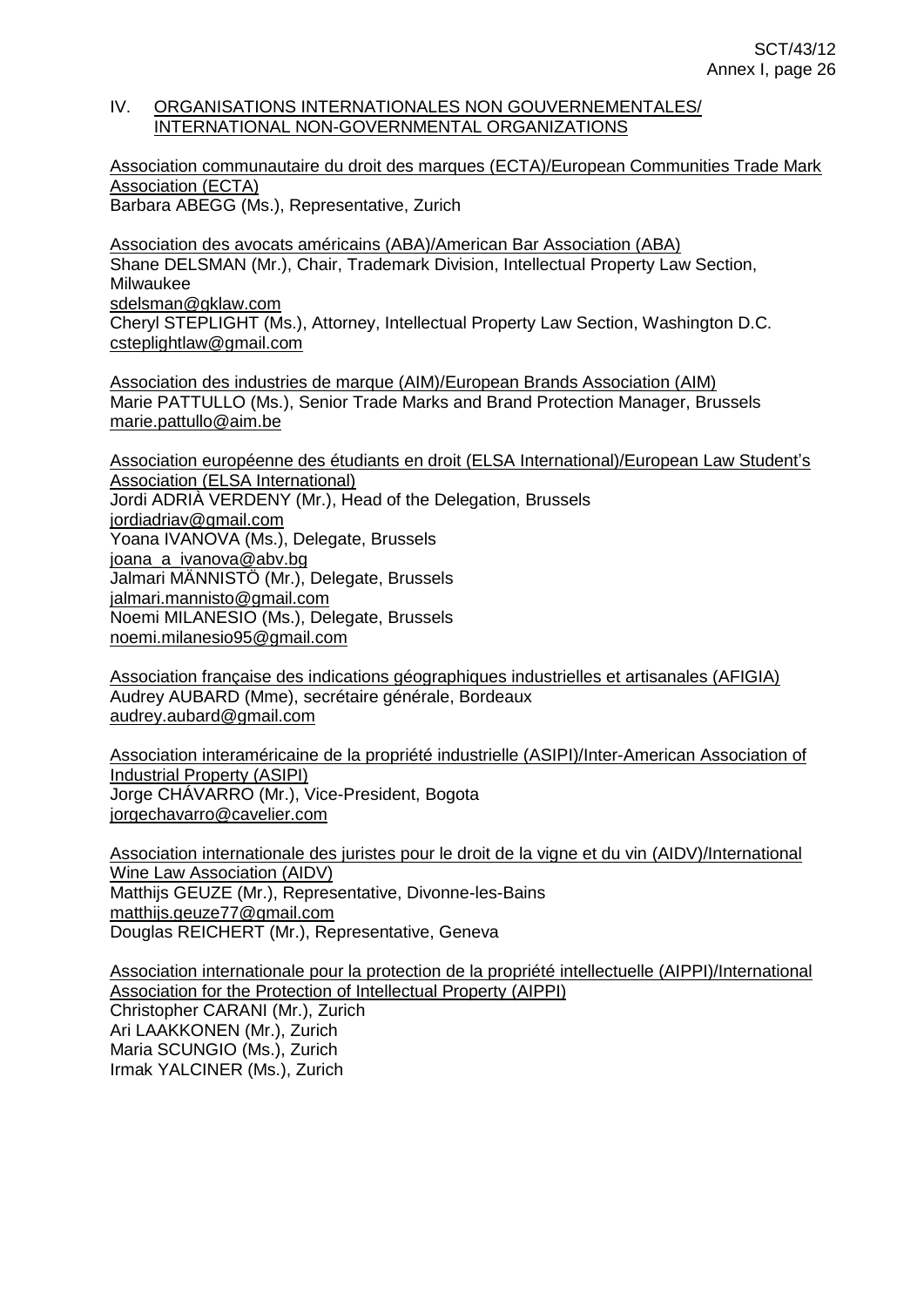## IV. ORGANISATIONS INTERNATIONALES NON GOUVERNEMENTALES/ INTERNATIONAL NON-GOVERNMENTAL ORGANIZATIONS

Association communautaire du droit des marques (ECTA)/European Communities Trade Mark Association (ECTA)
Barbara ABEGG (Ms.), Representative, Zurich

Association des avocats américains (ABA)/American Bar Association (ABA)
Shane DELSMAN (Mr.), Chair, Trademark Division, Intellectual Property Law Section, Milwaukee
sdelsman@gklaw.com
Cheryl STEPLIGHT (Ms.), Attorney, Intellectual Property Law Section, Washington D.C.
csteplightlaw@gmail.com

Association des industries de marque (AIM)/European Brands Association (AIM)
Marie PATTULLO (Ms.), Senior Trade Marks and Brand Protection Manager, Brussels
marie.pattullo@aim.be

Association européenne des étudiants en droit (ELSA International)/European Law Student's Association (ELSA International)
Jordi ADRIÀ VERDENY (Mr.), Head of the Delegation, Brussels
jordiadriav@gmail.com
Yoana IVANOVA (Ms.), Delegate, Brussels
joana_a_ivanova@abv.bg
Jalmari MÄNNISTÖ (Mr.), Delegate, Brussels
jalmari.mannisto@gmail.com
Noemi MILANESIO (Ms.), Delegate, Brussels
noemi.milanesio95@gmail.com

Association française des indications géographiques industrielles et artisanales (AFIGIA)
Audrey AUBARD (Mme), secrétaire générale, Bordeaux
audrey.aubard@gmail.com

Association interaméricaine de la propriété industrielle (ASIPI)/Inter-American Association of Industrial Property (ASIPI)
Jorge CHÁVARRO (Mr.), Vice-President, Bogota
jorgechavarro@cavelier.com

Association internationale des juristes pour le droit de la vigne et du vin (AIDV)/International Wine Law Association (AIDV)
Matthijs GEUZE (Mr.), Representative, Divonne-les-Bains
matthijs.geuze77@gmail.com
Douglas REICHERT (Mr.), Representative, Geneva

Association internationale pour la protection de la propriété intellectuelle (AIPPI)/International Association for the Protection of Intellectual Property (AIPPI)
Christopher CARANI (Mr.), Zurich
Ari LAAKKONEN (Mr.), Zurich
Maria SCUNGIO (Ms.), Zurich
Irmak YALCINER (Ms.), Zurich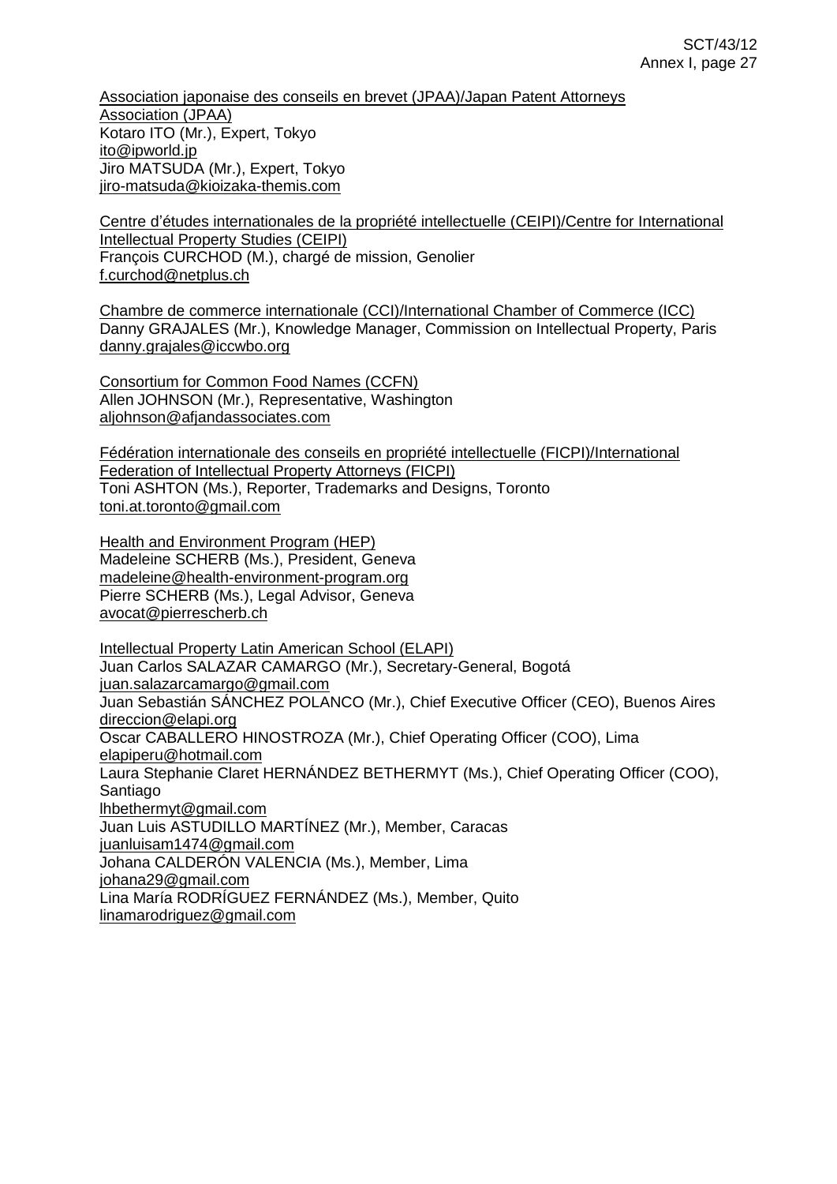Association japonaise des conseils en brevet (JPAA)/Japan Patent Attorneys Association (JPAA)
Kotaro ITO (Mr.), Expert, Tokyo
ito@ipworld.jp
Jiro MATSUDA (Mr.), Expert, Tokyo
jiro-matsuda@kioizaka-themis.com

Centre d'études internationales de la propriété intellectuelle (CEIPI)/Centre for International Intellectual Property Studies (CEIPI)
François CURCHOD (M.), chargé de mission, Genolier
f.curchod@netplus.ch

Chambre de commerce internationale (CCI)/International Chamber of Commerce (ICC)
Danny GRAJALES (Mr.), Knowledge Manager, Commission on Intellectual Property, Paris
danny.grajales@iccwbo.org

Consortium for Common Food Names (CCFN)
Allen JOHNSON (Mr.), Representative, Washington
aljohnson@afjandassociates.com

Fédération internationale des conseils en propriété intellectuelle (FICPI)/International Federation of Intellectual Property Attorneys (FICPI)
Toni ASHTON (Ms.), Reporter, Trademarks and Designs, Toronto
toni.at.toronto@gmail.com

Health and Environment Program (HEP)
Madeleine SCHERB (Ms.), President, Geneva
madeleine@health-environment-program.org
Pierre SCHERB (Ms.), Legal Advisor, Geneva
avocat@pierrescherb.ch

Intellectual Property Latin American School (ELAPI)
Juan Carlos SALAZAR CAMARGO (Mr.), Secretary-General, Bogotá
juan.salazarcamargo@gmail.com
Juan Sebastián SÁNCHEZ POLANCO (Mr.), Chief Executive Officer (CEO), Buenos Aires
direccion@elapi.org
Oscar CABALLERO HINOSTROZA (Mr.), Chief Operating Officer (COO), Lima
elapiperu@hotmail.com
Laura Stephanie Claret HERNÁNDEZ BETHERMYT (Ms.), Chief Operating Officer (COO), Santiago
lhbethermyt@gmail.com
Juan Luis ASTUDILLO MARTÍNEZ (Mr.), Member, Caracas
juanluisam1474@gmail.com
Johana CALDERÓN VALENCIA (Ms.), Member, Lima
johana29@gmail.com
Lina María RODRÍGUEZ FERNÁNDEZ (Ms.), Member, Quito
linamarodriguez@gmail.com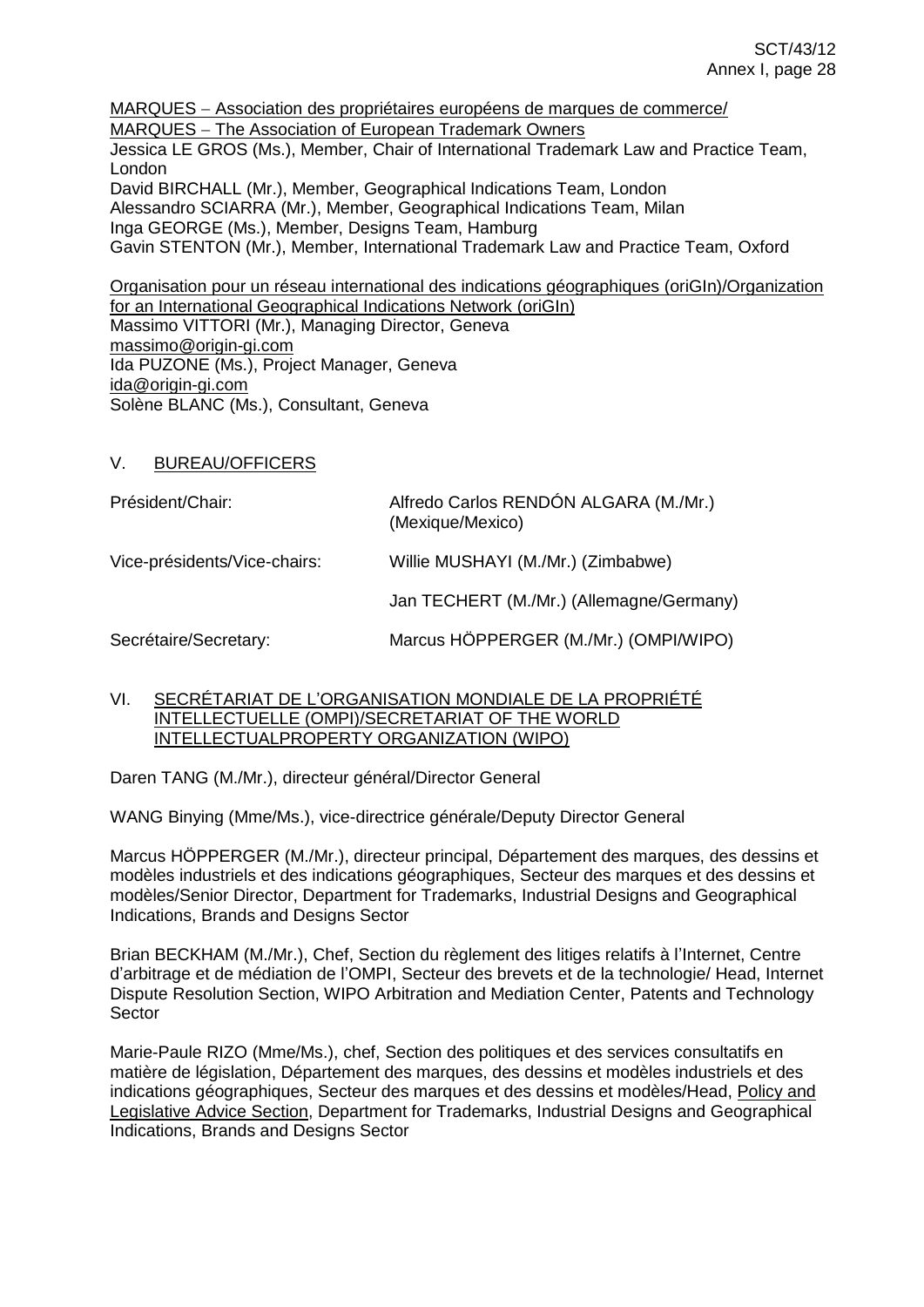MARQUES – Association des propriétaires européens de marques de commerce/
MARQUES – The Association of European Trademark Owners
Jessica LE GROS (Ms.), Member, Chair of International Trademark Law and Practice Team, London
David BIRCHALL (Mr.), Member, Geographical Indications Team, London
Alessandro SCIARRA (Mr.), Member, Geographical Indications Team, Milan
Inga GEORGE (Ms.), Member, Designs Team, Hamburg
Gavin STENTON (Mr.), Member, International Trademark Law and Practice Team, Oxford

Organisation pour un réseau international des indications géographiques (oriGIn)/Organization for an International Geographical Indications Network (oriGIn)
Massimo VITTORI (Mr.), Managing Director, Geneva
massimo@origin-gi.com
Ida PUZONE (Ms.), Project Manager, Geneva
ida@origin-gi.com
Solène BLANC (Ms.), Consultant, Geneva

## V. BUREAU/OFFICERS

| | |
|---|---|
| Président/Chair: | Alfredo Carlos RENDÓN ALGARA (M./Mr.) (Mexique/Mexico) |
| Vice-présidents/Vice-chairs: | Willie MUSHAYI (M./Mr.) (Zimbabwe) |
| | Jan TECHERT (M./Mr.) (Allemagne/Germany) |
| Secrétaire/Secretary: | Marcus HÖPPERGER (M./Mr.) (OMPI/WIPO) |

## VI. SECRÉTARIAT DE L'ORGANISATION MONDIALE DE LA PROPRIÉTÉ INTELLECTUELLE (OMPI)/SECRETARIAT OF THE WORLD INTELLECTUALPROPERTY ORGANIZATION (WIPO)

Daren TANG (M./Mr.), directeur général/Director General

WANG Binying (Mme/Ms.), vice-directrice générale/Deputy Director General

Marcus HÖPPERGER (M./Mr.), directeur principal, Département des marques, des dessins et modèles industriels et des indications géographiques, Secteur des marques et des dessins et modèles/Senior Director, Department for Trademarks, Industrial Designs and Geographical Indications, Brands and Designs Sector

Brian BECKHAM (M./Mr.), Chef, Section du règlement des litiges relatifs à l'Internet, Centre d'arbitrage et de médiation de l'OMPI, Secteur des brevets et de la technologie/ Head, Internet Dispute Resolution Section, WIPO Arbitration and Mediation Center, Patents and Technology Sector

Marie-Paule RIZO (Mme/Ms.), chef, Section des politiques et des services consultatifs en matière de législation, Département des marques, des dessins et modèles industriels et des indications géographiques, Secteur des marques et des dessins et modèles/Head, Policy and Legislative Advice Section, Department for Trademarks, Industrial Designs and Geographical Indications, Brands and Designs Sector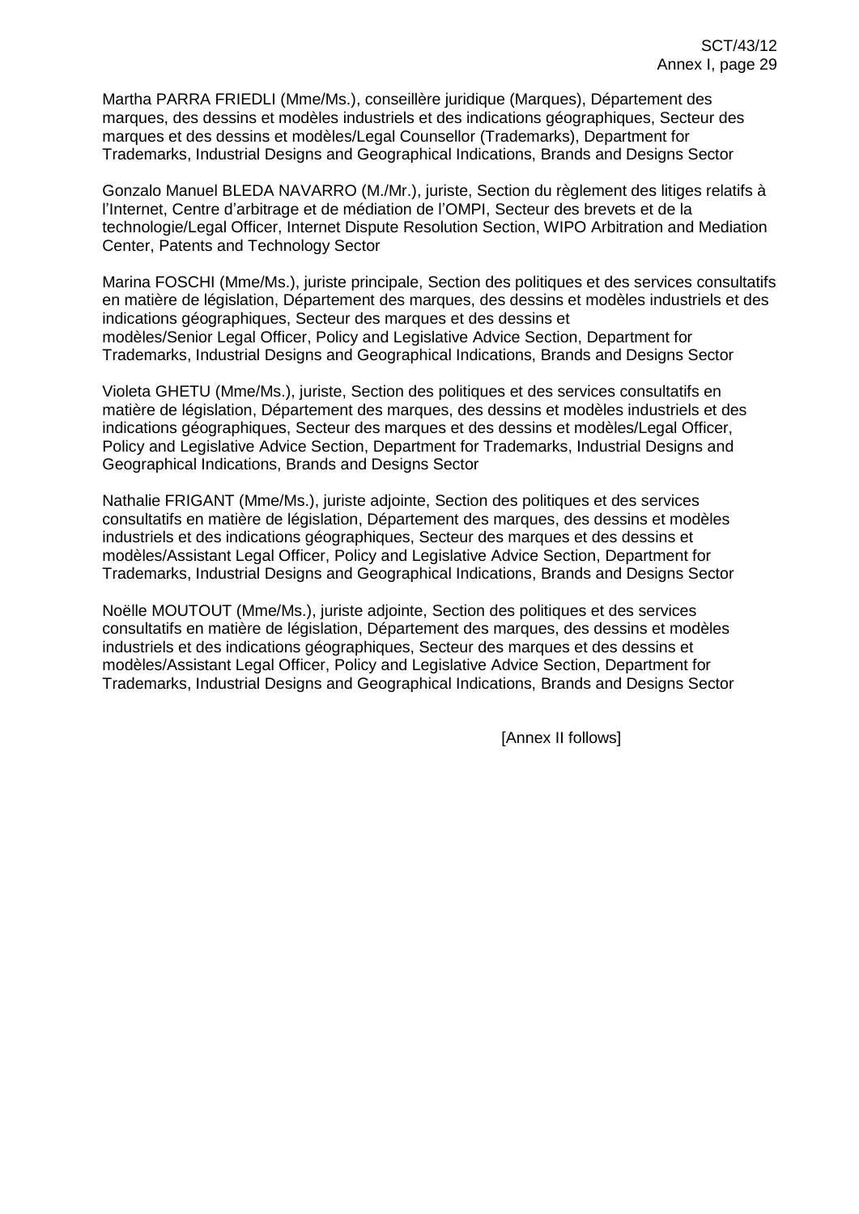Martha PARRA FRIEDLI (Mme/Ms.), conseillère juridique (Marques), Département des marques, des dessins et modèles industriels et des indications géographiques, Secteur des marques et des dessins et modèles/Legal Counsellor (Trademarks), Department for Trademarks, Industrial Designs and Geographical Indications, Brands and Designs Sector

Gonzalo Manuel BLEDA NAVARRO (M./Mr.), juriste, Section du règlement des litiges relatifs à l'Internet, Centre d'arbitrage et de médiation de l'OMPI, Secteur des brevets et de la technologie/Legal Officer, Internet Dispute Resolution Section, WIPO Arbitration and Mediation Center, Patents and Technology Sector

Marina FOSCHI (Mme/Ms.), juriste principale, Section des politiques et des services consultatifs en matière de législation, Département des marques, des dessins et modèles industriels et des indications géographiques, Secteur des marques et des dessins et modèles/Senior Legal Officer, Policy and Legislative Advice Section, Department for Trademarks, Industrial Designs and Geographical Indications, Brands and Designs Sector

Violeta GHETU (Mme/Ms.), juriste, Section des politiques et des services consultatifs en matière de législation, Département des marques, des dessins et modèles industriels et des indications géographiques, Secteur des marques et des dessins et modèles/Legal Officer, Policy and Legislative Advice Section, Department for Trademarks, Industrial Designs and Geographical Indications, Brands and Designs Sector

Nathalie FRIGANT (Mme/Ms.), juriste adjointe, Section des politiques et des services consultatifs en matière de législation, Département des marques, des dessins et modèles industriels et des indications géographiques, Secteur des marques et des dessins et modèles/Assistant Legal Officer, Policy and Legislative Advice Section, Department for Trademarks, Industrial Designs and Geographical Indications, Brands and Designs Sector

Noëlle MOUTOUT (Mme/Ms.), juriste adjointe, Section des politiques et des services consultatifs en matière de législation, Département des marques, des dessins et modèles industriels et des indications géographiques, Secteur des marques et des dessins et modèles/Assistant Legal Officer, Policy and Legislative Advice Section, Department for Trademarks, Industrial Designs and Geographical Indications, Brands and Designs Sector

[Annex II follows]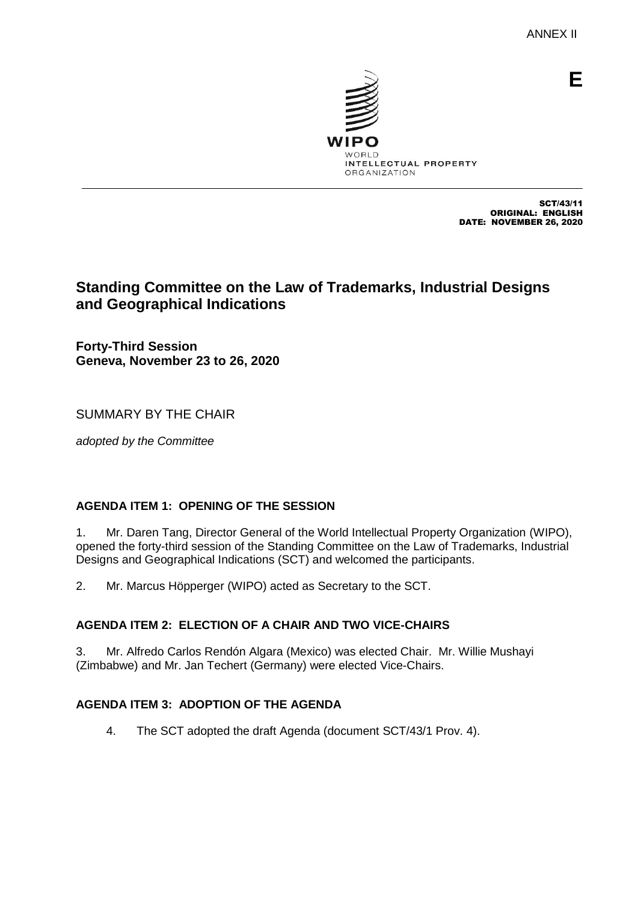ANNEX II

E

WIPO
WORLD
INTELLECTUAL PROPERTY
ORGANIZATION

SCT/43/11
ORIGINAL: ENGLISH
DATE: NOVEMBER 26, 2020

# Standing Committee on the Law of Trademarks, Industrial Designs and Geographical Indications

**Forty-Third Session**
**Geneva, November 23 to 26, 2020**

SUMMARY BY THE CHAIR

*adopted by the Committee*

## AGENDA ITEM 1: OPENING OF THE SESSION

1. Mr. Daren Tang, Director General of the World Intellectual Property Organization (WIPO), opened the forty-third session of the Standing Committee on the Law of Trademarks, Industrial Designs and Geographical Indications (SCT) and welcomed the participants.

2. Mr. Marcus Höpperger (WIPO) acted as Secretary to the SCT.

## AGENDA ITEM 2: ELECTION OF A CHAIR AND TWO VICE-CHAIRS

3. Mr. Alfredo Carlos Rendón Algara (Mexico) was elected Chair. Mr. Willie Mushayi (Zimbabwe) and Mr. Jan Techert (Germany) were elected Vice-Chairs.

## AGENDA ITEM 3: ADOPTION OF THE AGENDA

4. The SCT adopted the draft Agenda (document SCT/43/1 Prov. 4).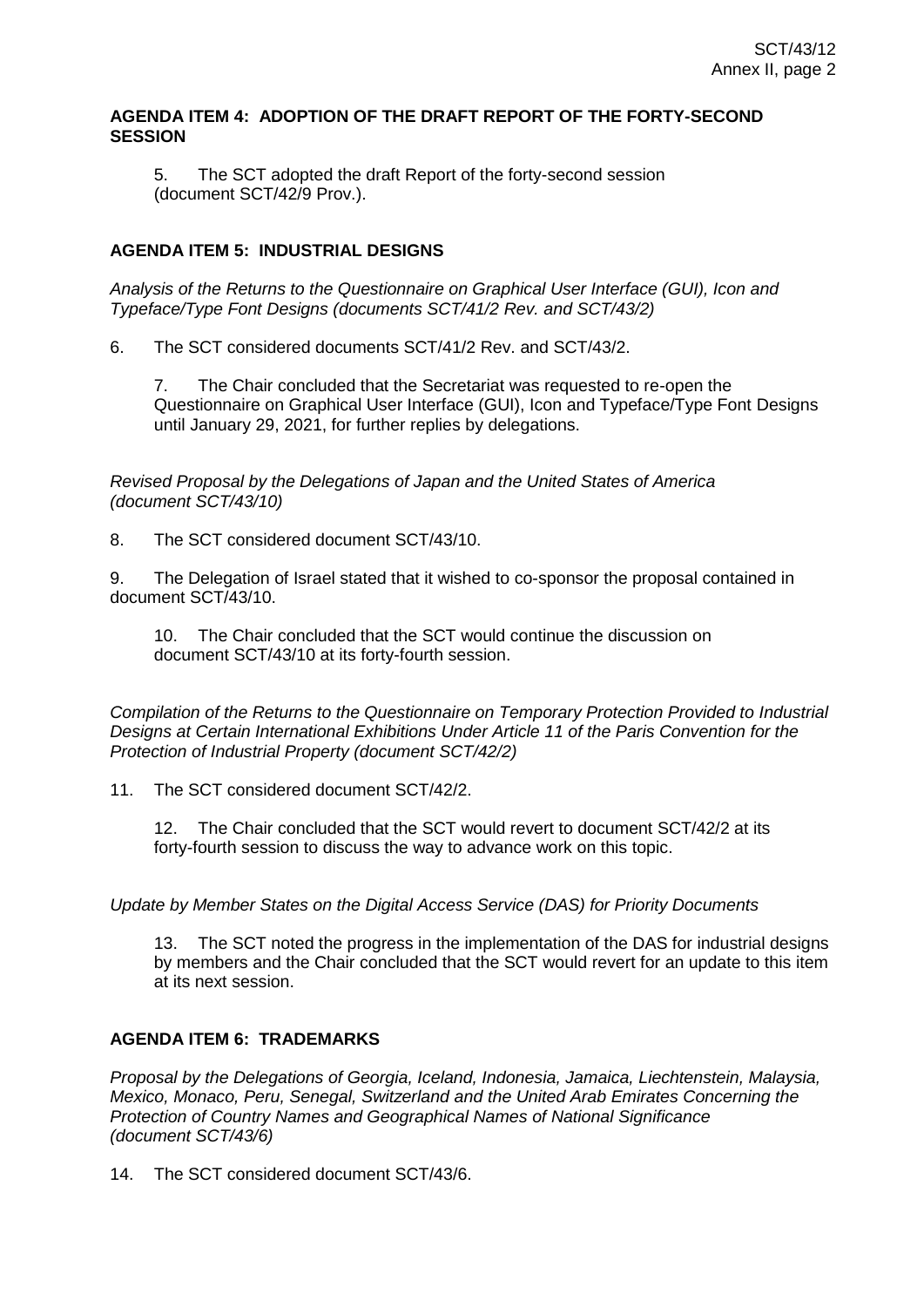**AGENDA ITEM 4: ADOPTION OF THE DRAFT REPORT OF THE FORTY-SECOND SESSION**

5. The SCT adopted the draft Report of the forty-second session (document SCT/42/9 Prov.).

**AGENDA ITEM 5: INDUSTRIAL DESIGNS**

*Analysis of the Returns to the Questionnaire on Graphical User Interface (GUI), Icon and Typeface/Type Font Designs (documents SCT/41/2 Rev. and SCT/43/2)*

6. The SCT considered documents SCT/41/2 Rev. and SCT/43/2.

7. The Chair concluded that the Secretariat was requested to re-open the Questionnaire on Graphical User Interface (GUI), Icon and Typeface/Type Font Designs until January 29, 2021, for further replies by delegations.

*Revised Proposal by the Delegations of Japan and the United States of America (document SCT/43/10)*

8. The SCT considered document SCT/43/10.

9. The Delegation of Israel stated that it wished to co-sponsor the proposal contained in document SCT/43/10.

10. The Chair concluded that the SCT would continue the discussion on document SCT/43/10 at its forty-fourth session.

*Compilation of the Returns to the Questionnaire on Temporary Protection Provided to Industrial Designs at Certain International Exhibitions Under Article 11 of the Paris Convention for the Protection of Industrial Property (document SCT/42/2)*

11. The SCT considered document SCT/42/2.

12. The Chair concluded that the SCT would revert to document SCT/42/2 at its forty-fourth session to discuss the way to advance work on this topic.

*Update by Member States on the Digital Access Service (DAS) for Priority Documents*

13. The SCT noted the progress in the implementation of the DAS for industrial designs by members and the Chair concluded that the SCT would revert for an update to this item at its next session.

**AGENDA ITEM 6: TRADEMARKS**

*Proposal by the Delegations of Georgia, Iceland, Indonesia, Jamaica, Liechtenstein, Malaysia, Mexico, Monaco, Peru, Senegal, Switzerland and the United Arab Emirates Concerning the Protection of Country Names and Geographical Names of National Significance (document SCT/43/6)*

14. The SCT considered document SCT/43/6.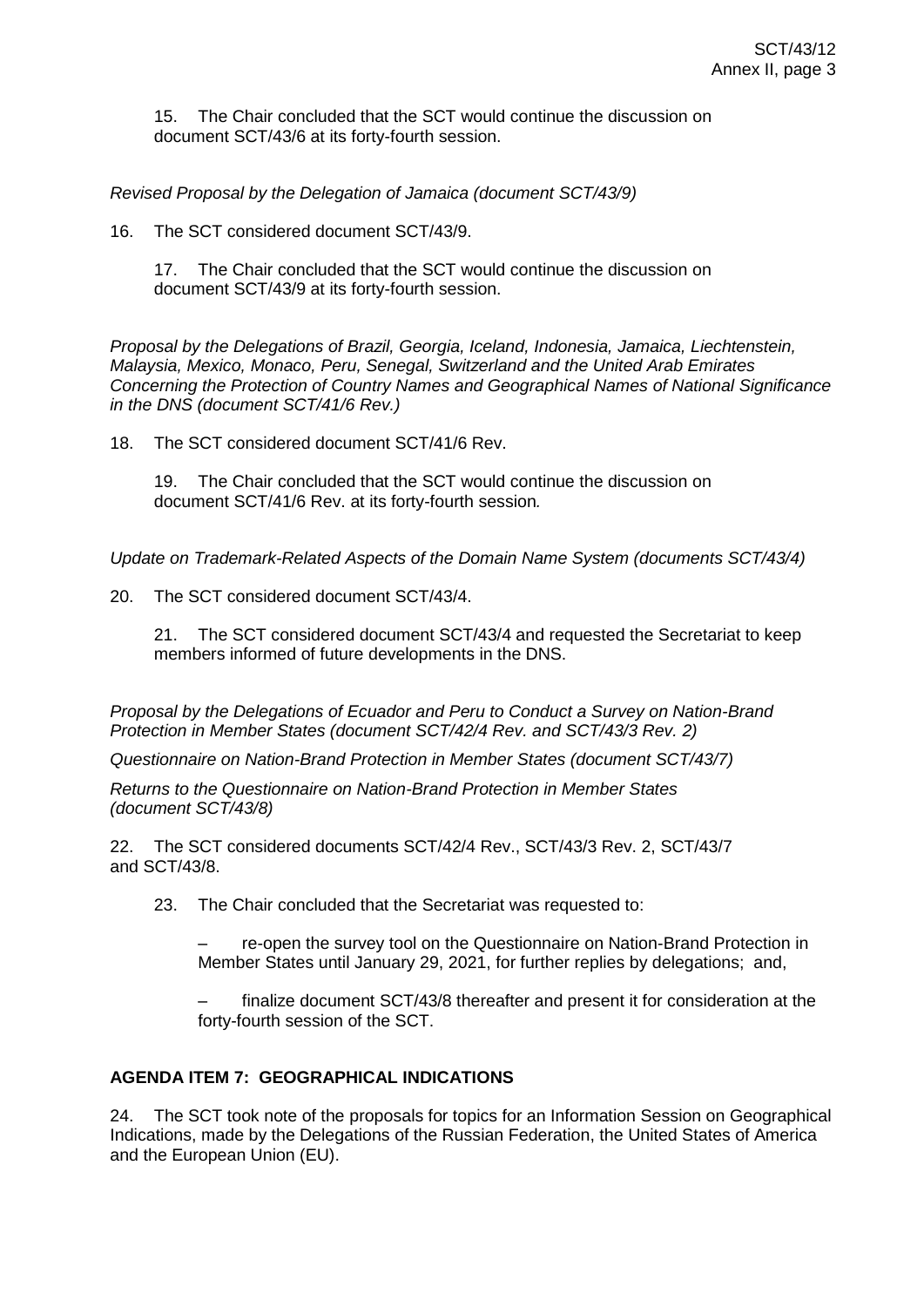15. The Chair concluded that the SCT would continue the discussion on document SCT/43/6 at its forty-fourth session.

*Revised Proposal by the Delegation of Jamaica (document SCT/43/9)*

16. The SCT considered document SCT/43/9.

17. The Chair concluded that the SCT would continue the discussion on document SCT/43/9 at its forty-fourth session.

*Proposal by the Delegations of Brazil, Georgia, Iceland, Indonesia, Jamaica, Liechtenstein, Malaysia, Mexico, Monaco, Peru, Senegal, Switzerland and the United Arab Emirates Concerning the Protection of Country Names and Geographical Names of National Significance in the DNS (document SCT/41/6 Rev.)*

18. The SCT considered document SCT/41/6 Rev.

19. The Chair concluded that the SCT would continue the discussion on document SCT/41/6 Rev. at its forty-fourth session.

*Update on Trademark-Related Aspects of the Domain Name System (documents SCT/43/4)*

20. The SCT considered document SCT/43/4.

21. The SCT considered document SCT/43/4 and requested the Secretariat to keep members informed of future developments in the DNS.

*Proposal by the Delegations of Ecuador and Peru to Conduct a Survey on Nation-Brand Protection in Member States (document SCT/42/4 Rev. and SCT/43/3 Rev. 2)*

*Questionnaire on Nation-Brand Protection in Member States (document SCT/43/7)*

*Returns to the Questionnaire on Nation-Brand Protection in Member States (document SCT/43/8)*

22. The SCT considered documents SCT/42/4 Rev., SCT/43/3 Rev. 2, SCT/43/7 and SCT/43/8.

23. The Chair concluded that the Secretariat was requested to:

– re-open the survey tool on the Questionnaire on Nation-Brand Protection in Member States until January 29, 2021, for further replies by delegations; and,

– finalize document SCT/43/8 thereafter and present it for consideration at the forty-fourth session of the SCT.

**AGENDA ITEM 7: GEOGRAPHICAL INDICATIONS**

24. The SCT took note of the proposals for topics for an Information Session on Geographical Indications, made by the Delegations of the Russian Federation, the United States of America and the European Union (EU).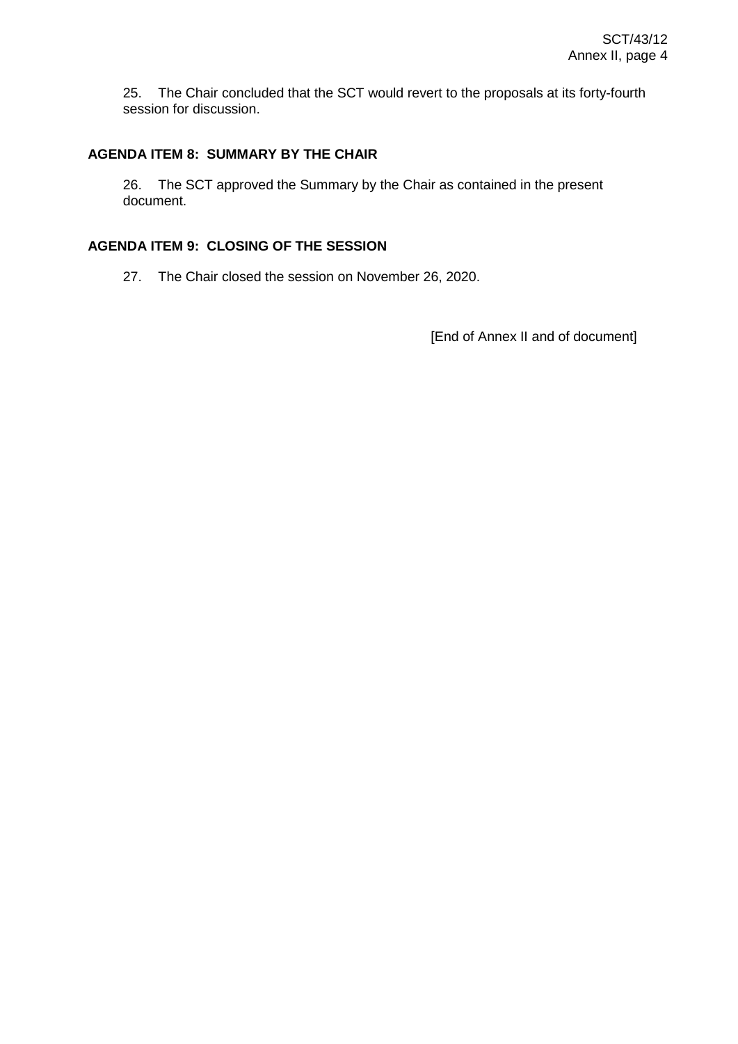25. The Chair concluded that the SCT would revert to the proposals at its forty-fourth session for discussion.

## AGENDA ITEM 8: SUMMARY BY THE CHAIR

26. The SCT approved the Summary by the Chair as contained in the present document.

## AGENDA ITEM 9: CLOSING OF THE SESSION

27. The Chair closed the session on November 26, 2020.

[End of Annex II and of document]